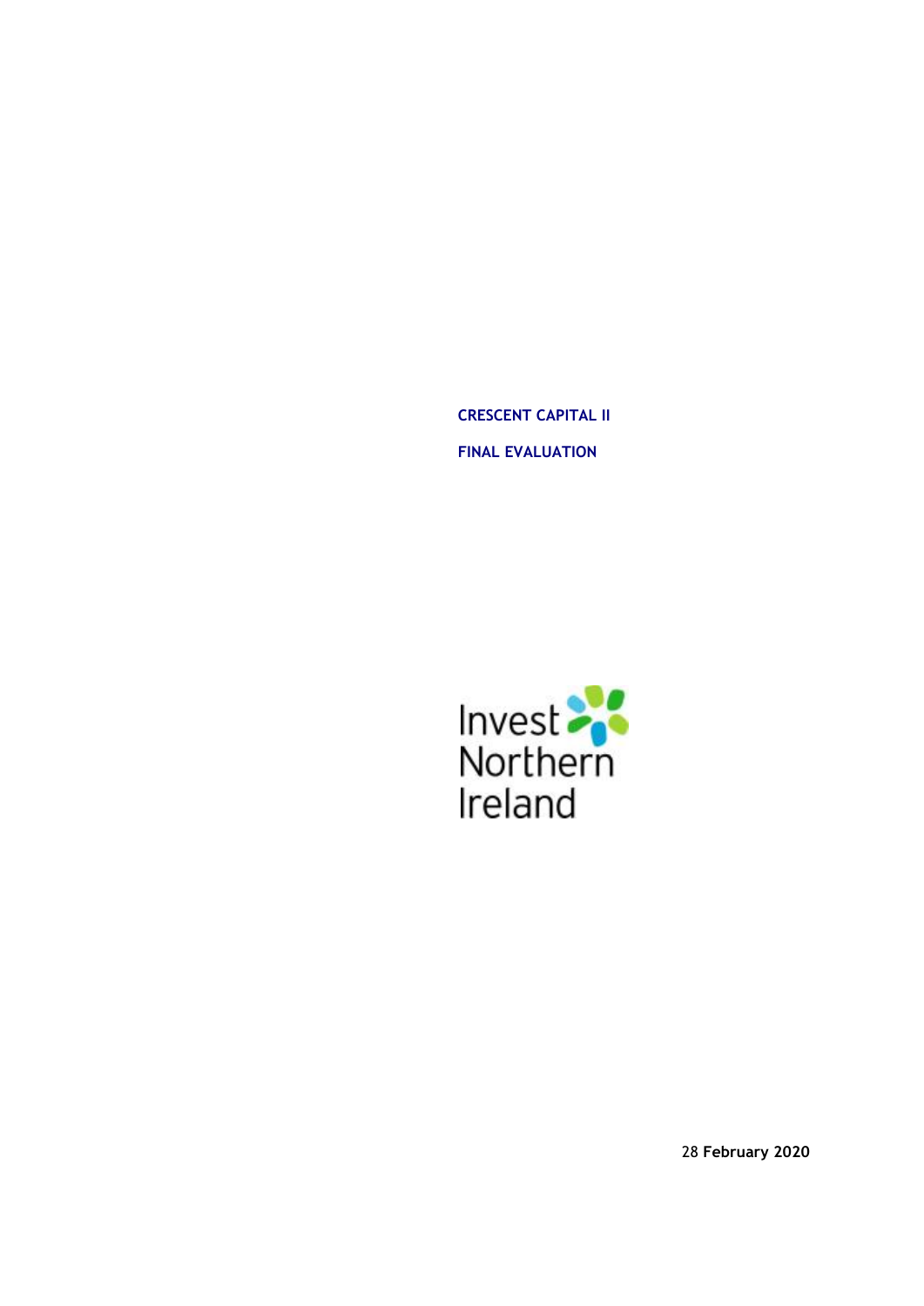# CRESCENT CAPITAL II

## FINAL EVALUATION

Invest Northern Ireland

28 **February 2020**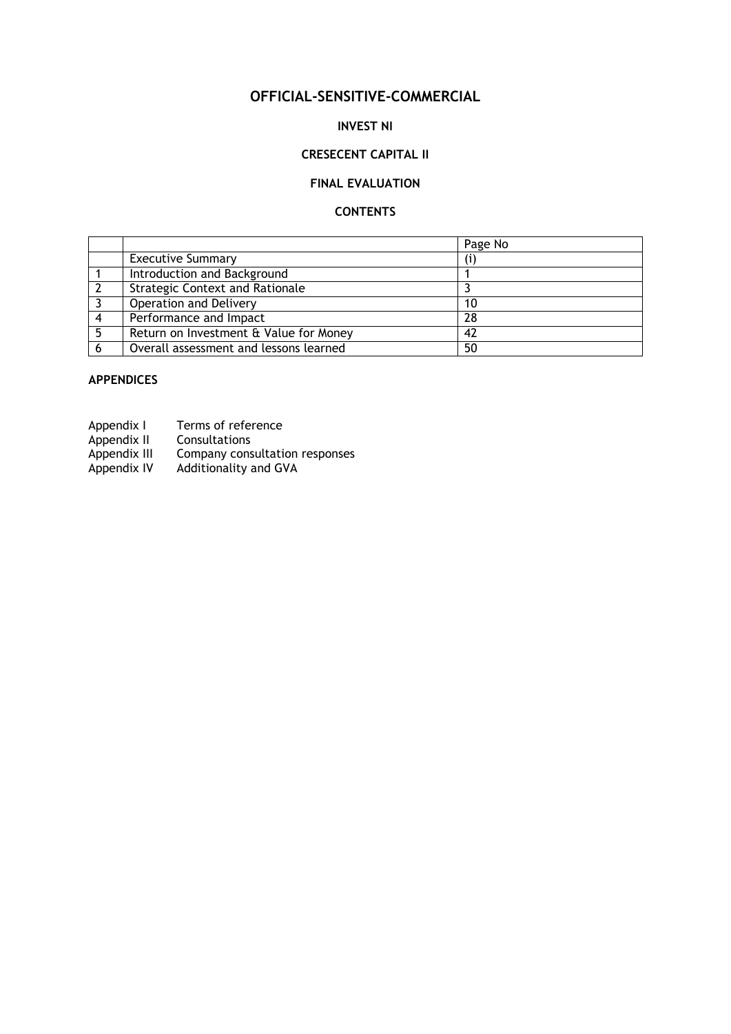# OFFICIAL-SENSITIVE-COMMERCIAL

## INVEST NI

## CRESECENT CAPITAL II

## FINAL EVALUATION

## CONTENTS

| | | Page No |
|---|---|---|
| | Executive Summary | (i) |
| 1 | Introduction and Background | 1 |
| 2 | Strategic Context and Rationale | 3 |
| 3 | Operation and Delivery | 10 |
| 4 | Performance and Impact | 28 |
| 5 | Return on Investment & Value for Money | 42 |
| 6 | Overall assessment and lessons learned | 50 |

**APPENDICES**

Appendix I Terms of reference
Appendix II Consultations
Appendix III Company consultation responses
Appendix IV Additionality and GVA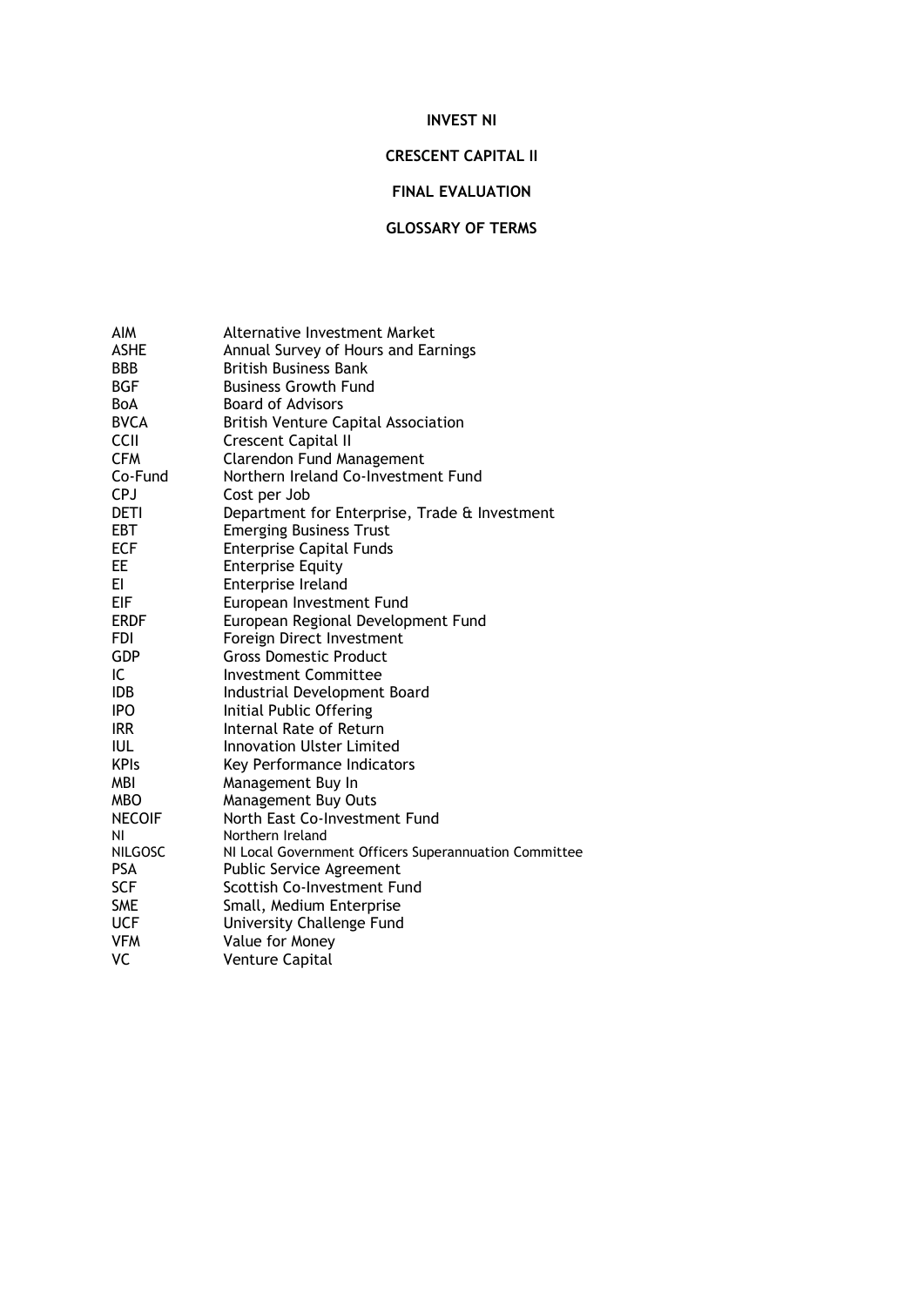**INVEST NI**

**CRESCENT CAPITAL II**

**FINAL EVALUATION**

**GLOSSARY OF TERMS**

| | |
|---|---|
| AIM | Alternative Investment Market |
| ASHE | Annual Survey of Hours and Earnings |
| BBB | British Business Bank |
| BGF | Business Growth Fund |
| BoA | Board of Advisors |
| BVCA | British Venture Capital Association |
| CCII | Crescent Capital II |
| CFM | Clarendon Fund Management |
| Co-Fund | Northern Ireland Co-Investment Fund |
| CPJ | Cost per Job |
| DETI | Department for Enterprise, Trade & Investment |
| EBT | Emerging Business Trust |
| ECF | Enterprise Capital Funds |
| EE | Enterprise Equity |
| EI | Enterprise Ireland |
| EIF | European Investment Fund |
| ERDF | European Regional Development Fund |
| FDI | Foreign Direct Investment |
| GDP | Gross Domestic Product |
| IC | Investment Committee |
| IDB | Industrial Development Board |
| IPO | Initial Public Offering |
| IRR | Internal Rate of Return |
| IUL | Innovation Ulster Limited |
| KPIs | Key Performance Indicators |
| MBI | Management Buy In |
| MBO | Management Buy Outs |
| NECOIF | North East Co-Investment Fund |
| NI | Northern Ireland |
| NILGOSC | NI Local Government Officers Superannuation Committee |
| PSA | Public Service Agreement |
| SCF | Scottish Co-Investment Fund |
| SME | Small, Medium Enterprise |
| UCF | University Challenge Fund |
| VFM | Value for Money |
| VC | Venture Capital |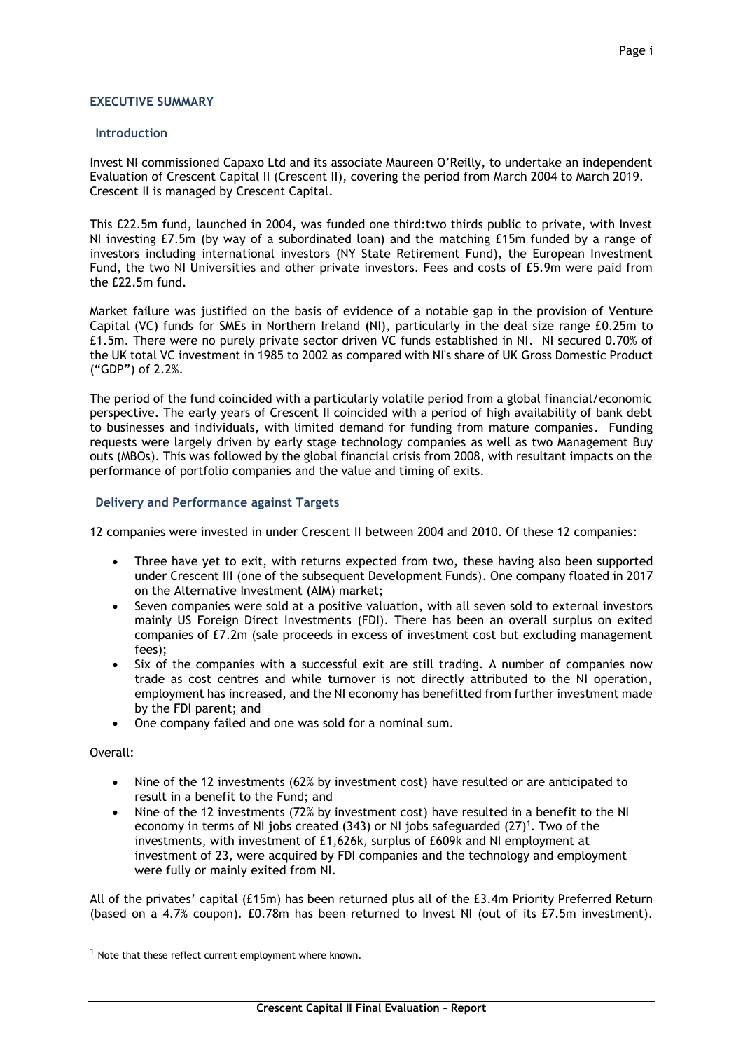## EXECUTIVE SUMMARY

### Introduction

Invest NI commissioned Capaxo Ltd and its associate Maureen O'Reilly, to undertake an independent Evaluation of Crescent Capital II (Crescent II), covering the period from March 2004 to March 2019. Crescent II is managed by Crescent Capital.

This £22.5m fund, launched in 2004, was funded one third:two thirds public to private, with Invest NI investing £7.5m (by way of a subordinated loan) and the matching £15m funded by a range of investors including international investors (NY State Retirement Fund), the European Investment Fund, the two NI Universities and other private investors. Fees and costs of £5.9m were paid from the £22.5m fund.

Market failure was justified on the basis of evidence of a notable gap in the provision of Venture Capital (VC) funds for SMEs in Northern Ireland (NI), particularly in the deal size range £0.25m to £1.5m. There were no purely private sector driven VC funds established in NI. NI secured 0.70% of the UK total VC investment in 1985 to 2002 as compared with NI's share of UK Gross Domestic Product ("GDP") of 2.2%.

The period of the fund coincided with a particularly volatile period from a global financial/economic perspective. The early years of Crescent II coincided with a period of high availability of bank debt to businesses and individuals, with limited demand for funding from mature companies. Funding requests were largely driven by early stage technology companies as well as two Management Buy outs (MBOs). This was followed by the global financial crisis from 2008, with resultant impacts on the performance of portfolio companies and the value and timing of exits.

### Delivery and Performance against Targets

12 companies were invested in under Crescent II between 2004 and 2010. Of these 12 companies:

- Three have yet to exit, with returns expected from two, these having also been supported under Crescent III (one of the subsequent Development Funds). One company floated in 2017 on the Alternative Investment (AIM) market;
- Seven companies were sold at a positive valuation, with all seven sold to external investors mainly US Foreign Direct Investments (FDI). There has been an overall surplus on exited companies of £7.2m (sale proceeds in excess of investment cost but excluding management fees);
- Six of the companies with a successful exit are still trading. A number of companies now trade as cost centres and while turnover is not directly attributed to the NI operation, employment has increased, and the NI economy has benefitted from further investment made by the FDI parent; and
- One company failed and one was sold for a nominal sum.

Overall:

- Nine of the 12 investments (62% by investment cost) have resulted or are anticipated to result in a benefit to the Fund; and
- Nine of the 12 investments (72% by investment cost) have resulted in a benefit to the NI economy in terms of NI jobs created (343) or NI jobs safeguarded (27)[1]. Two of the investments, with investment of £1,626k, surplus of £609k and NI employment at investment of 23, were acquired by FDI companies and the technology and employment were fully or mainly exited from NI.

All of the privates' capital (£15m) has been returned plus all of the £3.4m Priority Preferred Return (based on a 4.7% coupon). £0.78m has been returned to Invest NI (out of its £7.5m investment).

[1] Note that these reflect current employment where known.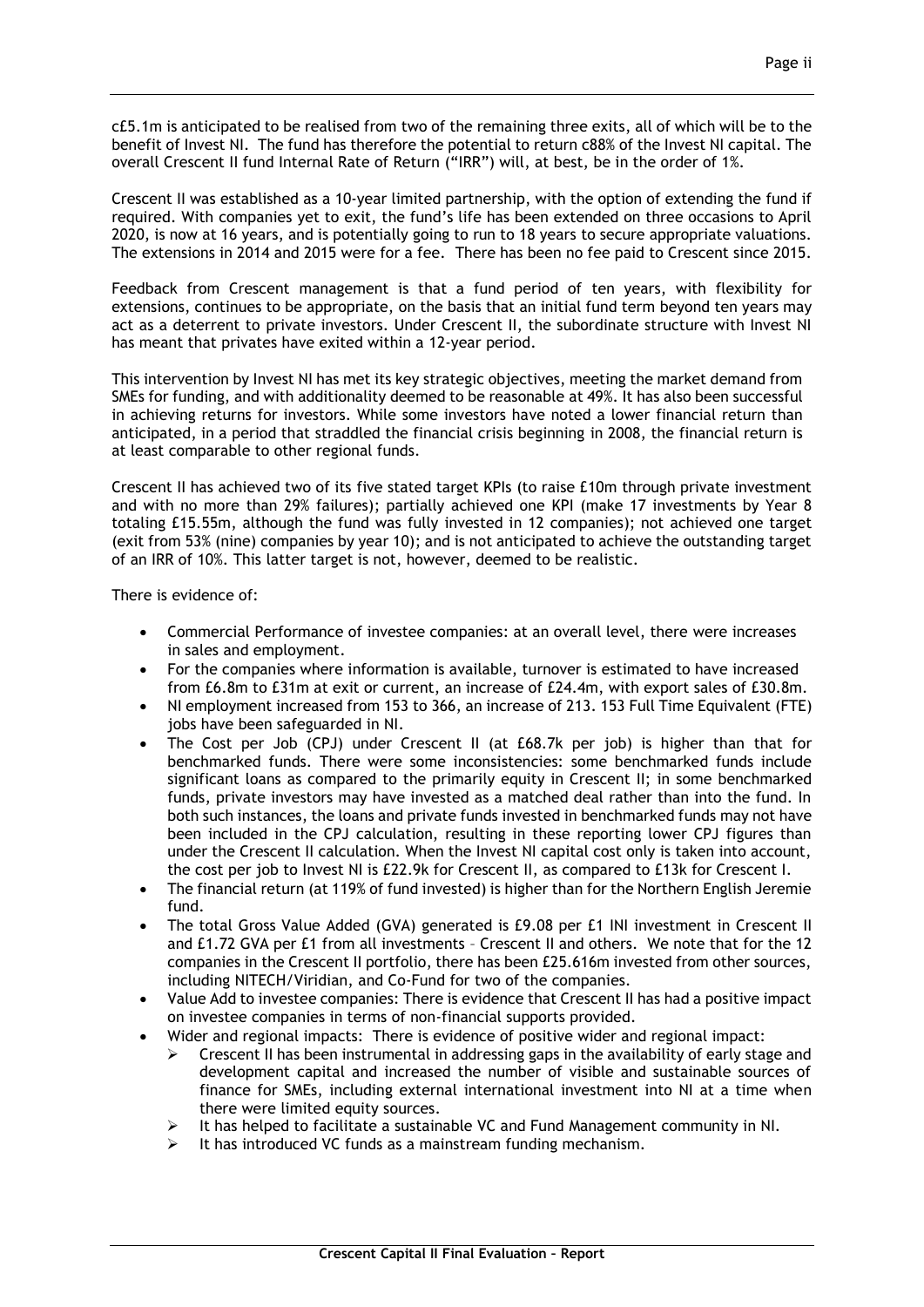c£5.1m is anticipated to be realised from two of the remaining three exits, all of which will be to the benefit of Invest NI. The fund has therefore the potential to return c88% of the Invest NI capital. The overall Crescent II fund Internal Rate of Return ("IRR") will, at best, be in the order of 1%.

Crescent II was established as a 10-year limited partnership, with the option of extending the fund if required. With companies yet to exit, the fund's life has been extended on three occasions to April 2020, is now at 16 years, and is potentially going to run to 18 years to secure appropriate valuations. The extensions in 2014 and 2015 were for a fee. There has been no fee paid to Crescent since 2015.

Feedback from Crescent management is that a fund period of ten years, with flexibility for extensions, continues to be appropriate, on the basis that an initial fund term beyond ten years may act as a deterrent to private investors. Under Crescent II, the subordinate structure with Invest NI has meant that privates have exited within a 12-year period.

This intervention by Invest NI has met its key strategic objectives, meeting the market demand from SMEs for funding, and with additionality deemed to be reasonable at 49%. It has also been successful in achieving returns for investors. While some investors have noted a lower financial return than anticipated, in a period that straddled the financial crisis beginning in 2008, the financial return is at least comparable to other regional funds.

Crescent II has achieved two of its five stated target KPIs (to raise £10m through private investment and with no more than 29% failures); partially achieved one KPI (make 17 investments by Year 8 totaling £15.55m, although the fund was fully invested in 12 companies); not achieved one target (exit from 53% (nine) companies by year 10); and is not anticipated to achieve the outstanding target of an IRR of 10%. This latter target is not, however, deemed to be realistic.

There is evidence of:

- Commercial Performance of investee companies: at an overall level, there were increases in sales and employment.
- For the companies where information is available, turnover is estimated to have increased from £6.8m to £31m at exit or current, an increase of £24.4m, with export sales of £30.8m.
- NI employment increased from 153 to 366, an increase of 213. 153 Full Time Equivalent (FTE) jobs have been safeguarded in NI.
- The Cost per Job (CPJ) under Crescent II (at £68.7k per job) is higher than that for benchmarked funds. There were some inconsistencies: some benchmarked funds include significant loans as compared to the primarily equity in Crescent II; in some benchmarked funds, private investors may have invested as a matched deal rather than into the fund. In both such instances, the loans and private funds invested in benchmarked funds may not have been included in the CPJ calculation, resulting in these reporting lower CPJ figures than under the Crescent II calculation. When the Invest NI capital cost only is taken into account, the cost per job to Invest NI is £22.9k for Crescent II, as compared to £13k for Crescent I.
- The financial return (at 119% of fund invested) is higher than for the Northern English Jeremie fund.
- The total Gross Value Added (GVA) generated is £9.08 per £1 INI investment in Crescent II and £1.72 GVA per £1 from all investments – Crescent II and others. We note that for the 12 companies in the Crescent II portfolio, there has been £25.616m invested from other sources, including NITECH/Viridian, and Co-Fund for two of the companies.
- Value Add to investee companies: There is evidence that Crescent II has had a positive impact on investee companies in terms of non-financial supports provided.
- Wider and regional impacts: There is evidence of positive wider and regional impact:
  - Crescent II has been instrumental in addressing gaps in the availability of early stage and development capital and increased the number of visible and sustainable sources of finance for SMEs, including external international investment into NI at a time when there were limited equity sources.
  - It has helped to facilitate a sustainable VC and Fund Management community in NI.
  - It has introduced VC funds as a mainstream funding mechanism.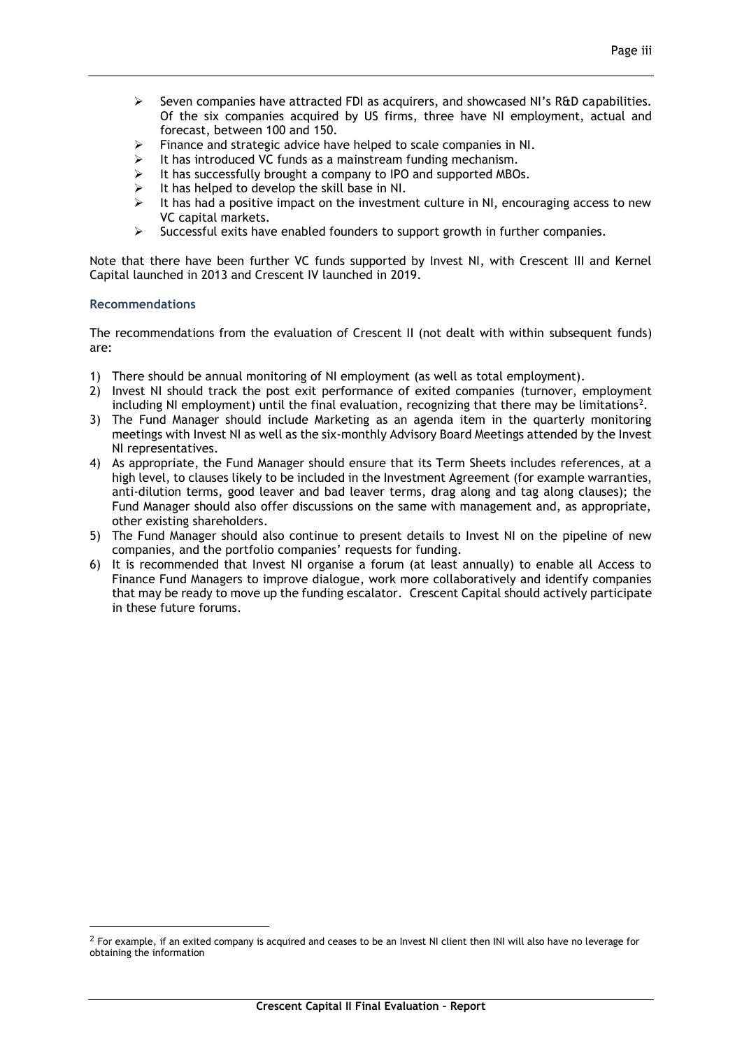- Seven companies have attracted FDI as acquirers, and showcased NI's R&D capabilities. Of the six companies acquired by US firms, three have NI employment, actual and forecast, between 100 and 150.
- Finance and strategic advice have helped to scale companies in NI.
- It has introduced VC funds as a mainstream funding mechanism.
- It has successfully brought a company to IPO and supported MBOs.
- It has helped to develop the skill base in NI.
- It has had a positive impact on the investment culture in NI, encouraging access to new VC capital markets.
- Successful exits have enabled founders to support growth in further companies.

Note that there have been further VC funds supported by Invest NI, with Crescent III and Kernel Capital launched in 2013 and Crescent IV launched in 2019.

### Recommendations

The recommendations from the evaluation of Crescent II (not dealt with within subsequent funds) are:

1) There should be annual monitoring of NI employment (as well as total employment).
2) Invest NI should track the post exit performance of exited companies (turnover, employment including NI employment) until the final evaluation, recognizing that there may be limitations[2].
3) The Fund Manager should include Marketing as an agenda item in the quarterly monitoring meetings with Invest NI as well as the six-monthly Advisory Board Meetings attended by the Invest NI representatives.
4) As appropriate, the Fund Manager should ensure that its Term Sheets includes references, at a high level, to clauses likely to be included in the Investment Agreement (for example warranties, anti-dilution terms, good leaver and bad leaver terms, drag along and tag along clauses); the Fund Manager should also offer discussions on the same with management and, as appropriate, other existing shareholders.
5) The Fund Manager should also continue to present details to Invest NI on the pipeline of new companies, and the portfolio companies' requests for funding.
6) It is recommended that Invest NI organise a forum (at least annually) to enable all Access to Finance Fund Managers to improve dialogue, work more collaboratively and identify companies that may be ready to move up the funding escalator. Crescent Capital should actively participate in these future forums.

[2] For example, if an exited company is acquired and ceases to be an Invest NI client then INI will also have no leverage for obtaining the information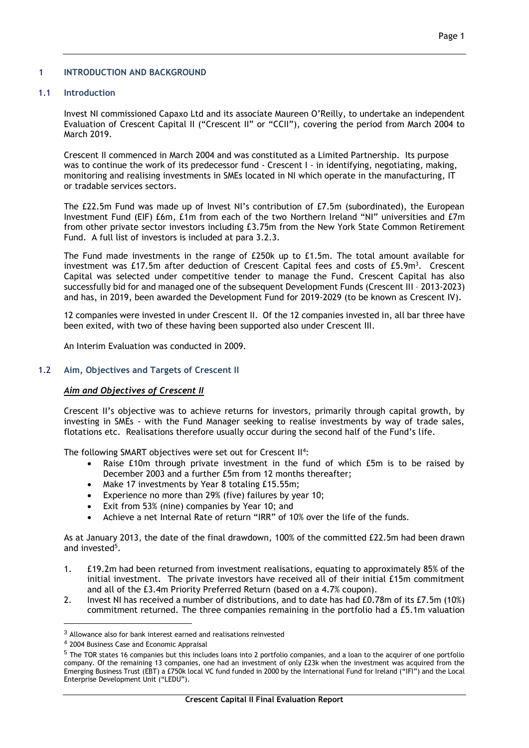# 1 INTRODUCTION AND BACKGROUND

## 1.1 Introduction

Invest NI commissioned Capaxo Ltd and its associate Maureen O'Reilly, to undertake an independent Evaluation of Crescent Capital II ("Crescent II" or "CCII"), covering the period from March 2004 to March 2019.

Crescent II commenced in March 2004 and was constituted as a Limited Partnership. Its purpose was to continue the work of its predecessor fund - Crescent I - in identifying, negotiating, making, monitoring and realising investments in SMEs located in NI which operate in the manufacturing, IT or tradable services sectors.

The £22.5m Fund was made up of Invest NI's contribution of £7.5m (subordinated), the European Investment Fund (EIF) £6m, £1m from each of the two Northern Ireland "NI" universities and £7m from other private sector investors including £3.75m from the New York State Common Retirement Fund. A full list of investors is included at para 3.2.3.

The Fund made investments in the range of £250k up to £1.5m. The total amount available for investment was £17.5m after deduction of Crescent Capital fees and costs of £5.9m[3]. Crescent Capital was selected under competitive tender to manage the Fund. Crescent Capital has also successfully bid for and managed one of the subsequent Development Funds (Crescent III – 2013-2023) and has, in 2019, been awarded the Development Fund for 2019-2029 (to be known as Crescent IV).

12 companies were invested in under Crescent II. Of the 12 companies invested in, all bar three have been exited, with two of these having been supported also under Crescent III.

An Interim Evaluation was conducted in 2009.

## 1.2 Aim, Objectives and Targets of Crescent II

***Aim and Objectives of Crescent II***

Crescent II's objective was to achieve returns for investors, primarily through capital growth, by investing in SMEs - with the Fund Manager seeking to realise investments by way of trade sales, flotations etc. Realisations therefore usually occur during the second half of the Fund's life.

The following SMART objectives were set out for Crescent II[4]:

- Raise £10m through private investment in the fund of which £5m is to be raised by December 2003 and a further £5m from 12 months thereafter;
- Make 17 investments by Year 8 totaling £15.55m;
- Experience no more than 29% (five) failures by year 10;
- Exit from 53% (nine) companies by Year 10; and
- Achieve a net Internal Rate of return "IRR" of 10% over the life of the funds.

As at January 2013, the date of the final drawdown, 100% of the committed £22.5m had been drawn and invested[5].

1. £19.2m had been returned from investment realisations, equating to approximately 85% of the initial investment. The private investors have received all of their initial £15m commitment and all of the £3.4m Priority Preferred Return (based on a 4.7% coupon).
2. Invest NI has received a number of distributions, and to date has had £0.78m of its £7.5m (10%) commitment returned. The three companies remaining in the portfolio had a £5.1m valuation

---

[3] Allowance also for bank interest earned and realisations reinvested

[4] 2004 Business Case and Economic Appraisal

[5] The TOR states 16 companies but this includes loans into 2 portfolio companies, and a loan to the acquirer of one portfolio company. Of the remaining 13 companies, one had an investment of only £23k when the investment was acquired from the Emerging Business Trust (EBT) a £750k local VC fund funded in 2000 by the International Fund for Ireland ("IFI") and the Local Enterprise Development Unit ("LEDU").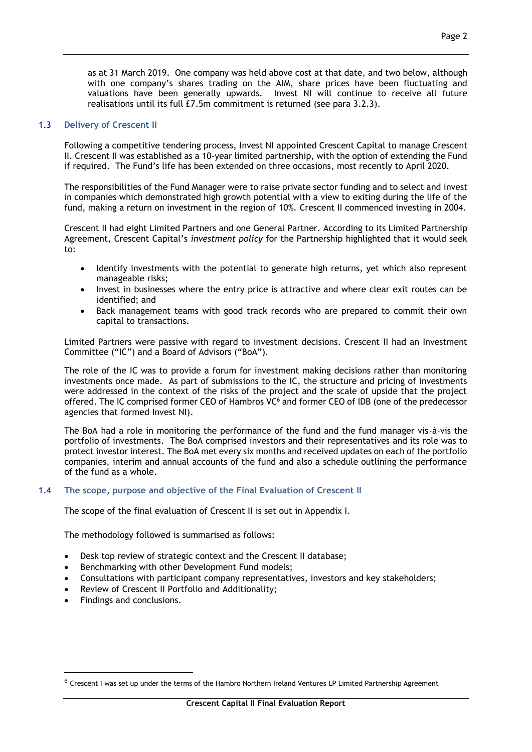as at 31 March 2019. One company was held above cost at that date, and two below, although with one company's shares trading on the AIM, share prices have been fluctuating and valuations have been generally upwards. Invest NI will continue to receive all future realisations until its full £7.5m commitment is returned (see para 3.2.3).

## 1.3 Delivery of Crescent II

Following a competitive tendering process, Invest NI appointed Crescent Capital to manage Crescent II. Crescent II was established as a 10-year limited partnership, with the option of extending the Fund if required. The Fund's life has been extended on three occasions, most recently to April 2020.

The responsibilities of the Fund Manager were to raise private sector funding and to select and invest in companies which demonstrated high growth potential with a view to exiting during the life of the fund, making a return on investment in the region of 10%. Crescent II commenced investing in 2004.

Crescent II had eight Limited Partners and one General Partner. According to its Limited Partnership Agreement, Crescent Capital's *investment policy* for the Partnership highlighted that it would seek to:

- Identify investments with the potential to generate high returns, yet which also represent manageable risks;
- Invest in businesses where the entry price is attractive and where clear exit routes can be identified; and
- Back management teams with good track records who are prepared to commit their own capital to transactions.

Limited Partners were passive with regard to investment decisions. Crescent II had an Investment Committee ("IC") and a Board of Advisors ("BoA").

The role of the IC was to provide a forum for investment making decisions rather than monitoring investments once made. As part of submissions to the IC, the structure and pricing of investments were addressed in the context of the risks of the project and the scale of upside that the project offered. The IC comprised former CEO of Hambros VC[6] and former CEO of IDB (one of the predecessor agencies that formed Invest NI).

The BoA had a role in monitoring the performance of the fund and the fund manager vis-à-vis the portfolio of investments. The BoA comprised investors and their representatives and its role was to protect investor interest. The BoA met every six months and received updates on each of the portfolio companies, interim and annual accounts of the fund and also a schedule outlining the performance of the fund as a whole.

## 1.4 The scope, purpose and objective of the Final Evaluation of Crescent II

The scope of the final evaluation of Crescent II is set out in Appendix I.

The methodology followed is summarised as follows:

- Desk top review of strategic context and the Crescent II database;
- Benchmarking with other Development Fund models;
- Consultations with participant company representatives, investors and key stakeholders;
- Review of Crescent II Portfolio and Additionality;
- Findings and conclusions.

[6] Crescent I was set up under the terms of the Hambro Northern Ireland Ventures LP Limited Partnership Agreement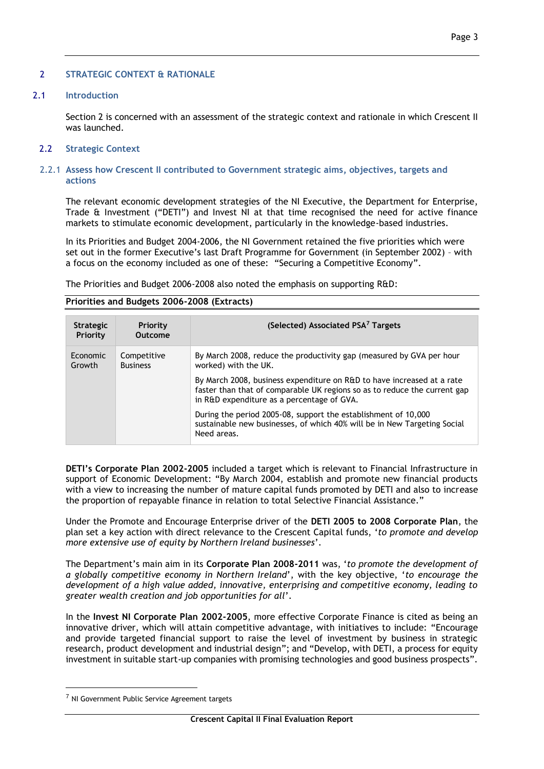## 2 STRATEGIC CONTEXT & RATIONALE

### 2.1 Introduction

Section 2 is concerned with an assessment of the strategic context and rationale in which Crescent II was launched.

### 2.2 Strategic Context

#### 2.2.1 Assess how Crescent II contributed to Government strategic aims, objectives, targets and actions

The relevant economic development strategies of the NI Executive, the Department for Enterprise, Trade & Investment ("DETI") and Invest NI at that time recognised the need for active finance markets to stimulate economic development, particularly in the knowledge-based industries.

In its Priorities and Budget 2004-2006, the NI Government retained the five priorities which were set out in the former Executive's last Draft Programme for Government (in September 2002) – with a focus on the economy included as one of these: "Securing a Competitive Economy".

The Priorities and Budget 2006-2008 also noted the emphasis on supporting R&D:

**Priorities and Budgets 2006-2008 (Extracts)**

| Strategic Priority | Priority Outcome | (Selected) Associated PSA[7] Targets |
|---|---|---|
| Economic Growth | Competitive Business | By March 2008, reduce the productivity gap (measured by GVA per hour worked) with the UK. |
| | | By March 2008, business expenditure on R&D to have increased at a rate faster than that of comparable UK regions so as to reduce the current gap in R&D expenditure as a percentage of GVA. |
| | | During the period 2005-08, support the establishment of 10,000 sustainable new businesses, of which 40% will be in New Targeting Social Need areas. |

**DETI's Corporate Plan 2002-2005** included a target which is relevant to Financial Infrastructure in support of Economic Development: "By March 2004, establish and promote new financial products with a view to increasing the number of mature capital funds promoted by DETI and also to increase the proportion of repayable finance in relation to total Selective Financial Assistance."

Under the Promote and Encourage Enterprise driver of the **DETI 2005 to 2008 Corporate Plan**, the plan set a key action with direct relevance to the Crescent Capital funds, '*to promote and develop more extensive use of equity by Northern Ireland businesses*'.

The Department's main aim in its **Corporate Plan 2008-2011** was, '*to promote the development of a globally competitive economy in Northern Ireland*', with the key objective, '*to encourage the development of a high value added, innovative, enterprising and competitive economy, leading to greater wealth creation and job opportunities for all*'.

In the **Invest NI Corporate Plan 2002-2005**, more effective Corporate Finance is cited as being an innovative driver, which will attain competitive advantage, with initiatives to include: "Encourage and provide targeted financial support to raise the level of investment by business in strategic research, product development and industrial design"; and "Develop, with DETI, a process for equity investment in suitable start-up companies with promising technologies and good business prospects".

---

[7] NI Government Public Service Agreement targets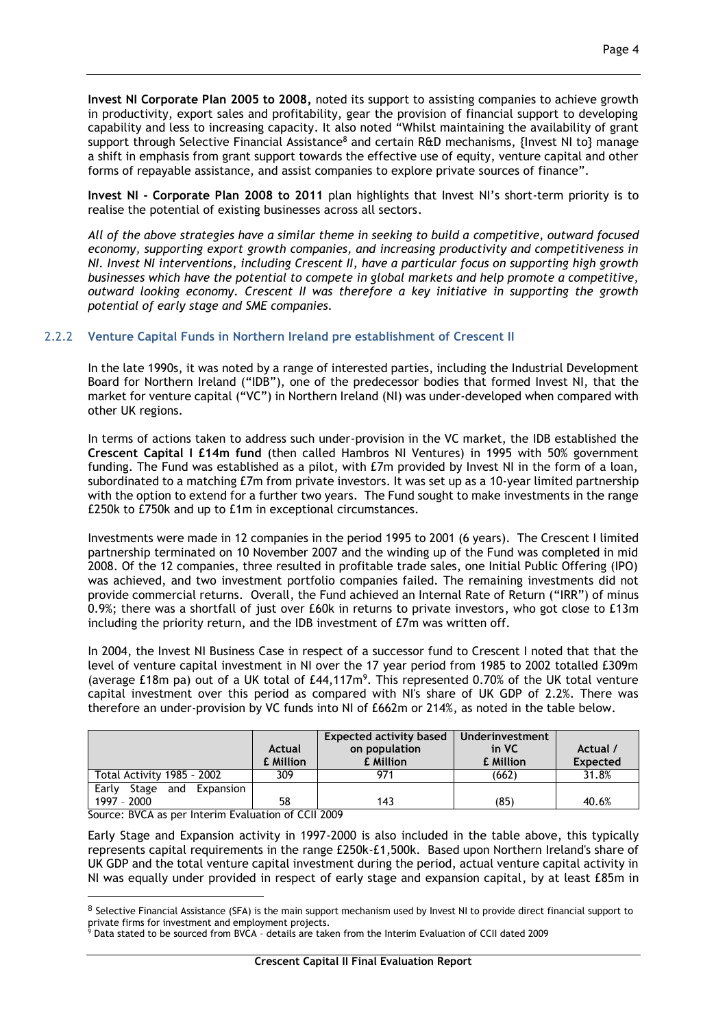**Invest NI Corporate Plan 2005 to 2008,** noted its support to assisting companies to achieve growth in productivity, export sales and profitability, gear the provision of financial support to developing capability and less to increasing capacity. It also noted "Whilst maintaining the availability of grant support through Selective Financial Assistance[8] and certain R&D mechanisms, {Invest NI to} manage a shift in emphasis from grant support towards the effective use of equity, venture capital and other forms of repayable assistance, and assist companies to explore private sources of finance".

**Invest NI - Corporate Plan 2008 to 2011** plan highlights that Invest NI's short-term priority is to realise the potential of existing businesses across all sectors.

*All of the above strategies have a similar theme in seeking to build a competitive, outward focused economy, supporting export growth companies, and increasing productivity and competitiveness in NI. Invest NI interventions, including Crescent II, have a particular focus on supporting high growth businesses which have the potential to compete in global markets and help promote a competitive, outward looking economy. Crescent II was therefore a key initiative in supporting the growth potential of early stage and SME companies.*

### 2.2.2 Venture Capital Funds in Northern Ireland pre establishment of Crescent II

In the late 1990s, it was noted by a range of interested parties, including the Industrial Development Board for Northern Ireland ("IDB"), one of the predecessor bodies that formed Invest NI, that the market for venture capital ("VC") in Northern Ireland (NI) was under-developed when compared with other UK regions.

In terms of actions taken to address such under-provision in the VC market, the IDB established the **Crescent Capital I £14m fund** (then called Hambros NI Ventures) in 1995 with 50% government funding. The Fund was established as a pilot, with £7m provided by Invest NI in the form of a loan, subordinated to a matching £7m from private investors. It was set up as a 10-year limited partnership with the option to extend for a further two years. The Fund sought to make investments in the range £250k to £750k and up to £1m in exceptional circumstances.

Investments were made in 12 companies in the period 1995 to 2001 (6 years). The Crescent I limited partnership terminated on 10 November 2007 and the winding up of the Fund was completed in mid 2008. Of the 12 companies, three resulted in profitable trade sales, one Initial Public Offering (IPO) was achieved, and two investment portfolio companies failed. The remaining investments did not provide commercial returns. Overall, the Fund achieved an Internal Rate of Return ("IRR") of minus 0.9%; there was a shortfall of just over £60k in returns to private investors, who got close to £13m including the priority return, and the IDB investment of £7m was written off.

In 2004, the Invest NI Business Case in respect of a successor fund to Crescent I noted that that the level of venture capital investment in NI over the 17 year period from 1985 to 2002 totalled £309m (average £18m pa) out of a UK total of £44,117m[9]. This represented 0.70% of the UK total venture capital investment over this period as compared with NI's share of UK GDP of 2.2%. There was therefore an under-provision by VC funds into NI of £662m or 214%, as noted in the table below.

| | Actual £ Million | Expected activity based on population £ Million | Underinvestment in VC £ Million | Actual / Expected |
|---|---|---|---|---|
| Total Activity 1985 - 2002 | 309 | 971 | (662) | 31.8% |
| Early Stage and Expansion 1997 - 2000 | 58 | 143 | (85) | 40.6% |

Source: BVCA as per Interim Evaluation of CCII 2009

Early Stage and Expansion activity in 1997-2000 is also included in the table above, this typically represents capital requirements in the range £250k-£1,500k. Based upon Northern Ireland's share of UK GDP and the total venture capital investment during the period, actual venture capital activity in NI was equally under provided in respect of early stage and expansion capital, by at least £85m in

[8] Selective Financial Assistance (SFA) is the main support mechanism used by Invest NI to provide direct financial support to private firms for investment and employment projects.

[9] Data stated to be sourced from BVCA – details are taken from the Interim Evaluation of CCII dated 2009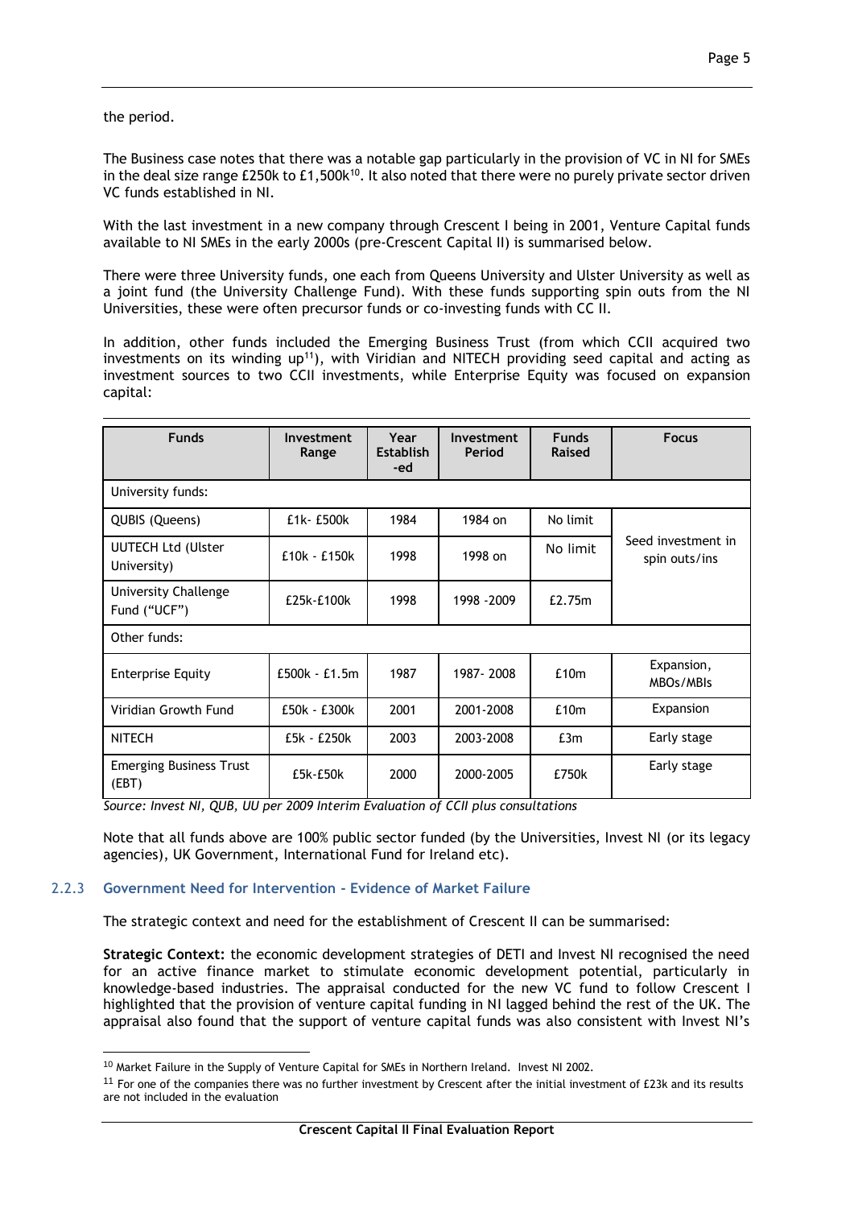the period.

The Business case notes that there was a notable gap particularly in the provision of VC in NI for SMEs in the deal size range £250k to £1,500k[10]. It also noted that there were no purely private sector driven VC funds established in NI.

With the last investment in a new company through Crescent I being in 2001, Venture Capital funds available to NI SMEs in the early 2000s (pre-Crescent Capital II) is summarised below.

There were three University funds, one each from Queens University and Ulster University as well as a joint fund (the University Challenge Fund). With these funds supporting spin outs from the NI Universities, these were often precursor funds or co-investing funds with CC II.

In addition, other funds included the Emerging Business Trust (from which CCII acquired two investments on its winding up[11]), with Viridian and NITECH providing seed capital and acting as investment sources to two CCII investments, while Enterprise Equity was focused on expansion capital:

| Funds | Investment Range | Year Establish-ed | Investment Period | Funds Raised | Focus |
|---|---|---|---|---|---|
| University funds: | | | | | |
| QUBIS (Queens) | £1k- £500k | 1984 | 1984 on | No limit | Seed investment in spin outs/ins |
| UUTECH Ltd (Ulster University) | £10k - £150k | 1998 | 1998 on | No limit | |
| University Challenge Fund ("UCF") | £25k-£100k | 1998 | 1998 -2009 | £2.75m | |
| Other funds: | | | | | |
| Enterprise Equity | £500k - £1.5m | 1987 | 1987- 2008 | £10m | Expansion, MBOs/MBIs |
| Viridian Growth Fund | £50k - £300k | 2001 | 2001-2008 | £10m | Expansion |
| NITECH | £5k - £250k | 2003 | 2003-2008 | £3m | Early stage |
| Emerging Business Trust (EBT) | £5k-£50k | 2000 | 2000-2005 | £750k | Early stage |

*Source: Invest NI, QUB, UU per 2009 Interim Evaluation of CCII plus consultations*

Note that all funds above are 100% public sector funded (by the Universities, Invest NI (or its legacy agencies), UK Government, International Fund for Ireland etc).

### 2.2.3 Government Need for Intervention - Evidence of Market Failure

The strategic context and need for the establishment of Crescent II can be summarised:

**Strategic Context:** the economic development strategies of DETI and Invest NI recognised the need for an active finance market to stimulate economic development potential, particularly in knowledge-based industries. The appraisal conducted for the new VC fund to follow Crescent I highlighted that the provision of venture capital funding in NI lagged behind the rest of the UK. The appraisal also found that the support of venture capital funds was also consistent with Invest NI's

[10] Market Failure in the Supply of Venture Capital for SMEs in Northern Ireland. Invest NI 2002.

[11] For one of the companies there was no further investment by Crescent after the initial investment of £23k and its results are not included in the evaluation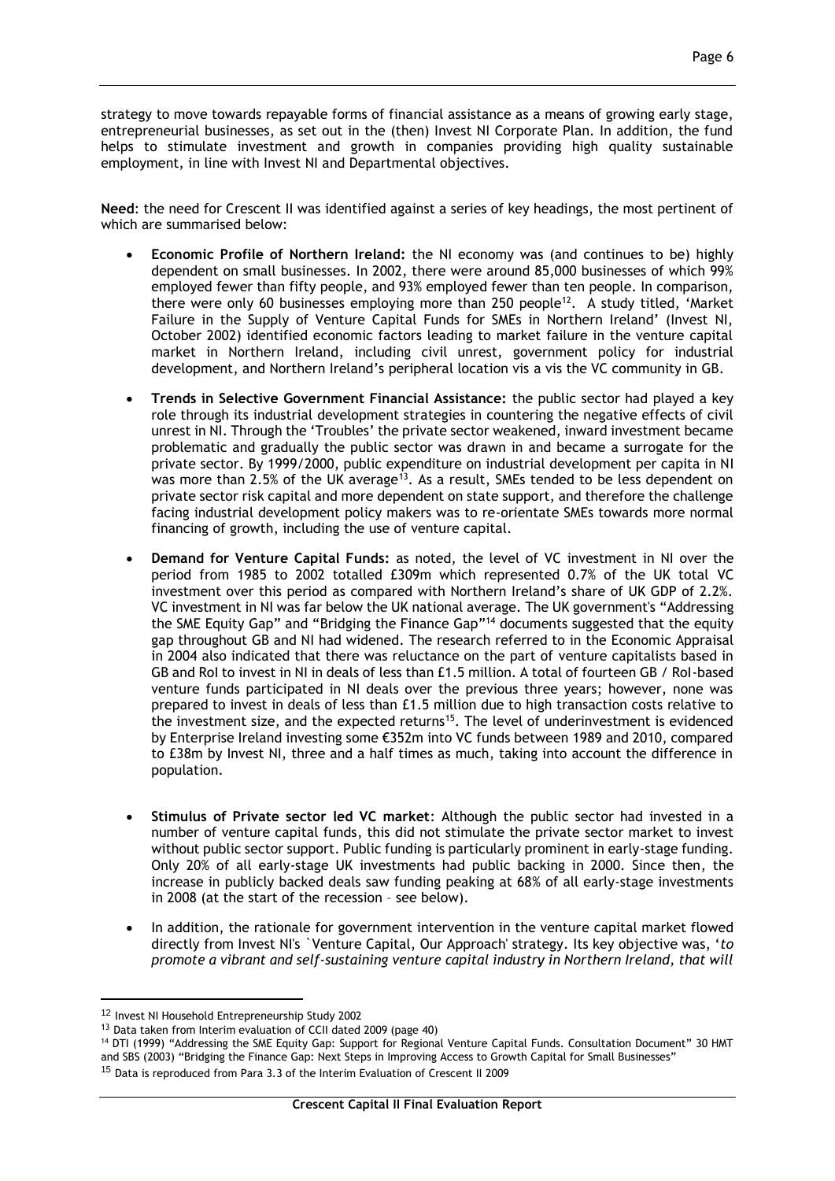strategy to move towards repayable forms of financial assistance as a means of growing early stage, entrepreneurial businesses, as set out in the (then) Invest NI Corporate Plan. In addition, the fund helps to stimulate investment and growth in companies providing high quality sustainable employment, in line with Invest NI and Departmental objectives.

**Need**: the need for Crescent II was identified against a series of key headings, the most pertinent of which are summarised below:

- **Economic Profile of Northern Ireland:** the NI economy was (and continues to be) highly dependent on small businesses. In 2002, there were around 85,000 businesses of which 99% employed fewer than fifty people, and 93% employed fewer than ten people. In comparison, there were only 60 businesses employing more than 250 people[12]. A study titled, 'Market Failure in the Supply of Venture Capital Funds for SMEs in Northern Ireland' (Invest NI, October 2002) identified economic factors leading to market failure in the venture capital market in Northern Ireland, including civil unrest, government policy for industrial development, and Northern Ireland's peripheral location vis a vis the VC community in GB.

- **Trends in Selective Government Financial Assistance:** the public sector had played a key role through its industrial development strategies in countering the negative effects of civil unrest in NI. Through the 'Troubles' the private sector weakened, inward investment became problematic and gradually the public sector was drawn in and became a surrogate for the private sector. By 1999/2000, public expenditure on industrial development per capita in NI was more than 2.5% of the UK average[13]. As a result, SMEs tended to be less dependent on private sector risk capital and more dependent on state support, and therefore the challenge facing industrial development policy makers was to re-orientate SMEs towards more normal financing of growth, including the use of venture capital.

- **Demand for Venture Capital Funds:** as noted, the level of VC investment in NI over the period from 1985 to 2002 totalled £309m which represented 0.7% of the UK total VC investment over this period as compared with Northern Ireland's share of UK GDP of 2.2%. VC investment in NI was far below the UK national average. The UK government's "Addressing the SME Equity Gap" and "Bridging the Finance Gap"[14] documents suggested that the equity gap throughout GB and NI had widened. The research referred to in the Economic Appraisal in 2004 also indicated that there was reluctance on the part of venture capitalists based in GB and RoI to invest in NI in deals of less than £1.5 million. A total of fourteen GB / RoI-based venture funds participated in NI deals over the previous three years; however, none was prepared to invest in deals of less than £1.5 million due to high transaction costs relative to the investment size, and the expected returns[15]. The level of underinvestment is evidenced by Enterprise Ireland investing some €352m into VC funds between 1989 and 2010, compared to £38m by Invest NI, three and a half times as much, taking into account the difference in population.

- **Stimulus of Private sector led VC market**: Although the public sector had invested in a number of venture capital funds, this did not stimulate the private sector market to invest without public sector support. Public funding is particularly prominent in early-stage funding. Only 20% of all early-stage UK investments had public backing in 2000. Since then, the increase in publicly backed deals saw funding peaking at 68% of all early-stage investments in 2008 (at the start of the recession – see below).

- In addition, the rationale for government intervention in the venture capital market flowed directly from Invest NI's `Venture Capital, Our Approach' strategy. Its key objective was, '*to promote a vibrant and self-sustaining venture capital industry in Northern Ireland, that will*

---

[12] Invest NI Household Entrepreneurship Study 2002

[13] Data taken from Interim evaluation of CCII dated 2009 (page 40)

[14] DTI (1999) "Addressing the SME Equity Gap: Support for Regional Venture Capital Funds. Consultation Document" 30 HMT and SBS (2003) "Bridging the Finance Gap: Next Steps in Improving Access to Growth Capital for Small Businesses"

[15] Data is reproduced from Para 3.3 of the Interim Evaluation of Crescent II 2009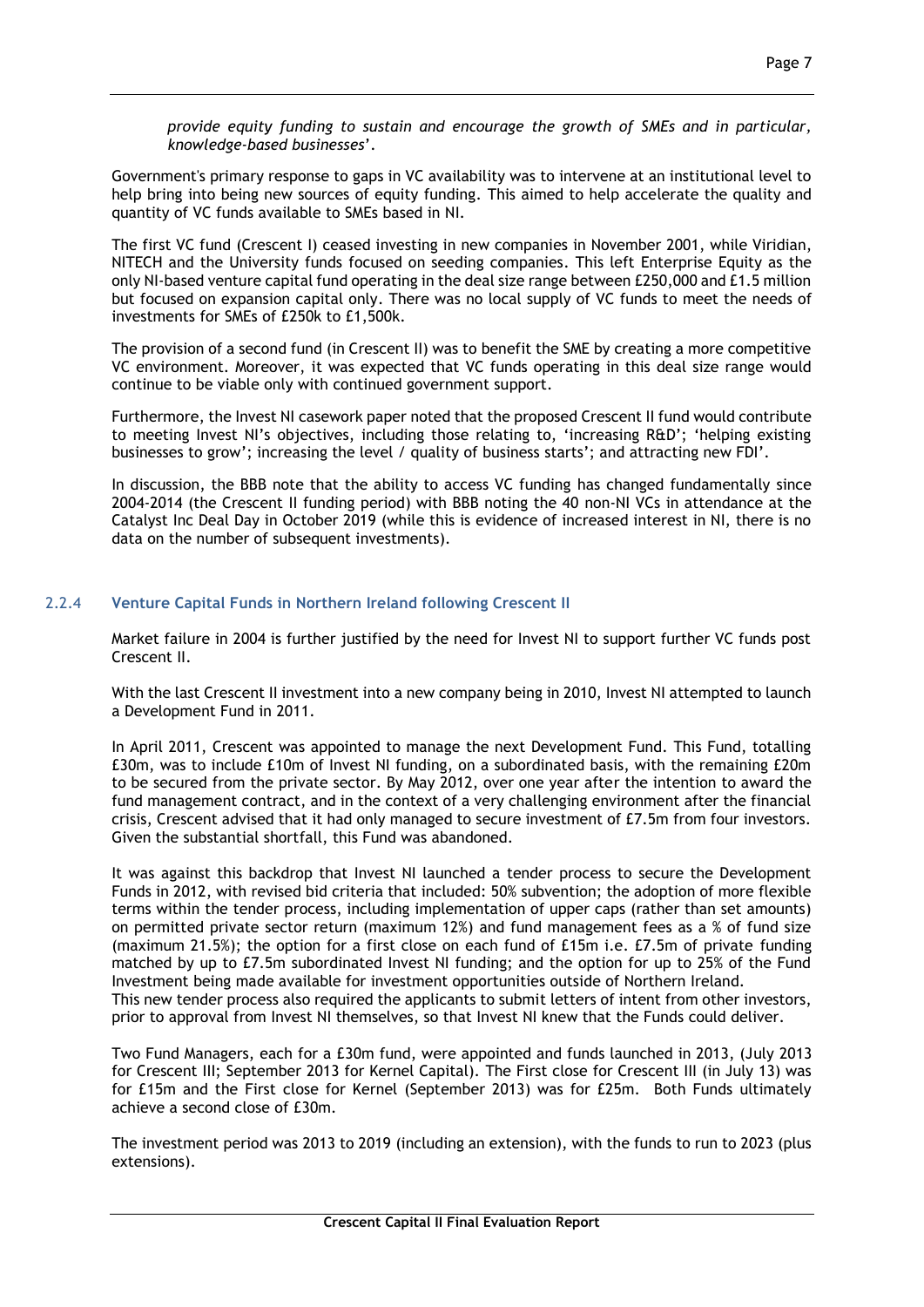*provide equity funding to sustain and encourage the growth of SMEs and in particular, knowledge-based businesses*'.

Government's primary response to gaps in VC availability was to intervene at an institutional level to help bring into being new sources of equity funding. This aimed to help accelerate the quality and quantity of VC funds available to SMEs based in NI.

The first VC fund (Crescent I) ceased investing in new companies in November 2001, while Viridian, NITECH and the University funds focused on seeding companies. This left Enterprise Equity as the only NI-based venture capital fund operating in the deal size range between £250,000 and £1.5 million but focused on expansion capital only. There was no local supply of VC funds to meet the needs of investments for SMEs of £250k to £1,500k.

The provision of a second fund (in Crescent II) was to benefit the SME by creating a more competitive VC environment. Moreover, it was expected that VC funds operating in this deal size range would continue to be viable only with continued government support.

Furthermore, the Invest NI casework paper noted that the proposed Crescent II fund would contribute to meeting Invest NI's objectives, including those relating to, 'increasing R&D'; 'helping existing businesses to grow'; increasing the level / quality of business starts'; and attracting new FDI'.

In discussion, the BBB note that the ability to access VC funding has changed fundamentally since 2004-2014 (the Crescent II funding period) with BBB noting the 40 non-NI VCs in attendance at the Catalyst Inc Deal Day in October 2019 (while this is evidence of increased interest in NI, there is no data on the number of subsequent investments).

### 2.2.4 Venture Capital Funds in Northern Ireland following Crescent II

Market failure in 2004 is further justified by the need for Invest NI to support further VC funds post Crescent II.

With the last Crescent II investment into a new company being in 2010, Invest NI attempted to launch a Development Fund in 2011.

In April 2011, Crescent was appointed to manage the next Development Fund. This Fund, totalling £30m, was to include £10m of Invest NI funding, on a subordinated basis, with the remaining £20m to be secured from the private sector. By May 2012, over one year after the intention to award the fund management contract, and in the context of a very challenging environment after the financial crisis, Crescent advised that it had only managed to secure investment of £7.5m from four investors. Given the substantial shortfall, this Fund was abandoned.

It was against this backdrop that Invest NI launched a tender process to secure the Development Funds in 2012, with revised bid criteria that included: 50% subvention; the adoption of more flexible terms within the tender process, including implementation of upper caps (rather than set amounts) on permitted private sector return (maximum 12%) and fund management fees as a % of fund size (maximum 21.5%); the option for a first close on each fund of £15m i.e. £7.5m of private funding matched by up to £7.5m subordinated Invest NI funding; and the option for up to 25% of the Fund Investment being made available for investment opportunities outside of Northern Ireland.
This new tender process also required the applicants to submit letters of intent from other investors, prior to approval from Invest NI themselves, so that Invest NI knew that the Funds could deliver.

Two Fund Managers, each for a £30m fund, were appointed and funds launched in 2013, (July 2013 for Crescent III; September 2013 for Kernel Capital). The First close for Crescent III (in July 13) was for £15m and the First close for Kernel (September 2013) was for £25m. Both Funds ultimately achieve a second close of £30m.

The investment period was 2013 to 2019 (including an extension), with the funds to run to 2023 (plus extensions).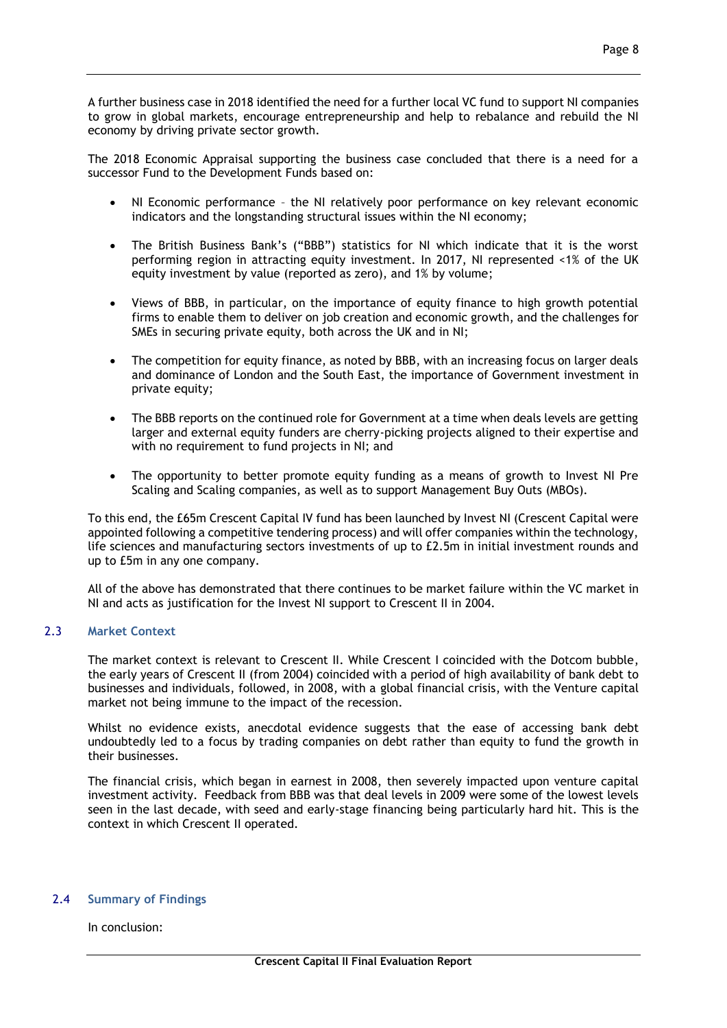A further business case in 2018 identified the need for a further local VC fund to support NI companies to grow in global markets, encourage entrepreneurship and help to rebalance and rebuild the NI economy by driving private sector growth.

The 2018 Economic Appraisal supporting the business case concluded that there is a need for a successor Fund to the Development Funds based on:

- NI Economic performance – the NI relatively poor performance on key relevant economic indicators and the longstanding structural issues within the NI economy;
- The British Business Bank's ("BBB") statistics for NI which indicate that it is the worst performing region in attracting equity investment. In 2017, NI represented <1% of the UK equity investment by value (reported as zero), and 1% by volume;
- Views of BBB, in particular, on the importance of equity finance to high growth potential firms to enable them to deliver on job creation and economic growth, and the challenges for SMEs in securing private equity, both across the UK and in NI;
- The competition for equity finance, as noted by BBB, with an increasing focus on larger deals and dominance of London and the South East, the importance of Government investment in private equity;
- The BBB reports on the continued role for Government at a time when deals levels are getting larger and external equity funders are cherry-picking projects aligned to their expertise and with no requirement to fund projects in NI; and
- The opportunity to better promote equity funding as a means of growth to Invest NI Pre Scaling and Scaling companies, as well as to support Management Buy Outs (MBOs).

To this end, the £65m Crescent Capital IV fund has been launched by Invest NI (Crescent Capital were appointed following a competitive tendering process) and will offer companies within the technology, life sciences and manufacturing sectors investments of up to £2.5m in initial investment rounds and up to £5m in any one company.

All of the above has demonstrated that there continues to be market failure within the VC market in NI and acts as justification for the Invest NI support to Crescent II in 2004.

## 2.3 Market Context

The market context is relevant to Crescent II. While Crescent I coincided with the Dotcom bubble, the early years of Crescent II (from 2004) coincided with a period of high availability of bank debt to businesses and individuals, followed, in 2008, with a global financial crisis, with the Venture capital market not being immune to the impact of the recession.

Whilst no evidence exists, anecdotal evidence suggests that the ease of accessing bank debt undoubtedly led to a focus by trading companies on debt rather than equity to fund the growth in their businesses.

The financial crisis, which began in earnest in 2008, then severely impacted upon venture capital investment activity. Feedback from BBB was that deal levels in 2009 were some of the lowest levels seen in the last decade, with seed and early-stage financing being particularly hard hit. This is the context in which Crescent II operated.

## 2.4 Summary of Findings

In conclusion: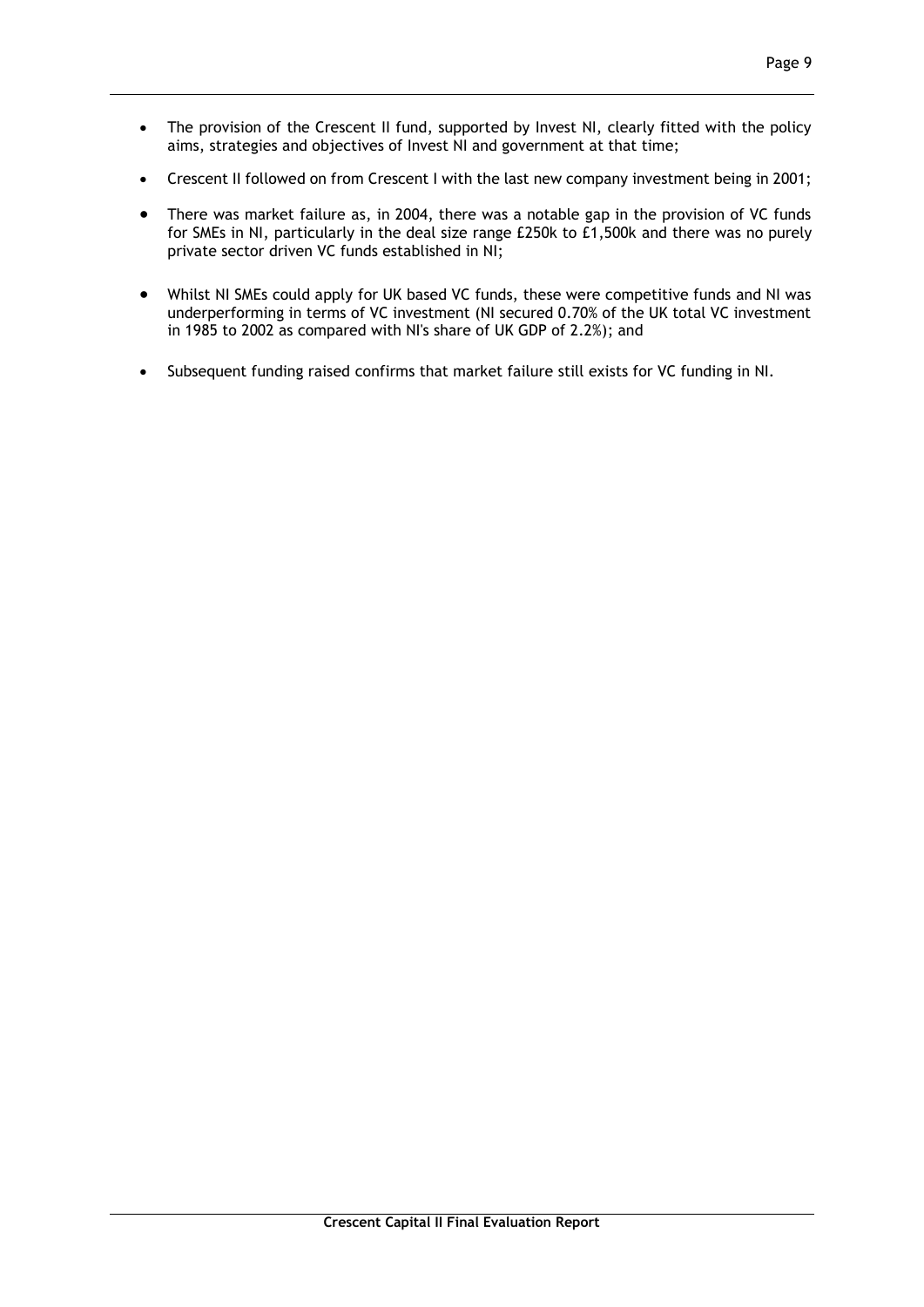- The provision of the Crescent II fund, supported by Invest NI, clearly fitted with the policy aims, strategies and objectives of Invest NI and government at that time;
- Crescent II followed on from Crescent I with the last new company investment being in 2001;
- There was market failure as, in 2004, there was a notable gap in the provision of VC funds for SMEs in NI, particularly in the deal size range £250k to £1,500k and there was no purely private sector driven VC funds established in NI;
- Whilst NI SMEs could apply for UK based VC funds, these were competitive funds and NI was underperforming in terms of VC investment (NI secured 0.70% of the UK total VC investment in 1985 to 2002 as compared with NI's share of UK GDP of 2.2%); and
- Subsequent funding raised confirms that market failure still exists for VC funding in NI.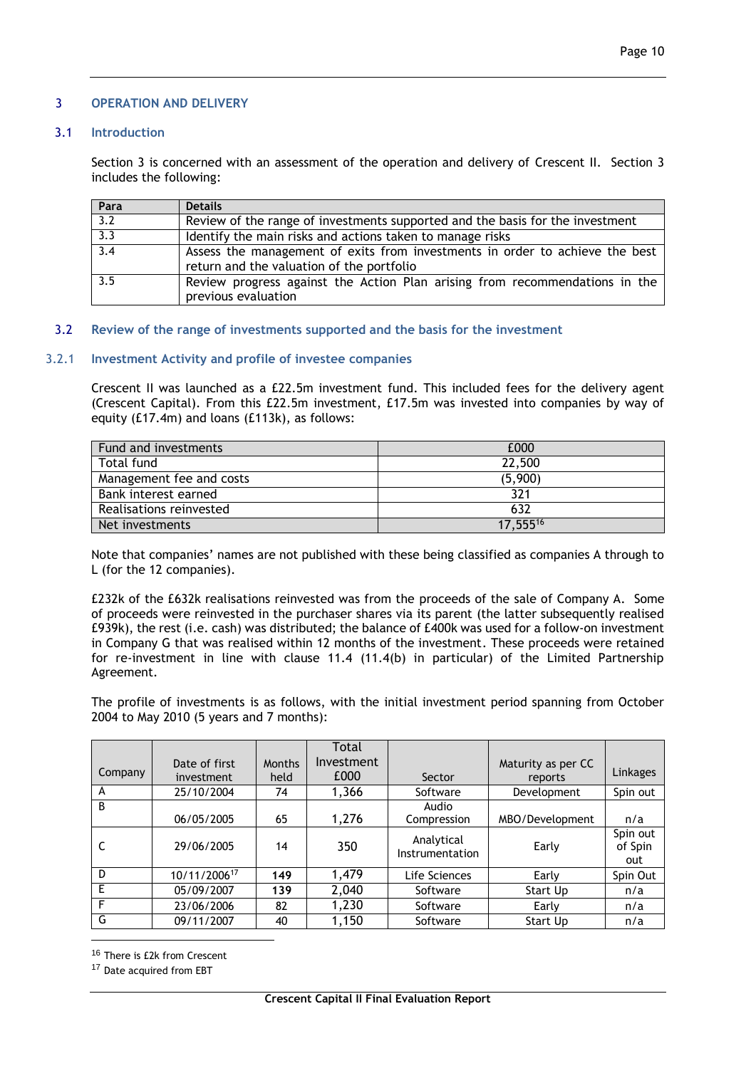## 3 OPERATION AND DELIVERY

### 3.1 Introduction

Section 3 is concerned with an assessment of the operation and delivery of Crescent II. Section 3 includes the following:

| Para | Details |
|---|---|
| 3.2 | Review of the range of investments supported and the basis for the investment |
| 3.3 | Identify the main risks and actions taken to manage risks |
| 3.4 | Assess the management of exits from investments in order to achieve the best return and the valuation of the portfolio |
| 3.5 | Review progress against the Action Plan arising from recommendations in the previous evaluation |

### 3.2 Review of the range of investments supported and the basis for the investment

#### 3.2.1 Investment Activity and profile of investee companies

Crescent II was launched as a £22.5m investment fund. This included fees for the delivery agent (Crescent Capital). From this £22.5m investment, £17.5m was invested into companies by way of equity (£17.4m) and loans (£113k), as follows:

| Fund and investments | £000 |
|---|---|
| Total fund | 22,500 |
| Management fee and costs | (5,900) |
| Bank interest earned | 321 |
| Realisations reinvested | 632 |
| Net investments | 17,555[16] |

Note that companies' names are not published with these being classified as companies A through to L (for the 12 companies).

£232k of the £632k realisations reinvested was from the proceeds of the sale of Company A. Some of proceeds were reinvested in the purchaser shares via its parent (the latter subsequently realised £939k), the rest (i.e. cash) was distributed; the balance of £400k was used for a follow-on investment in Company G that was realised within 12 months of the investment. These proceeds were retained for re-investment in line with clause 11.4 (11.4(b) in particular) of the Limited Partnership Agreement.

The profile of investments is as follows, with the initial investment period spanning from October 2004 to May 2010 (5 years and 7 months):

| Company | Date of first investment | Months held | Total Investment £000 | Sector | Maturity as per CC reports | Linkages |
|---|---|---|---|---|---|---|
| A | 25/10/2004 | 74 | 1,366 | Software | Development | Spin out |
| B | 06/05/2005 | 65 | 1,276 | Audio Compression | MBO/Development | n/a |
| C | 29/06/2005 | 14 | 350 | Analytical Instrumentation | Early | Spin out of Spin out |
| D | 10/11/2006[17] | **149** | 1,479 | Life Sciences | Early | Spin Out |
| E | 05/09/2007 | **139** | 2,040 | Software | Start Up | n/a |
| F | 23/06/2006 | 82 | 1,230 | Software | Early | n/a |
| G | 09/11/2007 | 40 | 1,150 | Software | Start Up | n/a |

[16] There is £2k from Crescent

[17] Date acquired from EBT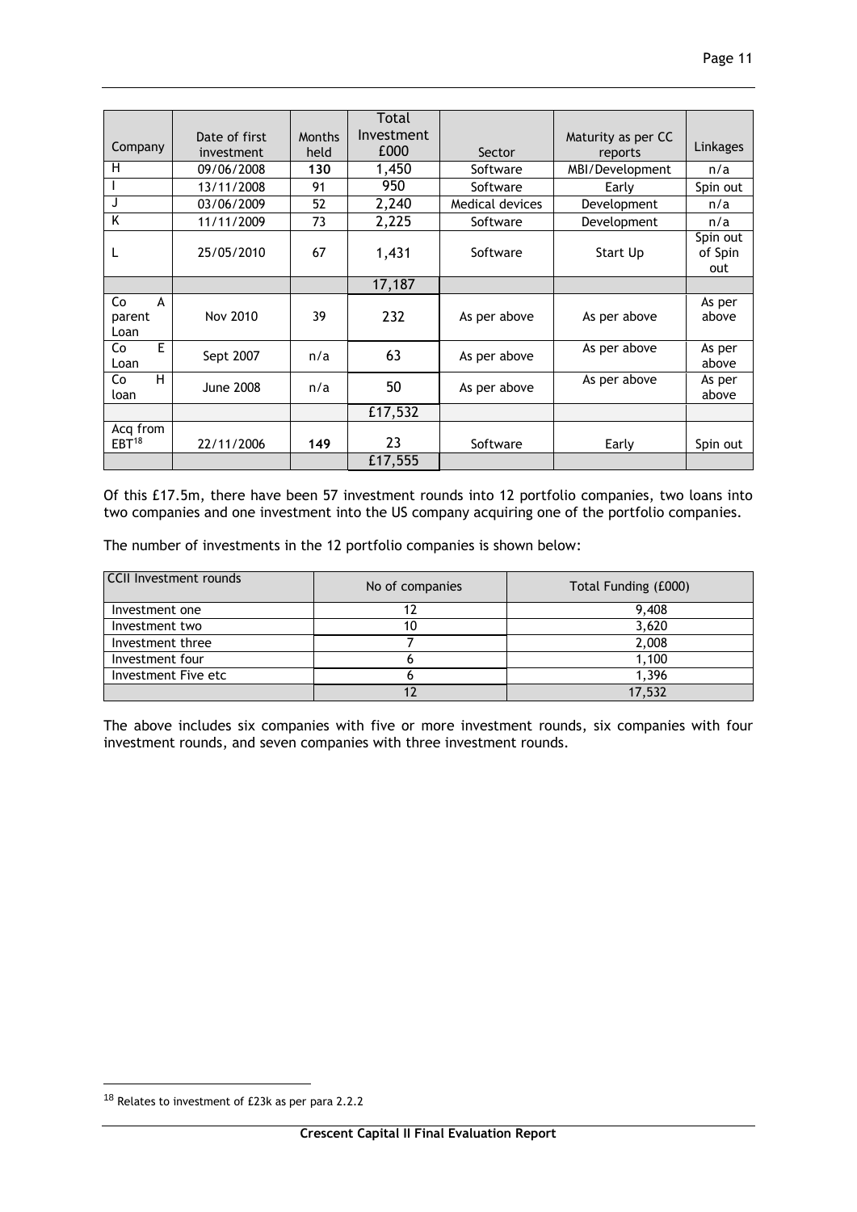| Company | Date of first investment | Months held | Total Investment £000 | Sector | Maturity as per CC reports | Linkages |
|---|---|---|---|---|---|---|
| H | 09/06/2008 | **130** | 1,450 | Software | MBI/Development | n/a |
| I | 13/11/2008 | 91 | 950 | Software | Early | Spin out |
| J | 03/06/2009 | 52 | 2,240 | Medical devices | Development | n/a |
| K | 11/11/2009 | 73 | 2,225 | Software | Development | n/a |
| L | 25/05/2010 | 67 | 1,431 | Software | Start Up | Spin out of Spin out |
| | | | 17,187 | | | |
| Co A parent Loan | Nov 2010 | 39 | 232 | As per above | As per above | As per above |
| Co E Loan | Sept 2007 | n/a | 63 | As per above | As per above | As per above |
| Co H loan | June 2008 | n/a | 50 | As per above | As per above | As per above |
| | | | £17,532 | | | |
| Acq from EBT[18] | 22/11/2006 | **149** | 23 | Software | Early | Spin out |
| | | | £17,555 | | | |

Of this £17.5m, there have been 57 investment rounds into 12 portfolio companies, two loans into two companies and one investment into the US company acquiring one of the portfolio companies.

The number of investments in the 12 portfolio companies is shown below:

| CCII Investment rounds | No of companies | Total Funding (£000) |
|---|---|---|
| Investment one | 12 | 9,408 |
| Investment two | 10 | 3,620 |
| Investment three | 7 | 2,008 |
| Investment four | 6 | 1,100 |
| Investment Five etc | 6 | 1,396 |
| | 12 | 17,532 |

The above includes six companies with five or more investment rounds, six companies with four investment rounds, and seven companies with three investment rounds.

[18] Relates to investment of £23k as per para 2.2.2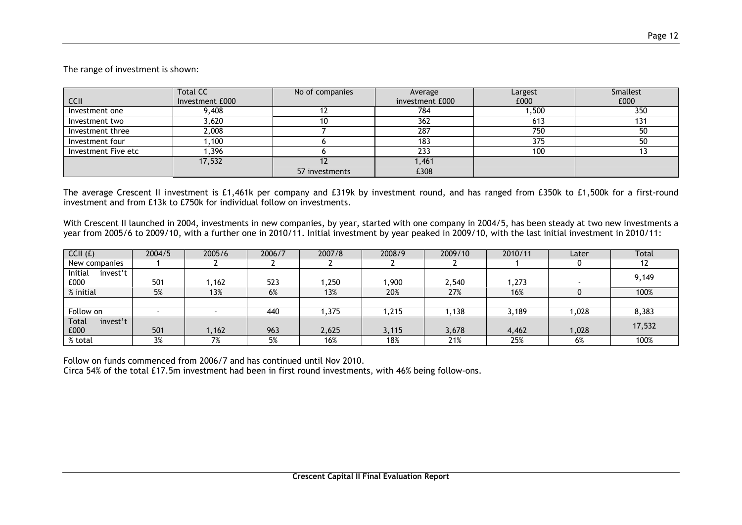The range of investment is shown:

| CCII | Total CC Investment £000 | No of companies | Average investment £000 | Largest £000 | Smallest £000 |
|---|---|---|---|---|---|
| Investment one | 9,408 | 12 | 784 | 1,500 | 350 |
| Investment two | 3,620 | 10 | 362 | 613 | 131 |
| Investment three | 2,008 | 7 | 287 | 750 | 50 |
| Investment four | 1,100 | 6 | 183 | 375 | 50 |
| Investment Five etc | 1,396 | 6 | 233 | 100 | 13 |
| | 17,532 | 12 | 1,461 | | |
| | | 57 investments | £308 | | |

The average Crescent II investment is £1,461k per company and £319k by investment round, and has ranged from £350k to £1,500k for a first-round investment and from £13k to £750k for individual follow on investments.

With Crescent II launched in 2004, investments in new companies, by year, started with one company in 2004/5, has been steady at two new investments a year from 2005/6 to 2009/10, with a further one in 2010/11. Initial investment by year peaked in 2009/10, with the last initial investment in 2010/11:

| CCII (£) | 2004/5 | 2005/6 | 2006/7 | 2007/8 | 2008/9 | 2009/10 | 2010/11 | Later | Total |
|---|---|---|---|---|---|---|---|---|---|
| New companies | 1 | 2 | 2 | 2 | 2 | 2 | 1 | 0 | 12 |
| Initial invest't £000 | 501 | 1,162 | 523 | 1,250 | 1,900 | 2,540 | 1,273 | - | 9,149 |
| % initial | 5% | 13% | 6% | 13% | 20% | 27% | 16% | 0 | 100% |
| | | | | | | | | | |
| Follow on | - | - | 440 | 1,375 | 1,215 | 1,138 | 3,189 | 1,028 | 8,383 |
| Total invest't £000 | 501 | 1,162 | 963 | 2,625 | 3,115 | 3,678 | 4,462 | 1,028 | 17,532 |
| % total | 3% | 7% | 5% | 16% | 18% | 21% | 25% | 6% | 100% |

Follow on funds commenced from 2006/7 and has continued until Nov 2010.
Circa 54% of the total £17.5m investment had been in first round investments, with 46% being follow-ons.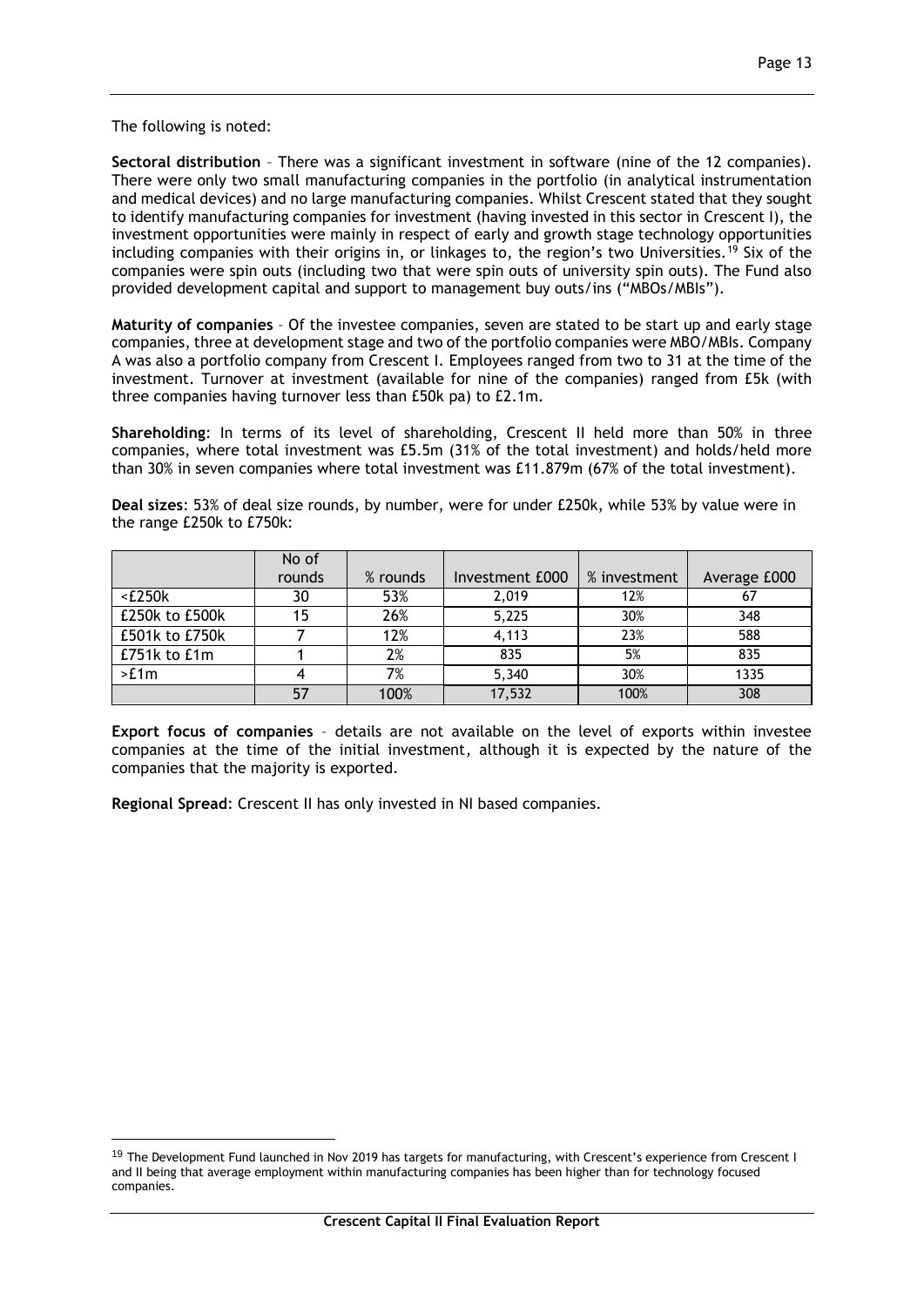The following is noted:

**Sectoral distribution** – There was a significant investment in software (nine of the 12 companies). There were only two small manufacturing companies in the portfolio (in analytical instrumentation and medical devices) and no large manufacturing companies. Whilst Crescent stated that they sought to identify manufacturing companies for investment (having invested in this sector in Crescent I), the investment opportunities were mainly in respect of early and growth stage technology opportunities including companies with their origins in, or linkages to, the region's two Universities.[19] Six of the companies were spin outs (including two that were spin outs of university spin outs). The Fund also provided development capital and support to management buy outs/ins ("MBOs/MBIs").

**Maturity of companies** – Of the investee companies, seven are stated to be start up and early stage companies, three at development stage and two of the portfolio companies were MBO/MBIs. Company A was also a portfolio company from Crescent I. Employees ranged from two to 31 at the time of the investment. Turnover at investment (available for nine of the companies) ranged from £5k (with three companies having turnover less than £50k pa) to £2.1m.

**Shareholding**: In terms of its level of shareholding, Crescent II held more than 50% in three companies, where total investment was £5.5m (31% of the total investment) and holds/held more than 30% in seven companies where total investment was £11.879m (67% of the total investment).

**Deal sizes**: 53% of deal size rounds, by number, were for under £250k, while 53% by value were in the range £250k to £750k:

| | No of rounds | % rounds | Investment £000 | % investment | Average £000 |
|---|---|---|---|---|---|
| <£250k | 30 | 53% | 2,019 | 12% | 67 |
| £250k to £500k | 15 | 26% | 5,225 | 30% | 348 |
| £501k to £750k | 7 | 12% | 4,113 | 23% | 588 |
| £751k to £1m | 1 | 2% | 835 | 5% | 835 |
| >£1m | 4 | 7% | 5,340 | 30% | 1335 |
| | 57 | 100% | 17,532 | 100% | 308 |

**Export focus of companies** – details are not available on the level of exports within investee companies at the time of the initial investment, although it is expected by the nature of the companies that the majority is exported.

**Regional Spread**: Crescent II has only invested in NI based companies.

[19] The Development Fund launched in Nov 2019 has targets for manufacturing, with Crescent's experience from Crescent I and II being that average employment within manufacturing companies has been higher than for technology focused companies.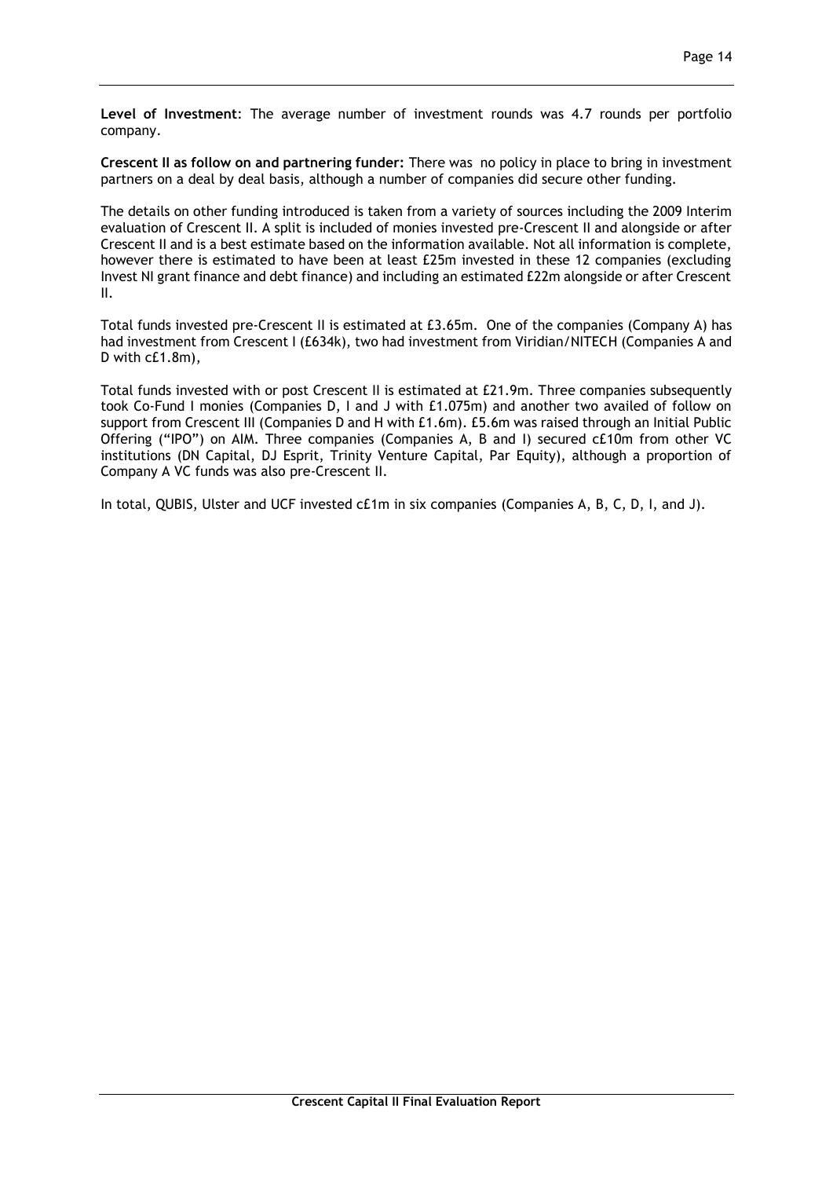**Level of Investment**: The average number of investment rounds was 4.7 rounds per portfolio company.

**Crescent II as follow on and partnering funder:** There was no policy in place to bring in investment partners on a deal by deal basis, although a number of companies did secure other funding.

The details on other funding introduced is taken from a variety of sources including the 2009 Interim evaluation of Crescent II. A split is included of monies invested pre-Crescent II and alongside or after Crescent II and is a best estimate based on the information available. Not all information is complete, however there is estimated to have been at least £25m invested in these 12 companies (excluding Invest NI grant finance and debt finance) and including an estimated £22m alongside or after Crescent II.

Total funds invested pre-Crescent II is estimated at £3.65m. One of the companies (Company A) has had investment from Crescent I (£634k), two had investment from Viridian/NITECH (Companies A and D with c£1.8m),

Total funds invested with or post Crescent II is estimated at £21.9m. Three companies subsequently took Co-Fund I monies (Companies D, I and J with £1.075m) and another two availed of follow on support from Crescent III (Companies D and H with £1.6m). £5.6m was raised through an Initial Public Offering ("IPO") on AIM. Three companies (Companies A, B and I) secured c£10m from other VC institutions (DN Capital, DJ Esprit, Trinity Venture Capital, Par Equity), although a proportion of Company A VC funds was also pre-Crescent II.

In total, QUBIS, Ulster and UCF invested c£1m in six companies (Companies A, B, C, D, I, and J).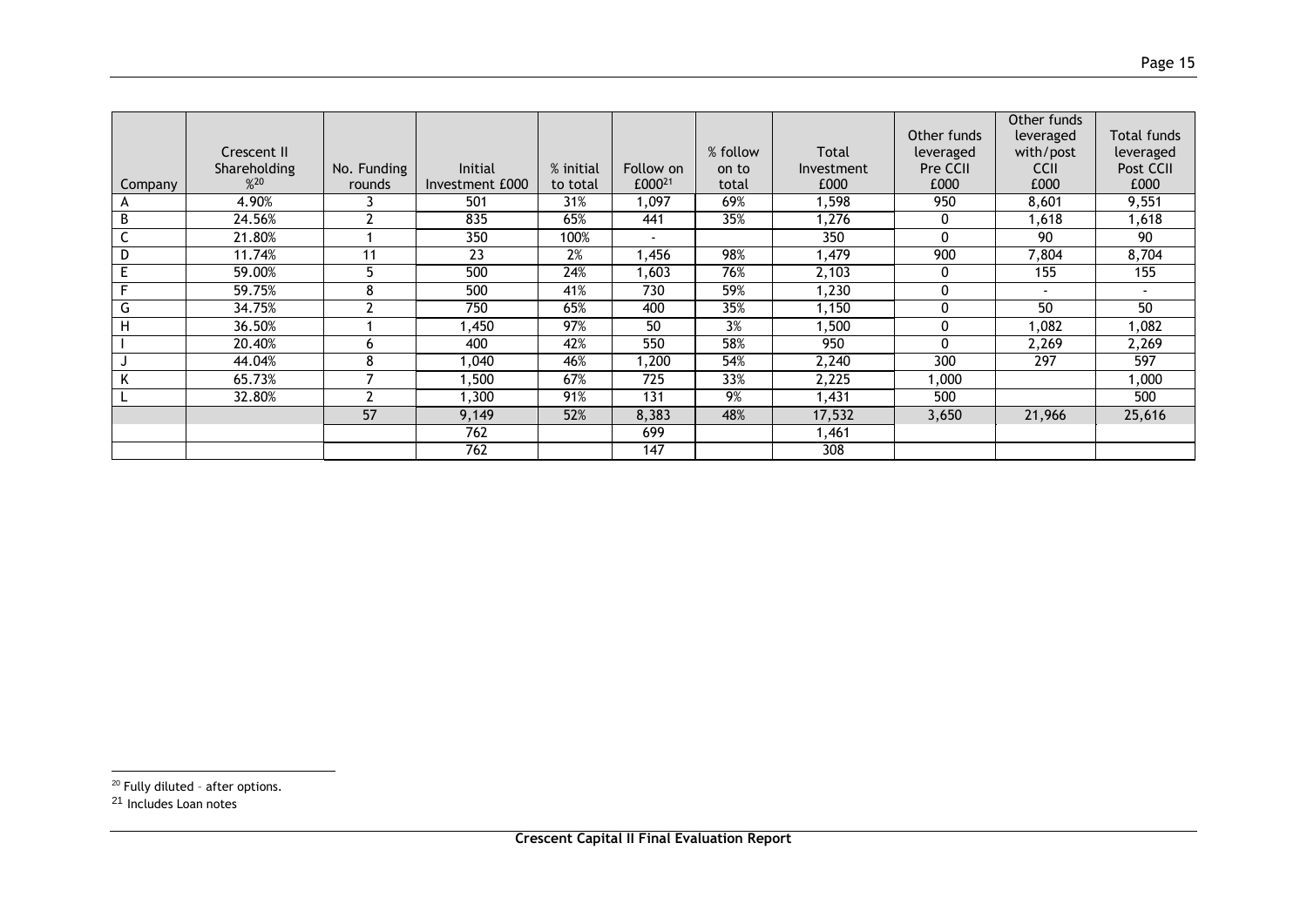| Company | Crescent II Shareholding %[20] | No. Funding rounds | Initial Investment £000 | % initial to total | Follow on £000[21] | % follow on to total | Total Investment £000 | Other funds leveraged Pre CCII £000 | Other funds leveraged with/post CCII £000 | Total funds leveraged Post CCII £000 |
|---|---|---|---|---|---|---|---|---|---|---|
| A | 4.90% | 3 | 501 | 31% | 1,097 | 69% | 1,598 | 950 | 8,601 | 9,551 |
| B | 24.56% | 2 | 835 | 65% | 441 | 35% | 1,276 | 0 | 1,618 | 1,618 |
| C | 21.80% | 1 | 350 | 100% | - | | 350 | 0 | 90 | 90 |
| D | 11.74% | 11 | 23 | 2% | 1,456 | 98% | 1,479 | 900 | 7,804 | 8,704 |
| E | 59.00% | 5 | 500 | 24% | 1,603 | 76% | 2,103 | 0 | 155 | 155 |
| F | 59.75% | 8 | 500 | 41% | 730 | 59% | 1,230 | 0 | - | - |
| G | 34.75% | 2 | 750 | 65% | 400 | 35% | 1,150 | 0 | 50 | 50 |
| H | 36.50% | 1 | 1,450 | 97% | 50 | 3% | 1,500 | 0 | 1,082 | 1,082 |
| I | 20.40% | 6 | 400 | 42% | 550 | 58% | 950 | 0 | 2,269 | 2,269 |
| J | 44.04% | 8 | 1,040 | 46% | 1,200 | 54% | 2,240 | 300 | 297 | 597 |
| K | 65.73% | 7 | 1,500 | 67% | 725 | 33% | 2,225 | 1,000 | | 1,000 |
| L | 32.80% | 2 | 1,300 | 91% | 131 | 9% | 1,431 | 500 | | 500 |
| | | 57 | 9,149 | 52% | 8,383 | 48% | 17,532 | 3,650 | 21,966 | 25,616 |
| | | | 762 | | 699 | | 1,461 | | | |
| | | | 762 | | 147 | | 308 | | | |

[20] Fully diluted – after options.

[21] Includes Loan notes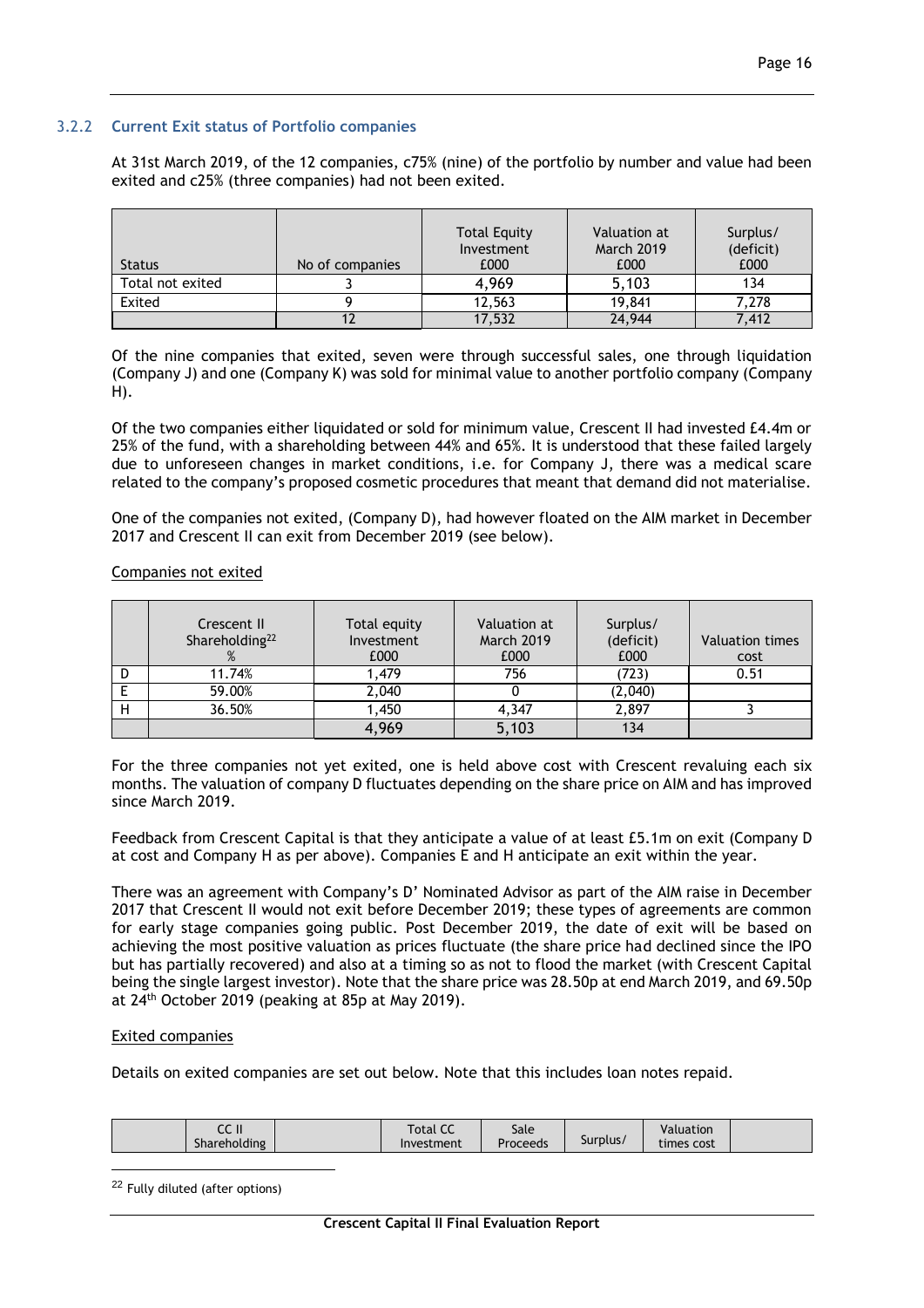### 3.2.2 Current Exit status of Portfolio companies

At 31st March 2019, of the 12 companies, c75% (nine) of the portfolio by number and value had been exited and c25% (three companies) had not been exited.

| Status | No of companies | Total Equity Investment £000 | Valuation at March 2019 £000 | Surplus/ (deficit) £000 |
|---|---|---|---|---|
| Total not exited | 3 | 4,969 | 5,103 | 134 |
| Exited | 9 | 12,563 | 19,841 | 7,278 |
| | 12 | 17,532 | 24,944 | 7,412 |

Of the nine companies that exited, seven were through successful sales, one through liquidation (Company J) and one (Company K) was sold for minimal value to another portfolio company (Company H).

Of the two companies either liquidated or sold for minimum value, Crescent II had invested £4.4m or 25% of the fund, with a shareholding between 44% and 65%. It is understood that these failed largely due to unforeseen changes in market conditions, i.e. for Company J, there was a medical scare related to the company's proposed cosmetic procedures that meant that demand did not materialise.

One of the companies not exited, (Company D), had however floated on the AIM market in December 2017 and Crescent II can exit from December 2019 (see below).

Companies not exited

| | Crescent II Shareholding[22] % | Total equity Investment £000 | Valuation at March 2019 £000 | Surplus/ (deficit) £000 | Valuation times cost |
|---|---|---|---|---|---|
| D | 11.74% | 1,479 | 756 | (723) | 0.51 |
| E | 59.00% | 2,040 | 0 | (2,040) | |
| H | 36.50% | 1,450 | 4,347 | 2,897 | 3 |
| | | 4,969 | 5,103 | 134 | |

For the three companies not yet exited, one is held above cost with Crescent revaluing each six months. The valuation of company D fluctuates depending on the share price on AIM and has improved since March 2019.

Feedback from Crescent Capital is that they anticipate a value of at least £5.1m on exit (Company D at cost and Company H as per above). Companies E and H anticipate an exit within the year.

There was an agreement with Company's D' Nominated Advisor as part of the AIM raise in December 2017 that Crescent II would not exit before December 2019; these types of agreements are common for early stage companies going public. Post December 2019, the date of exit will be based on achieving the most positive valuation as prices fluctuate (the share price had declined since the IPO but has partially recovered) and also at a timing so as not to flood the market (with Crescent Capital being the single largest investor). Note that the share price was 28.50p at end March 2019, and 69.50p at 24th October 2019 (peaking at 85p at May 2019).

Exited companies

Details on exited companies are set out below. Note that this includes loan notes repaid.

| | CC II Shareholding | | Total CC Investment | Sale Proceeds | Surplus/ | Valuation times cost | |
|---|---|---|---|---|---|---|---|

[22] Fully diluted (after options)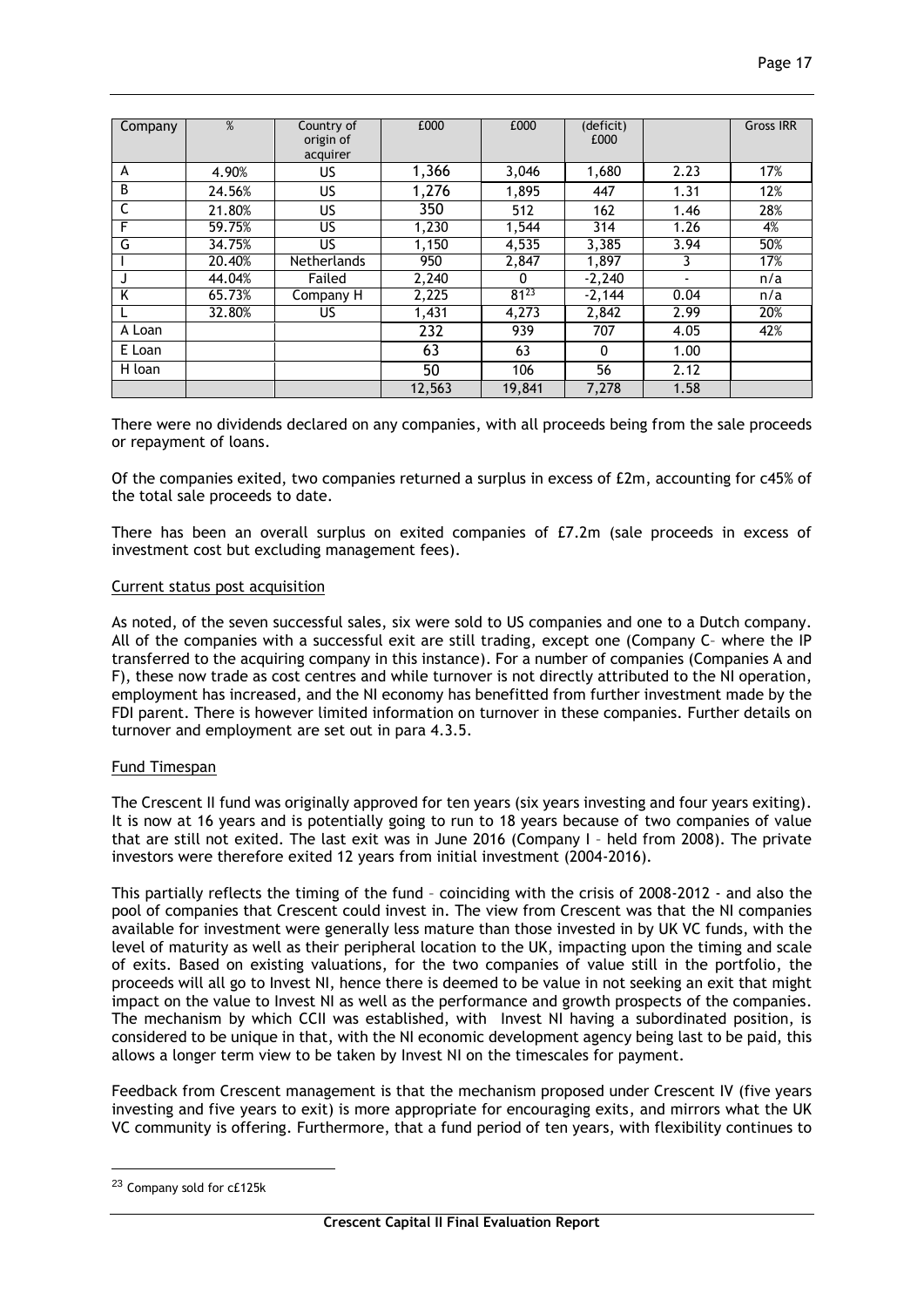| Company | % | Country of origin of acquirer | £000 | £000 | (deficit) £000 | | Gross IRR |
|---|---|---|---|---|---|---|---|
| A | 4.90% | US | 1,366 | 3,046 | 1,680 | 2.23 | 17% |
| B | 24.56% | US | 1,276 | 1,895 | 447 | 1.31 | 12% |
| C | 21.80% | US | 350 | 512 | 162 | 1.46 | 28% |
| F | 59.75% | US | 1,230 | 1,544 | 314 | 1.26 | 4% |
| G | 34.75% | US | 1,150 | 4,535 | 3,385 | 3.94 | 50% |
| I | 20.40% | Netherlands | 950 | 2,847 | 1,897 | 3 | 17% |
| J | 44.04% | Failed | 2,240 | 0 | -2,240 | - | n/a |
| K | 65.73% | Company H | 2,225 | 81[23] | -2,144 | 0.04 | n/a |
| L | 32.80% | US | 1,431 | 4,273 | 2,842 | 2.99 | 20% |
| A Loan | | | 232 | 939 | 707 | 4.05 | 42% |
| E Loan | | | 63 | 63 | 0 | 1.00 | |
| H loan | | | 50 | 106 | 56 | 2.12 | |
| | | | 12,563 | 19,841 | 7,278 | 1.58 | |

There were no dividends declared on any companies, with all proceeds being from the sale proceeds or repayment of loans.

Of the companies exited, two companies returned a surplus in excess of £2m, accounting for c45% of the total sale proceeds to date.

There has been an overall surplus on exited companies of £7.2m (sale proceeds in excess of investment cost but excluding management fees).

Current status post acquisition

As noted, of the seven successful sales, six were sold to US companies and one to a Dutch company. All of the companies with a successful exit are still trading, except one (Company C– where the IP transferred to the acquiring company in this instance). For a number of companies (Companies A and F), these now trade as cost centres and while turnover is not directly attributed to the NI operation, employment has increased, and the NI economy has benefitted from further investment made by the FDI parent. There is however limited information on turnover in these companies. Further details on turnover and employment are set out in para 4.3.5.

Fund Timespan

The Crescent II fund was originally approved for ten years (six years investing and four years exiting). It is now at 16 years and is potentially going to run to 18 years because of two companies of value that are still not exited. The last exit was in June 2016 (Company I – held from 2008). The private investors were therefore exited 12 years from initial investment (2004-2016).

This partially reflects the timing of the fund – coinciding with the crisis of 2008-2012 - and also the pool of companies that Crescent could invest in. The view from Crescent was that the NI companies available for investment were generally less mature than those invested in by UK VC funds, with the level of maturity as well as their peripheral location to the UK, impacting upon the timing and scale of exits. Based on existing valuations, for the two companies of value still in the portfolio, the proceeds will all go to Invest NI, hence there is deemed to be value in not seeking an exit that might impact on the value to Invest NI as well as the performance and growth prospects of the companies. The mechanism by which CCII was established, with Invest NI having a subordinated position, is considered to be unique in that, with the NI economic development agency being last to be paid, this allows a longer term view to be taken by Invest NI on the timescales for payment.

Feedback from Crescent management is that the mechanism proposed under Crescent IV (five years investing and five years to exit) is more appropriate for encouraging exits, and mirrors what the UK VC community is offering. Furthermore, that a fund period of ten years, with flexibility continues to

[23] Company sold for c£125k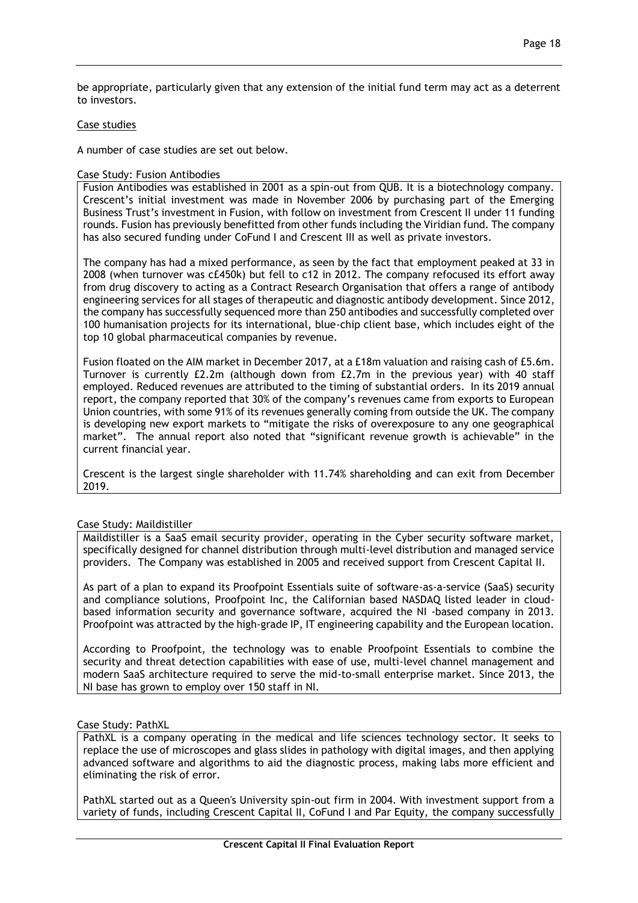be appropriate, particularly given that any extension of the initial fund term may act as a deterrent to investors.

Case studies

A number of case studies are set out below.

Case Study: Fusion Antibodies

Fusion Antibodies was established in 2001 as a spin-out from QUB. It is a biotechnology company. Crescent's initial investment was made in November 2006 by purchasing part of the Emerging Business Trust's investment in Fusion, with follow on investment from Crescent II under 11 funding rounds. Fusion has previously benefitted from other funds including the Viridian fund. The company has also secured funding under CoFund I and Crescent III as well as private investors.

The company has had a mixed performance, as seen by the fact that employment peaked at 33 in 2008 (when turnover was c£450k) but fell to c12 in 2012. The company refocused its effort away from drug discovery to acting as a Contract Research Organisation that offers a range of antibody engineering services for all stages of therapeutic and diagnostic antibody development. Since 2012, the company has successfully sequenced more than 250 antibodies and successfully completed over 100 humanisation projects for its international, blue-chip client base, which includes eight of the top 10 global pharmaceutical companies by revenue.

Fusion floated on the AIM market in December 2017, at a £18m valuation and raising cash of £5.6m. Turnover is currently £2.2m (although down from £2.7m in the previous year) with 40 staff employed. Reduced revenues are attributed to the timing of substantial orders. In its 2019 annual report, the company reported that 30% of the company's revenues came from exports to European Union countries, with some 91% of its revenues generally coming from outside the UK. The company is developing new export markets to "mitigate the risks of overexposure to any one geographical market". The annual report also noted that "significant revenue growth is achievable" in the current financial year.

Crescent is the largest single shareholder with 11.74% shareholding and can exit from December 2019.

Case Study: Maildistiller

Maildistiller is a SaaS email security provider, operating in the Cyber security software market, specifically designed for channel distribution through multi-level distribution and managed service providers. The Company was established in 2005 and received support from Crescent Capital II.

As part of a plan to expand its Proofpoint Essentials suite of software-as-a-service (SaaS) security and compliance solutions, Proofpoint Inc, the Californian based NASDAQ listed leader in cloud-based information security and governance software, acquired the NI -based company in 2013. Proofpoint was attracted by the high-grade IP, IT engineering capability and the European location.

According to Proofpoint, the technology was to enable Proofpoint Essentials to combine the security and threat detection capabilities with ease of use, multi-level channel management and modern SaaS architecture required to serve the mid-to-small enterprise market. Since 2013, the NI base has grown to employ over 150 staff in NI.

Case Study: PathXL

PathXL is a company operating in the medical and life sciences technology sector. It seeks to replace the use of microscopes and glass slides in pathology with digital images, and then applying advanced software and algorithms to aid the diagnostic process, making labs more efficient and eliminating the risk of error.

PathXL started out as a Queen's University spin-out firm in 2004. With investment support from a variety of funds, including Crescent Capital II, CoFund I and Par Equity, the company successfully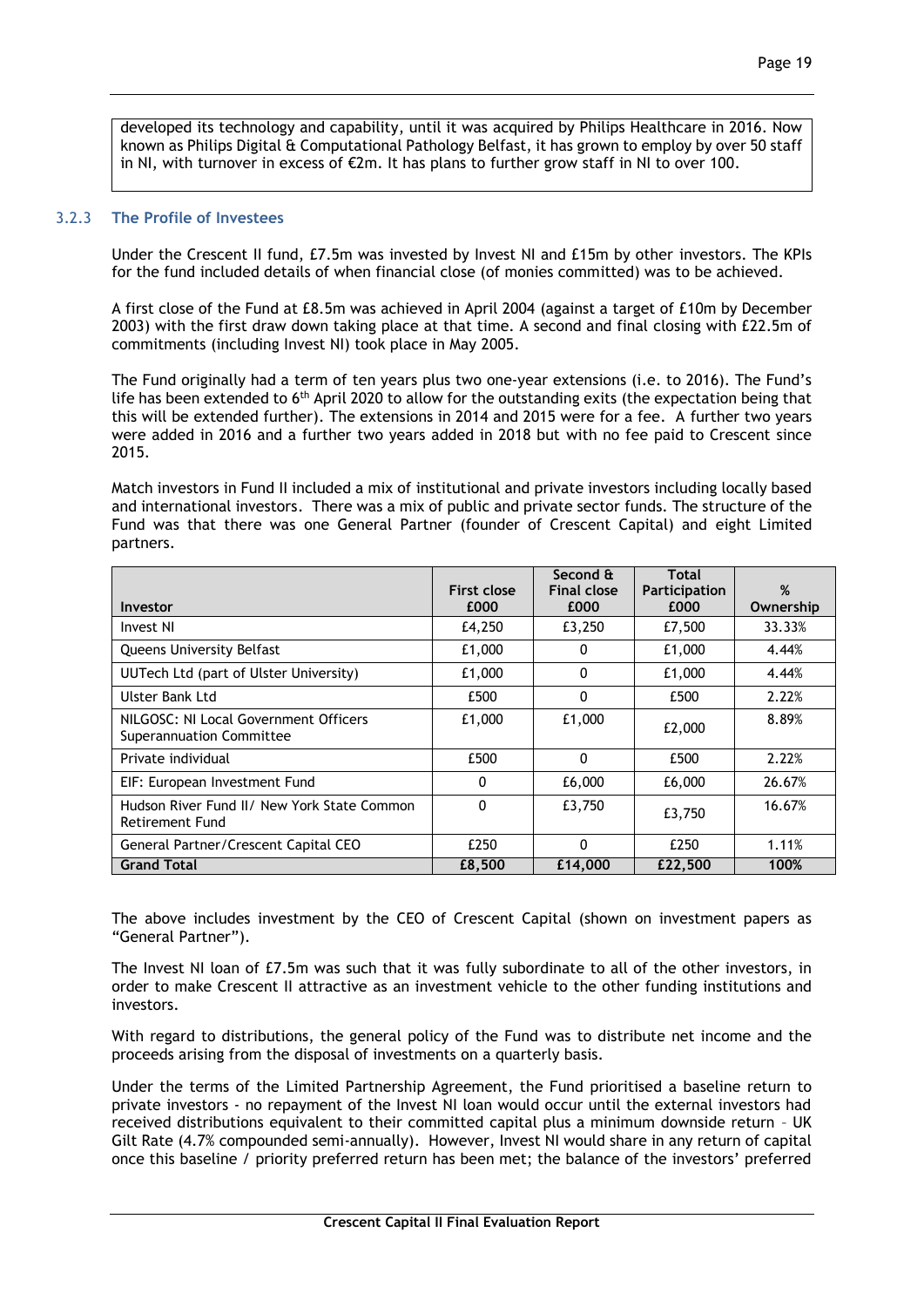developed its technology and capability, until it was acquired by Philips Healthcare in 2016. Now known as Philips Digital & Computational Pathology Belfast, it has grown to employ by over 50 staff in NI, with turnover in excess of €2m. It has plans to further grow staff in NI to over 100.

### 3.2.3 The Profile of Investees

Under the Crescent II fund, £7.5m was invested by Invest NI and £15m by other investors. The KPIs for the fund included details of when financial close (of monies committed) was to be achieved.

A first close of the Fund at £8.5m was achieved in April 2004 (against a target of £10m by December 2003) with the first draw down taking place at that time. A second and final closing with £22.5m of commitments (including Invest NI) took place in May 2005.

The Fund originally had a term of ten years plus two one-year extensions (i.e. to 2016). The Fund's life has been extended to 6th April 2020 to allow for the outstanding exits (the expectation being that this will be extended further). The extensions in 2014 and 2015 were for a fee. A further two years were added in 2016 and a further two years added in 2018 but with no fee paid to Crescent since 2015.

Match investors in Fund II included a mix of institutional and private investors including locally based and international investors. There was a mix of public and private sector funds. The structure of the Fund was that there was one General Partner (founder of Crescent Capital) and eight Limited partners.

| Investor | First close £000 | Second & Final close £000 | Total Participation £000 | % Ownership |
|---|---|---|---|---|
| Invest NI | £4,250 | £3,250 | £7,500 | 33.33% |
| Queens University Belfast | £1,000 | 0 | £1,000 | 4.44% |
| UUTech Ltd (part of Ulster University) | £1,000 | 0 | £1,000 | 4.44% |
| Ulster Bank Ltd | £500 | 0 | £500 | 2.22% |
| NILGOSC: NI Local Government Officers Superannuation Committee | £1,000 | £1,000 | £2,000 | 8.89% |
| Private individual | £500 | 0 | £500 | 2.22% |
| EIF: European Investment Fund | 0 | £6,000 | £6,000 | 26.67% |
| Hudson River Fund II/ New York State Common Retirement Fund | 0 | £3,750 | £3,750 | 16.67% |
| General Partner/Crescent Capital CEO | £250 | 0 | £250 | 1.11% |
| **Grand Total** | **£8,500** | **£14,000** | **£22,500** | **100%** |

The above includes investment by the CEO of Crescent Capital (shown on investment papers as "General Partner").

The Invest NI loan of £7.5m was such that it was fully subordinate to all of the other investors, in order to make Crescent II attractive as an investment vehicle to the other funding institutions and investors.

With regard to distributions, the general policy of the Fund was to distribute net income and the proceeds arising from the disposal of investments on a quarterly basis.

Under the terms of the Limited Partnership Agreement, the Fund prioritised a baseline return to private investors - no repayment of the Invest NI loan would occur until the external investors had received distributions equivalent to their committed capital plus a minimum downside return – UK Gilt Rate (4.7% compounded semi-annually). However, Invest NI would share in any return of capital once this baseline / priority preferred return has been met; the balance of the investors' preferred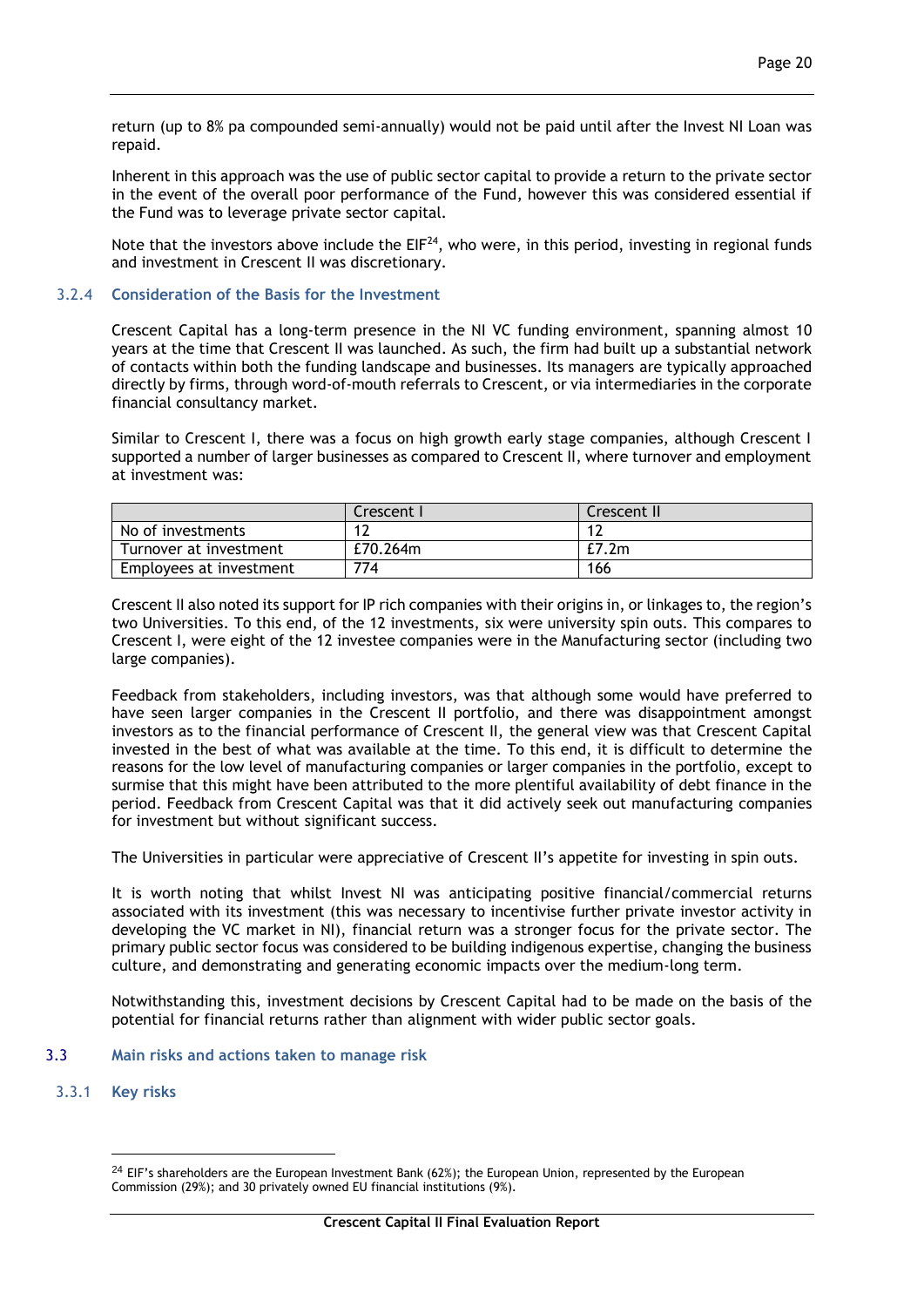return (up to 8% pa compounded semi-annually) would not be paid until after the Invest NI Loan was repaid.

Inherent in this approach was the use of public sector capital to provide a return to the private sector in the event of the overall poor performance of the Fund, however this was considered essential if the Fund was to leverage private sector capital.

Note that the investors above include the EIF[24], who were, in this period, investing in regional funds and investment in Crescent II was discretionary.

### 3.2.4 Consideration of the Basis for the Investment

Crescent Capital has a long-term presence in the NI VC funding environment, spanning almost 10 years at the time that Crescent II was launched. As such, the firm had built up a substantial network of contacts within both the funding landscape and businesses. Its managers are typically approached directly by firms, through word-of-mouth referrals to Crescent, or via intermediaries in the corporate financial consultancy market.

Similar to Crescent I, there was a focus on high growth early stage companies, although Crescent I supported a number of larger businesses as compared to Crescent II, where turnover and employment at investment was:

| | Crescent I | Crescent II |
|---|---|---|
| No of investments | 12 | 12 |
| Turnover at investment | £70.264m | £7.2m |
| Employees at investment | 774 | 166 |

Crescent II also noted its support for IP rich companies with their origins in, or linkages to, the region's two Universities. To this end, of the 12 investments, six were university spin outs. This compares to Crescent I, were eight of the 12 investee companies were in the Manufacturing sector (including two large companies).

Feedback from stakeholders, including investors, was that although some would have preferred to have seen larger companies in the Crescent II portfolio, and there was disappointment amongst investors as to the financial performance of Crescent II, the general view was that Crescent Capital invested in the best of what was available at the time. To this end, it is difficult to determine the reasons for the low level of manufacturing companies or larger companies in the portfolio, except to surmise that this might have been attributed to the more plentiful availability of debt finance in the period. Feedback from Crescent Capital was that it did actively seek out manufacturing companies for investment but without significant success.

The Universities in particular were appreciative of Crescent II's appetite for investing in spin outs.

It is worth noting that whilst Invest NI was anticipating positive financial/commercial returns associated with its investment (this was necessary to incentivise further private investor activity in developing the VC market in NI), financial return was a stronger focus for the private sector. The primary public sector focus was considered to be building indigenous expertise, changing the business culture, and demonstrating and generating economic impacts over the medium-long term.

Notwithstanding this, investment decisions by Crescent Capital had to be made on the basis of the potential for financial returns rather than alignment with wider public sector goals.

## 3.3 Main risks and actions taken to manage risk

### 3.3.1 Key risks

[24] EIF's shareholders are the European Investment Bank (62%); the European Union, represented by the European Commission (29%); and 30 privately owned EU financial institutions (9%).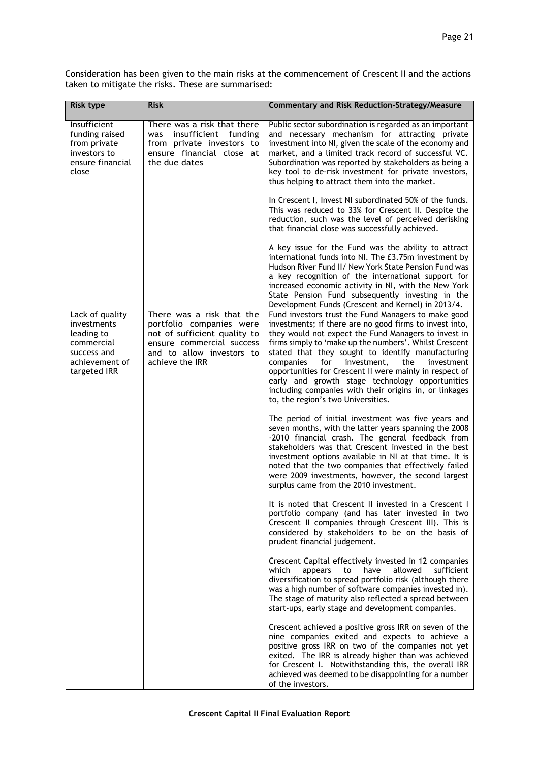Consideration has been given to the main risks at the commencement of Crescent II and the actions taken to mitigate the risks. These are summarised:

| Risk type | Risk | Commentary and Risk Reduction-Strategy/Measure |
|---|---|---|
| Insufficient funding raised from private investors to ensure financial close | There was a risk that there was insufficient funding from private investors to ensure financial close at the due dates | Public sector subordination is regarded as an important and necessary mechanism for attracting private investment into NI, given the scale of the economy and market, and a limited track record of successful VC. Subordination was reported by stakeholders as being a key tool to de-risk investment for private investors, thus helping to attract them into the market.<br><br>In Crescent I, Invest NI subordinated 50% of the funds. This was reduced to 33% for Crescent II. Despite the reduction, such was the level of perceived derisking that financial close was successfully achieved.<br><br>A key issue for the Fund was the ability to attract international funds into NI. The £3.75m investment by Hudson River Fund II/ New York State Pension Fund was a key recognition of the international support for increased economic activity in NI, with the New York State Pension Fund subsequently investing in the Development Funds (Crescent and Kernel) in 2013/4. |
| Lack of quality investments leading to commercial success and achievement of targeted IRR | There was a risk that the portfolio companies were not of sufficient quality to ensure commercial success and to allow investors to achieve the IRR | Fund investors trust the Fund Managers to make good investments; if there are no good firms to invest into, they would not expect the Fund Managers to invest in firms simply to 'make up the numbers'. Whilst Crescent stated that they sought to identify manufacturing companies for investment, the investment opportunities for Crescent II were mainly in respect of early and growth stage technology opportunities including companies with their origins in, or linkages to, the region's two Universities.<br><br>The period of initial investment was five years and seven months, with the latter years spanning the 2008 -2010 financial crash. The general feedback from stakeholders was that Crescent invested in the best investment options available in NI at that time. It is noted that the two companies that effectively failed were 2009 investments, however, the second largest surplus came from the 2010 investment.<br><br>It is noted that Crescent II invested in a Crescent I portfolio company (and has later invested in two Crescent II companies through Crescent III). This is considered by stakeholders to be on the basis of prudent financial judgement.<br><br>Crescent Capital effectively invested in 12 companies which appears to have allowed sufficient diversification to spread portfolio risk (although there was a high number of software companies invested in). The stage of maturity also reflected a spread between start-ups, early stage and development companies.<br><br>Crescent achieved a positive gross IRR on seven of the nine companies exited and expects to achieve a positive gross IRR on two of the companies not yet exited. The IRR is already higher than was achieved for Crescent I. Notwithstanding this, the overall IRR achieved was deemed to be disappointing for a number of the investors. |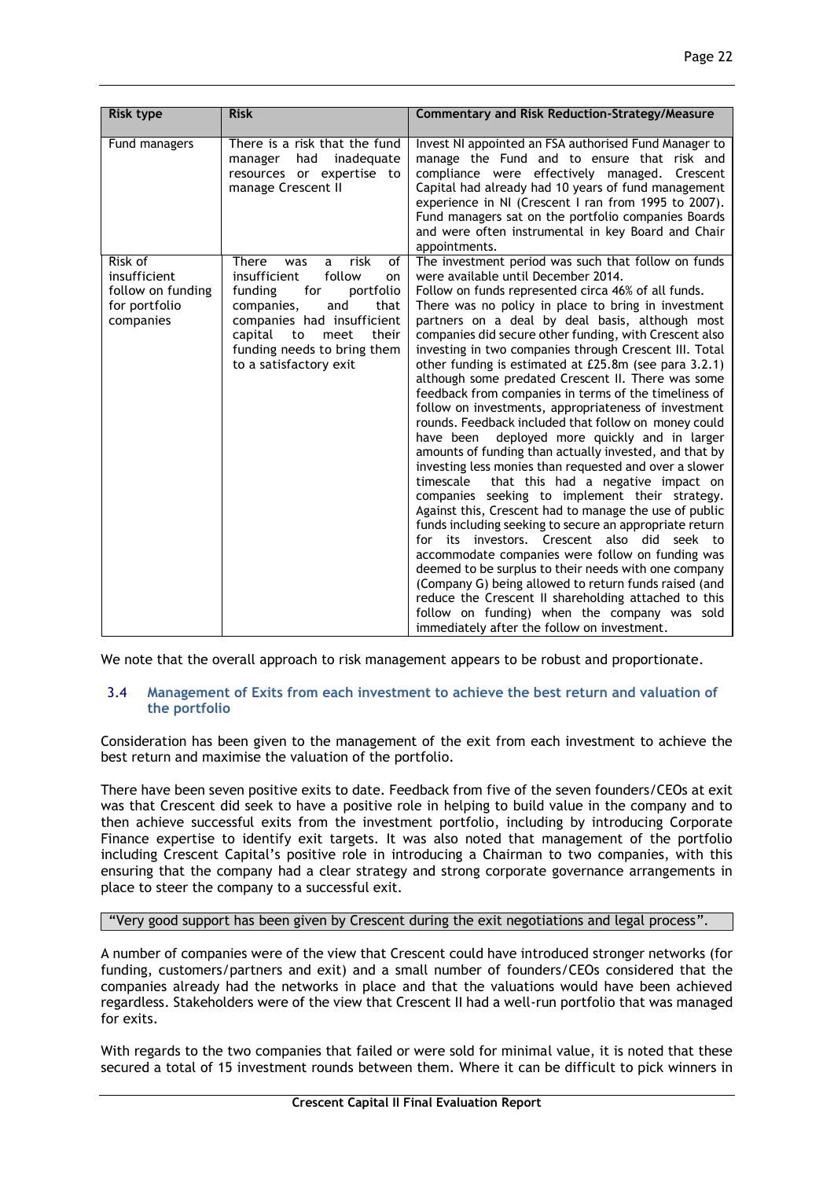| Risk type | Risk | Commentary and Risk Reduction-Strategy/Measure |
|---|---|---|
| Fund managers | There is a risk that the fund manager had inadequate resources or expertise to manage Crescent II | Invest NI appointed an FSA authorised Fund Manager to manage the Fund and to ensure that risk and compliance were effectively managed. Crescent Capital had already had 10 years of fund management experience in NI (Crescent I ran from 1995 to 2007). Fund managers sat on the portfolio companies Boards and were often instrumental in key Board and Chair appointments. |
| Risk of insufficient follow on funding for portfolio companies | There was a risk of insufficient follow on funding for portfolio companies, and that companies had insufficient capital to meet their funding needs to bring them to a satisfactory exit | The investment period was such that follow on funds were available until December 2014. Follow on funds represented circa 46% of all funds. There was no policy in place to bring in investment partners on a deal by deal basis, although most companies did secure other funding, with Crescent also investing in two companies through Crescent III. Total other funding is estimated at £25.8m (see para 3.2.1) although some predated Crescent II. There was some feedback from companies in terms of the timeliness of follow on investments, appropriateness of investment rounds. Feedback included that follow on money could have been deployed more quickly and in larger amounts of funding than actually invested, and that by investing less monies than requested and over a slower timescale that this had a negative impact on companies seeking to implement their strategy. Against this, Crescent had to manage the use of public funds including seeking to secure an appropriate return for its investors. Crescent also did seek to accommodate companies were follow on funding was deemed to be surplus to their needs with one company (Company G) being allowed to return funds raised (and reduce the Crescent II shareholding attached to this follow on funding) when the company was sold immediately after the follow on investment. |

We note that the overall approach to risk management appears to be robust and proportionate.

### 3.4 Management of Exits from each investment to achieve the best return and valuation of the portfolio

Consideration has been given to the management of the exit from each investment to achieve the best return and maximise the valuation of the portfolio.

There have been seven positive exits to date. Feedback from five of the seven founders/CEOs at exit was that Crescent did seek to have a positive role in helping to build value in the company and to then achieve successful exits from the investment portfolio, including by introducing Corporate Finance expertise to identify exit targets. It was also noted that management of the portfolio including Crescent Capital's positive role in introducing a Chairman to two companies, with this ensuring that the company had a clear strategy and strong corporate governance arrangements in place to steer the company to a successful exit.

> "Very good support has been given by Crescent during the exit negotiations and legal process".

A number of companies were of the view that Crescent could have introduced stronger networks (for funding, customers/partners and exit) and a small number of founders/CEOs considered that the companies already had the networks in place and that the valuations would have been achieved regardless. Stakeholders were of the view that Crescent II had a well-run portfolio that was managed for exits.

With regards to the two companies that failed or were sold for minimal value, it is noted that these secured a total of 15 investment rounds between them. Where it can be difficult to pick winners in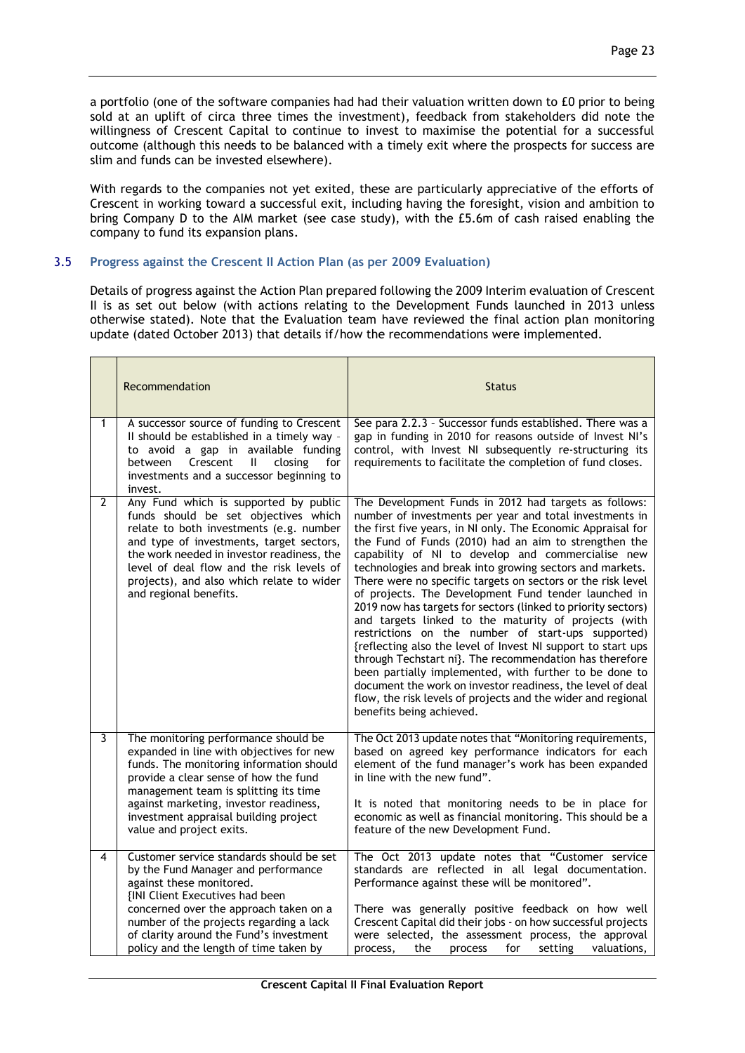a portfolio (one of the software companies had had their valuation written down to £0 prior to being sold at an uplift of circa three times the investment), feedback from stakeholders did note the willingness of Crescent Capital to continue to invest to maximise the potential for a successful outcome (although this needs to be balanced with a timely exit where the prospects for success are slim and funds can be invested elsewhere).

With regards to the companies not yet exited, these are particularly appreciative of the efforts of Crescent in working toward a successful exit, including having the foresight, vision and ambition to bring Company D to the AIM market (see case study), with the £5.6m of cash raised enabling the company to fund its expansion plans.

### 3.5 Progress against the Crescent II Action Plan (as per 2009 Evaluation)

Details of progress against the Action Plan prepared following the 2009 Interim evaluation of Crescent II is as set out below (with actions relating to the Development Funds launched in 2013 unless otherwise stated). Note that the Evaluation team have reviewed the final action plan monitoring update (dated October 2013) that details if/how the recommendations were implemented.

| | Recommendation | Status |
|---|---|---|
| 1 | A successor source of funding to Crescent II should be established in a timely way - to avoid a gap in available funding between Crescent II closing for investments and a successor beginning to invest. | See para 2.2.3 - Successor funds established. There was a gap in funding in 2010 for reasons outside of Invest NI's control, with Invest NI subsequently re-structuring its requirements to facilitate the completion of fund closes. |
| 2 | Any Fund which is supported by public funds should be set objectives which relate to both investments (e.g. number and type of investments, target sectors, the work needed in investor readiness, the level of deal flow and the risk levels of projects), and also which relate to wider and regional benefits. | The Development Funds in 2012 had targets as follows: number of investments per year and total investments in the first five years, in NI only. The Economic Appraisal for the Fund of Funds (2010) had an aim to strengthen the capability of NI to develop and commercialise new technologies and break into growing sectors and markets. There were no specific targets on sectors or the risk level of projects. The Development Fund tender launched in 2019 now has targets for sectors (linked to priority sectors) and targets linked to the maturity of projects (with restrictions on the number of start-ups supported) {reflecting also the level of Invest NI support to start ups through Techstart ni}. The recommendation has therefore been partially implemented, with further to be done to document the work on investor readiness, the level of deal flow, the risk levels of projects and the wider and regional benefits being achieved. |
| 3 | The monitoring performance should be expanded in line with objectives for new funds. The monitoring information should provide a clear sense of how the fund management team is splitting its time against marketing, investor readiness, investment appraisal building project value and project exits. | The Oct 2013 update notes that "Monitoring requirements, based on agreed key performance indicators for each element of the fund manager's work has been expanded in line with the new fund".<br><br>It is noted that monitoring needs to be in place for economic as well as financial monitoring. This should be a feature of the new Development Fund. |
| 4 | Customer service standards should be set by the Fund Manager and performance against these monitored.<br>{INI Client Executives had been concerned over the approach taken on a number of the projects regarding a lack of clarity around the Fund's investment policy and the length of time taken by | The Oct 2013 update notes that "Customer service standards are reflected in all legal documentation. Performance against these will be monitored".<br><br>There was generally positive feedback on how well Crescent Capital did their jobs - on how successful projects were selected, the assessment process, the approval process, the process for setting valuations, |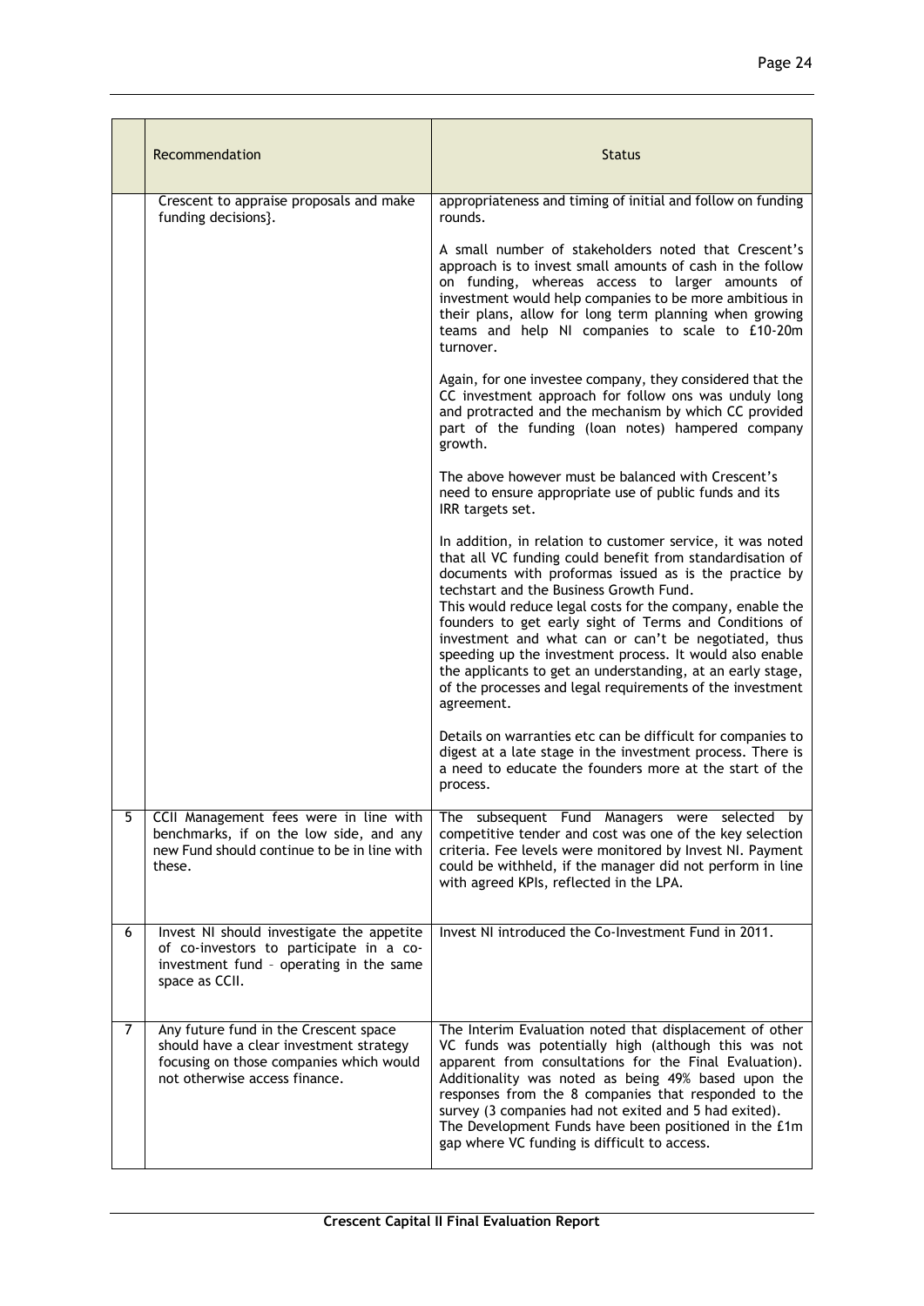|  | Recommendation | Status |
|---|---|---|
|  | Crescent to appraise proposals and make funding decisions}. | appropriateness and timing of initial and follow on funding rounds.<br><br>A small number of stakeholders noted that Crescent's approach is to invest small amounts of cash in the follow on funding, whereas access to larger amounts of investment would help companies to be more ambitious in their plans, allow for long term planning when growing teams and help NI companies to scale to £10-20m turnover.<br><br>Again, for one investee company, they considered that the CC investment approach for follow ons was unduly long and protracted and the mechanism by which CC provided part of the funding (loan notes) hampered company growth.<br><br>The above however must be balanced with Crescent's need to ensure appropriate use of public funds and its IRR targets set.<br><br>In addition, in relation to customer service, it was noted that all VC funding could benefit from standardisation of documents with proformas issued as is the practice by techstart and the Business Growth Fund.<br>This would reduce legal costs for the company, enable the founders to get early sight of Terms and Conditions of investment and what can or can't be negotiated, thus speeding up the investment process. It would also enable the applicants to get an understanding, at an early stage, of the processes and legal requirements of the investment agreement.<br><br>Details on warranties etc can be difficult for companies to digest at a late stage in the investment process. There is a need to educate the founders more at the start of the process. |
| 5 | CCII Management fees were in line with benchmarks, if on the low side, and any new Fund should continue to be in line with these. | The subsequent Fund Managers were selected by competitive tender and cost was one of the key selection criteria. Fee levels were monitored by Invest NI. Payment could be withheld, if the manager did not perform in line with agreed KPIs, reflected in the LPA. |
| 6 | Invest NI should investigate the appetite of co-investors to participate in a co-investment fund – operating in the same space as CCII. | Invest NI introduced the Co-Investment Fund in 2011. |
| 7 | Any future fund in the Crescent space should have a clear investment strategy focusing on those companies which would not otherwise access finance. | The Interim Evaluation noted that displacement of other VC funds was potentially high (although this was not apparent from consultations for the Final Evaluation). Additionality was noted as being 49% based upon the responses from the 8 companies that responded to the survey (3 companies had not exited and 5 had exited).<br>The Development Funds have been positioned in the £1m gap where VC funding is difficult to access. |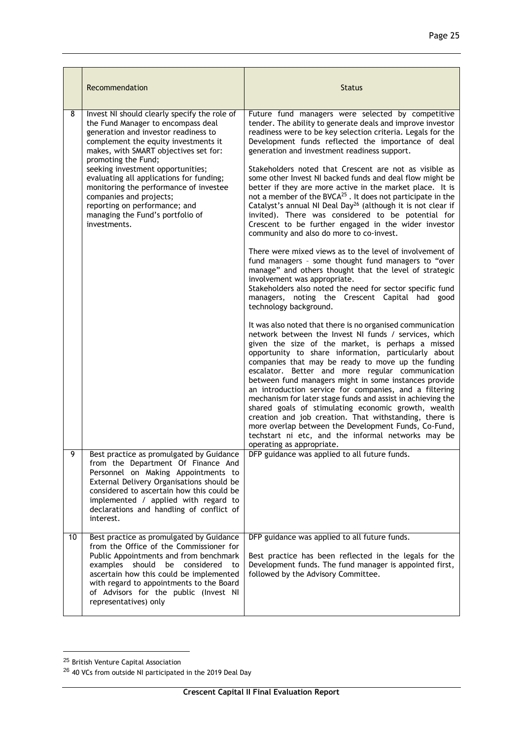| | Recommendation | Status |
|---|---|---|
| 8 | Invest NI should clearly specify the role of the Fund Manager to encompass deal generation and investor readiness to complement the equity investments it makes, with SMART objectives set for: promoting the Fund; seeking investment opportunities; evaluating all applications for funding; monitoring the performance of investee companies and projects; reporting on performance; and managing the Fund's portfolio of investments. | Future fund managers were selected by competitive tender. The ability to generate deals and improve investor readiness were to be key selection criteria. Legals for the Development funds reflected the importance of deal generation and investment readiness support.<br><br>Stakeholders noted that Crescent are not as visible as some other Invest NI backed funds and deal flow might be better if they are more active in the market place. It is not a member of the BVCA[25]. It does not participate in the Catalyst's annual NI Deal Day[26] (although it is not clear if invited). There was considered to be potential for Crescent to be further engaged in the wider investor community and also do more to co-invest.<br><br>There were mixed views as to the level of involvement of fund managers – some thought fund managers to "over manage" and others thought that the level of strategic involvement was appropriate.<br>Stakeholders also noted the need for sector specific fund managers, noting the Crescent Capital had good technology background.<br><br>It was also noted that there is no organised communication network between the Invest NI funds / services, which given the size of the market, is perhaps a missed opportunity to share information, particularly about companies that may be ready to move up the funding escalator. Better and more regular communication between fund managers might in some instances provide an introduction service for companies, and a filtering mechanism for later stage funds and assist in achieving the shared goals of stimulating economic growth, wealth creation and job creation. That withstanding, there is more overlap between the Development Funds, Co-Fund, techstart ni etc, and the informal networks may be operating as appropriate. |
| 9 | Best practice as promulgated by Guidance from the Department Of Finance And Personnel on Making Appointments to External Delivery Organisations should be considered to ascertain how this could be implemented / applied with regard to declarations and handling of conflict of interest. | DFP guidance was applied to all future funds. |
| 10 | Best practice as promulgated by Guidance from the Office of the Commissioner for Public Appointments and from benchmark examples should be considered to ascertain how this could be implemented with regard to appointments to the Board of Advisors for the public (Invest NI representatives) only | DFP guidance was applied to all future funds.<br><br>Best practice has been reflected in the legals for the Development funds. The fund manager is appointed first, followed by the Advisory Committee. |

[25] British Venture Capital Association

[26] 40 VCs from outside NI participated in the 2019 Deal Day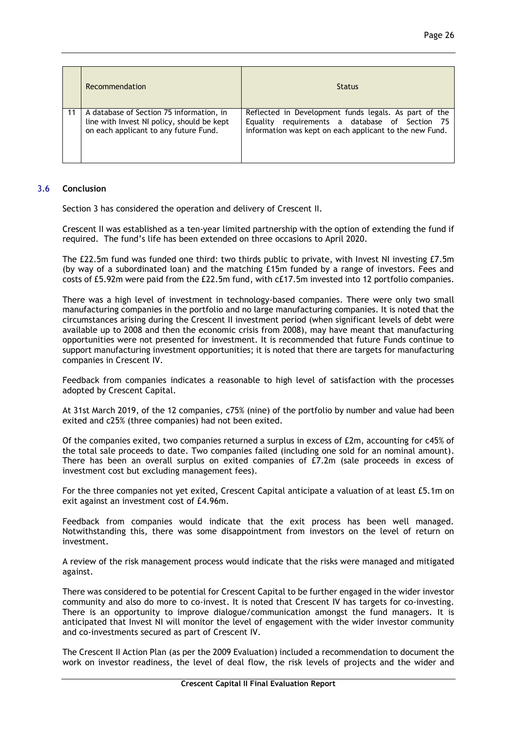|  | Recommendation | Status |
| --- | --- | --- |
| 11 | A database of Section 75 information, in line with Invest NI policy, should be kept on each applicant to any future Fund. | Reflected in Development funds legals. As part of the Equality requirements a database of Section 75 information was kept on each applicant to the new Fund. |

### 3.6 Conclusion

Section 3 has considered the operation and delivery of Crescent II.

Crescent II was established as a ten-year limited partnership with the option of extending the fund if required. The fund's life has been extended on three occasions to April 2020.

The £22.5m fund was funded one third: two thirds public to private, with Invest NI investing £7.5m (by way of a subordinated loan) and the matching £15m funded by a range of investors. Fees and costs of £5.92m were paid from the £22.5m fund, with c£17.5m invested into 12 portfolio companies.

There was a high level of investment in technology-based companies. There were only two small manufacturing companies in the portfolio and no large manufacturing companies. It is noted that the circumstances arising during the Crescent II investment period (when significant levels of debt were available up to 2008 and then the economic crisis from 2008), may have meant that manufacturing opportunities were not presented for investment. It is recommended that future Funds continue to support manufacturing investment opportunities; it is noted that there are targets for manufacturing companies in Crescent IV.

Feedback from companies indicates a reasonable to high level of satisfaction with the processes adopted by Crescent Capital.

At 31st March 2019, of the 12 companies, c75% (nine) of the portfolio by number and value had been exited and c25% (three companies) had not been exited.

Of the companies exited, two companies returned a surplus in excess of £2m, accounting for c45% of the total sale proceeds to date. Two companies failed (including one sold for an nominal amount). There has been an overall surplus on exited companies of £7.2m (sale proceeds in excess of investment cost but excluding management fees).

For the three companies not yet exited, Crescent Capital anticipate a valuation of at least £5.1m on exit against an investment cost of £4.96m.

Feedback from companies would indicate that the exit process has been well managed. Notwithstanding this, there was some disappointment from investors on the level of return on investment.

A review of the risk management process would indicate that the risks were managed and mitigated against.

There was considered to be potential for Crescent Capital to be further engaged in the wider investor community and also do more to co-invest. It is noted that Crescent IV has targets for co-investing. There is an opportunity to improve dialogue/communication amongst the fund managers. It is anticipated that Invest NI will monitor the level of engagement with the wider investor community and co-investments secured as part of Crescent IV.

The Crescent II Action Plan (as per the 2009 Evaluation) included a recommendation to document the work on investor readiness, the level of deal flow, the risk levels of projects and the wider and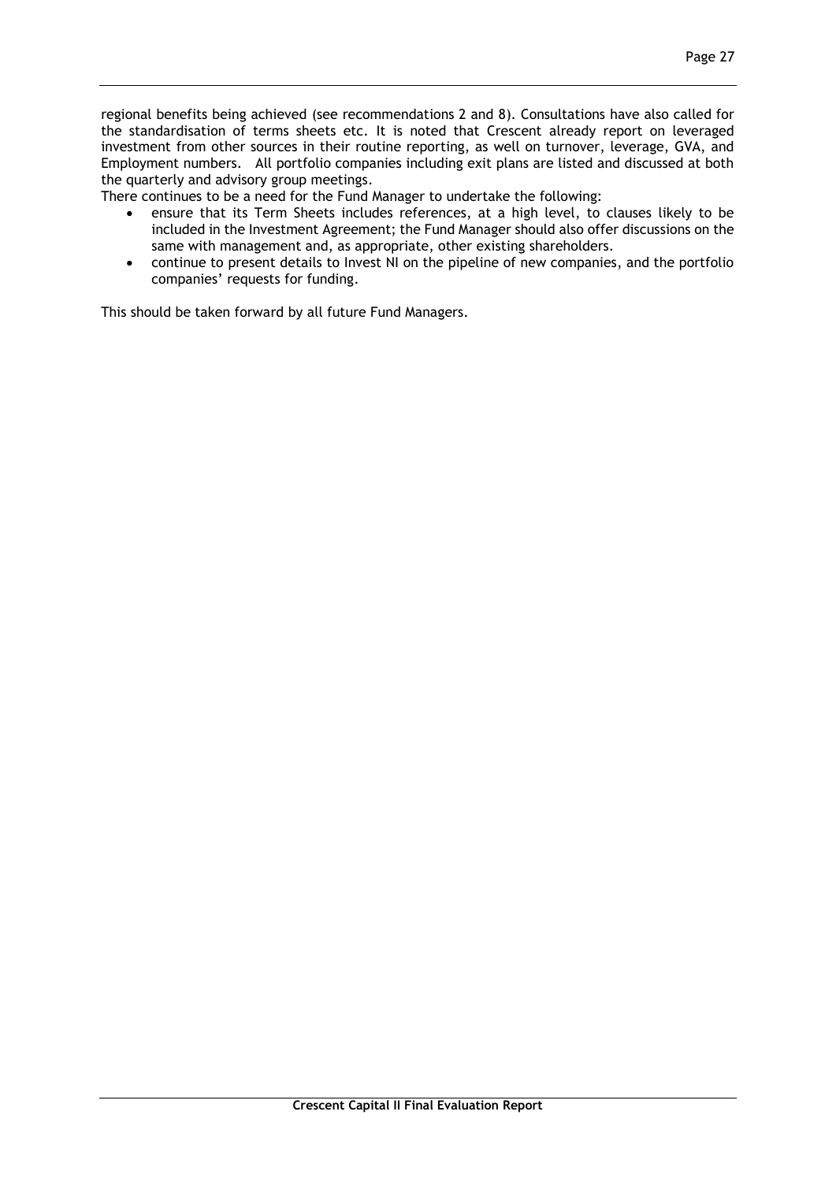regional benefits being achieved (see recommendations 2 and 8). Consultations have also called for the standardisation of terms sheets etc. It is noted that Crescent already report on leveraged investment from other sources in their routine reporting, as well on turnover, leverage, GVA, and Employment numbers. All portfolio companies including exit plans are listed and discussed at both the quarterly and advisory group meetings.

There continues to be a need for the Fund Manager to undertake the following:

- ensure that its Term Sheets includes references, at a high level, to clauses likely to be included in the Investment Agreement; the Fund Manager should also offer discussions on the same with management and, as appropriate, other existing shareholders.
- continue to present details to Invest NI on the pipeline of new companies, and the portfolio companies' requests for funding.

This should be taken forward by all future Fund Managers.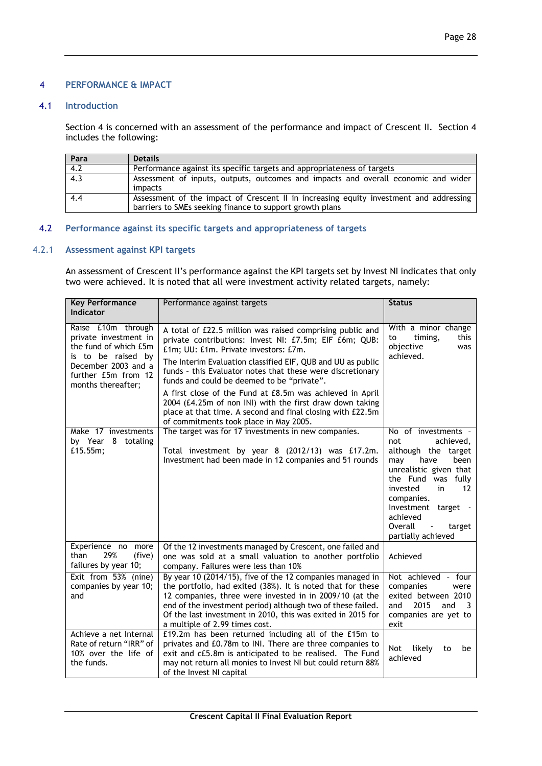# 4 PERFORMANCE & IMPACT

## 4.1 Introduction

Section 4 is concerned with an assessment of the performance and impact of Crescent II. Section 4 includes the following:

| Para | Details |
|---|---|
| 4.2 | Performance against its specific targets and appropriateness of targets |
| 4.3 | Assessment of inputs, outputs, outcomes and impacts and overall economic and wider impacts |
| 4.4 | Assessment of the impact of Crescent II in increasing equity investment and addressing barriers to SMEs seeking finance to support growth plans |

## 4.2 Performance against its specific targets and appropriateness of targets

### 4.2.1 Assessment against KPI targets

An assessment of Crescent II's performance against the KPI targets set by Invest NI indicates that only two were achieved. It is noted that all were investment activity related targets, namely:

| Key Performance Indicator | Performance against targets | Status |
|---|---|---|
| Raise £10m through private investment in the fund of which £5m is to be raised by December 2003 and a further £5m from 12 months thereafter; | A total of £22.5 million was raised comprising public and private contributions: Invest NI: £7.5m; EIF £6m; QUB: £1m; UU: £1m. Private investors: £7m.<br><br>The Interim Evaluation classified EIF, QUB and UU as public funds - this Evaluator notes that these were discretionary funds and could be deemed to be "private".<br><br>A first close of the Fund at £8.5m was achieved in April 2004 (£4.25m of non INI) with the first draw down taking place at that time. A second and final closing with £22.5m of commitments took place in May 2005. | With a minor change to timing, this objective was achieved. |
| Make 17 investments by Year 8 totaling £15.55m; | The target was for 17 investments in new companies.<br><br>Total investment by year 8 (2012/13) was £17.2m. Investment had been made in 12 companies and 51 rounds | No of investments - not achieved, although the target may have been unrealistic given that the Fund was fully invested in 12 companies.<br>Investment target - achieved<br>Overall - target partially achieved |
| Experience no more than 29% (five) failures by year 10; | Of the 12 investments managed by Crescent, one failed and one was sold at a small valuation to another portfolio company. Failures were less than 10% | Achieved |
| Exit from 53% (nine) companies by year 10; and | By year 10 (2014/15), five of the 12 companies managed in the portfolio, had exited (38%). It is noted that for these 12 companies, three were invested in in 2009/10 (at the end of the investment period) although two of these failed. Of the last investment in 2010, this was exited in 2015 for a multiple of 2.99 times cost. | Not achieved - four companies were exited between 2010 and 2015 and 3 companies are yet to exit |
| Achieve a net Internal Rate of return "IRR" of 10% over the life of the funds. | £19.2m has been returned including all of the £15m to privates and £0.78m to INI. There are three companies to exit and c£5.8m is anticipated to be realised. The Fund may not return all monies to Invest NI but could return 88% of the Invest NI capital | Not likely to be achieved |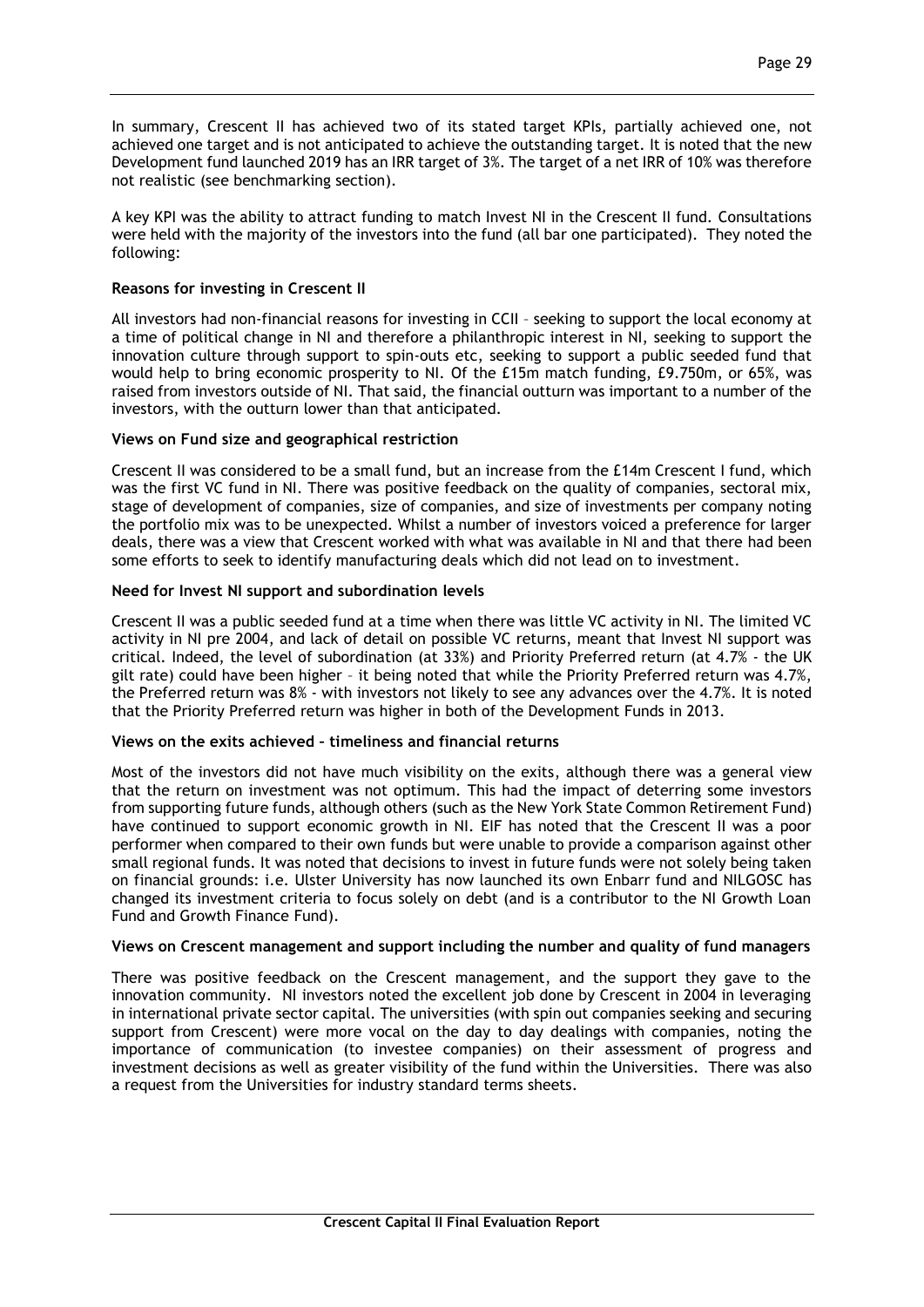In summary, Crescent II has achieved two of its stated target KPIs, partially achieved one, not achieved one target and is not anticipated to achieve the outstanding target. It is noted that the new Development fund launched 2019 has an IRR target of 3%. The target of a net IRR of 10% was therefore not realistic (see benchmarking section).

A key KPI was the ability to attract funding to match Invest NI in the Crescent II fund. Consultations were held with the majority of the investors into the fund (all bar one participated). They noted the following:

**Reasons for investing in Crescent II**

All investors had non-financial reasons for investing in CCII – seeking to support the local economy at a time of political change in NI and therefore a philanthropic interest in NI, seeking to support the innovation culture through support to spin-outs etc, seeking to support a public seeded fund that would help to bring economic prosperity to NI. Of the £15m match funding, £9.750m, or 65%, was raised from investors outside of NI. That said, the financial outturn was important to a number of the investors, with the outturn lower than that anticipated.

**Views on Fund size and geographical restriction**

Crescent II was considered to be a small fund, but an increase from the £14m Crescent I fund, which was the first VC fund in NI. There was positive feedback on the quality of companies, sectoral mix, stage of development of companies, size of companies, and size of investments per company noting the portfolio mix was to be unexpected. Whilst a number of investors voiced a preference for larger deals, there was a view that Crescent worked with what was available in NI and that there had been some efforts to seek to identify manufacturing deals which did not lead on to investment.

**Need for Invest NI support and subordination levels**

Crescent II was a public seeded fund at a time when there was little VC activity in NI. The limited VC activity in NI pre 2004, and lack of detail on possible VC returns, meant that Invest NI support was critical. Indeed, the level of subordination (at 33%) and Priority Preferred return (at 4.7% - the UK gilt rate) could have been higher – it being noted that while the Priority Preferred return was 4.7%, the Preferred return was 8% - with investors not likely to see any advances over the 4.7%. It is noted that the Priority Preferred return was higher in both of the Development Funds in 2013.

**Views on the exits achieved – timeliness and financial returns**

Most of the investors did not have much visibility on the exits, although there was a general view that the return on investment was not optimum. This had the impact of deterring some investors from supporting future funds, although others (such as the New York State Common Retirement Fund) have continued to support economic growth in NI. EIF has noted that the Crescent II was a poor performer when compared to their own funds but were unable to provide a comparison against other small regional funds. It was noted that decisions to invest in future funds were not solely being taken on financial grounds: i.e. Ulster University has now launched its own Enbarr fund and NILGOSC has changed its investment criteria to focus solely on debt (and is a contributor to the NI Growth Loan Fund and Growth Finance Fund).

**Views on Crescent management and support including the number and quality of fund managers**

There was positive feedback on the Crescent management, and the support they gave to the innovation community. NI investors noted the excellent job done by Crescent in 2004 in leveraging in international private sector capital. The universities (with spin out companies seeking and securing support from Crescent) were more vocal on the day to day dealings with companies, noting the importance of communication (to investee companies) on their assessment of progress and investment decisions as well as greater visibility of the fund within the Universities. There was also a request from the Universities for industry standard terms sheets.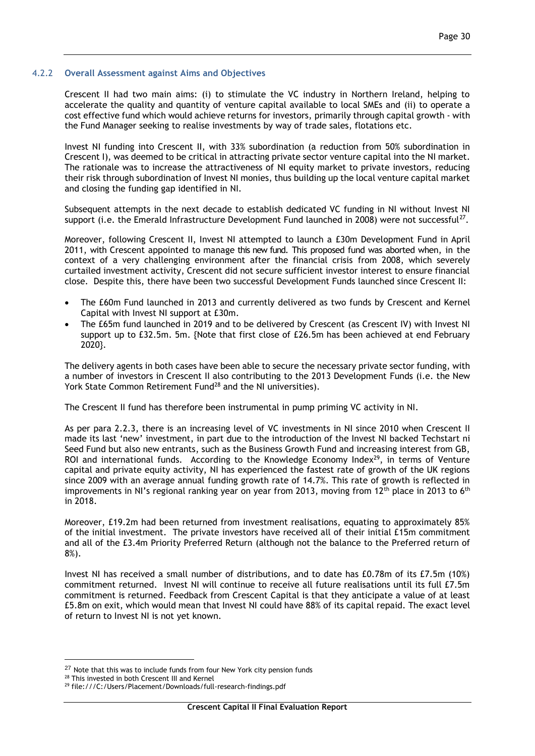### 4.2.2 Overall Assessment against Aims and Objectives

Crescent II had two main aims: (i) to stimulate the VC industry in Northern Ireland, helping to accelerate the quality and quantity of venture capital available to local SMEs and (ii) to operate a cost effective fund which would achieve returns for investors, primarily through capital growth - with the Fund Manager seeking to realise investments by way of trade sales, flotations etc.

Invest NI funding into Crescent II, with 33% subordination (a reduction from 50% subordination in Crescent I), was deemed to be critical in attracting private sector venture capital into the NI market. The rationale was to increase the attractiveness of NI equity market to private investors, reducing their risk through subordination of Invest NI monies, thus building up the local venture capital market and closing the funding gap identified in NI.

Subsequent attempts in the next decade to establish dedicated VC funding in NI without Invest NI support (i.e. the Emerald Infrastructure Development Fund launched in 2008) were not successful[27].

Moreover, following Crescent II, Invest NI attempted to launch a £30m Development Fund in April 2011, with Crescent appointed to manage this new fund. This proposed fund was aborted when, in the context of a very challenging environment after the financial crisis from 2008, which severely curtailed investment activity, Crescent did not secure sufficient investor interest to ensure financial close. Despite this, there have been two successful Development Funds launched since Crescent II:

- The £60m Fund launched in 2013 and currently delivered as two funds by Crescent and Kernel Capital with Invest NI support at £30m.
- The £65m fund launched in 2019 and to be delivered by Crescent (as Crescent IV) with Invest NI support up to £32.5m. 5m. {Note that first close of £26.5m has been achieved at end February 2020}.

The delivery agents in both cases have been able to secure the necessary private sector funding, with a number of investors in Crescent II also contributing to the 2013 Development Funds (i.e. the New York State Common Retirement Fund[28] and the NI universities).

The Crescent II fund has therefore been instrumental in pump priming VC activity in NI.

As per para 2.2.3, there is an increasing level of VC investments in NI since 2010 when Crescent II made its last 'new' investment, in part due to the introduction of the Invest NI backed Techstart ni Seed Fund but also new entrants, such as the Business Growth Fund and increasing interest from GB, ROI and international funds. According to the Knowledge Economy Index[29], in terms of Venture capital and private equity activity, NI has experienced the fastest rate of growth of the UK regions since 2009 with an average annual funding growth rate of 14.7%. This rate of growth is reflected in improvements in NI's regional ranking year on year from 2013, moving from 12th place in 2013 to 6th in 2018.

Moreover, £19.2m had been returned from investment realisations, equating to approximately 85% of the initial investment. The private investors have received all of their initial £15m commitment and all of the £3.4m Priority Preferred Return (although not the balance to the Preferred return of 8%).

Invest NI has received a small number of distributions, and to date has £0.78m of its £7.5m (10%) commitment returned. Invest NI will continue to receive all future realisations until its full £7.5m commitment is returned. Feedback from Crescent Capital is that they anticipate a value of at least £5.8m on exit, which would mean that Invest NI could have 88% of its capital repaid. The exact level of return to Invest NI is not yet known.

---

[27] Note that this was to include funds from four New York city pension funds

[28] This invested in both Crescent III and Kernel

[29] file:///C:/Users/Placement/Downloads/full-research-findings.pdf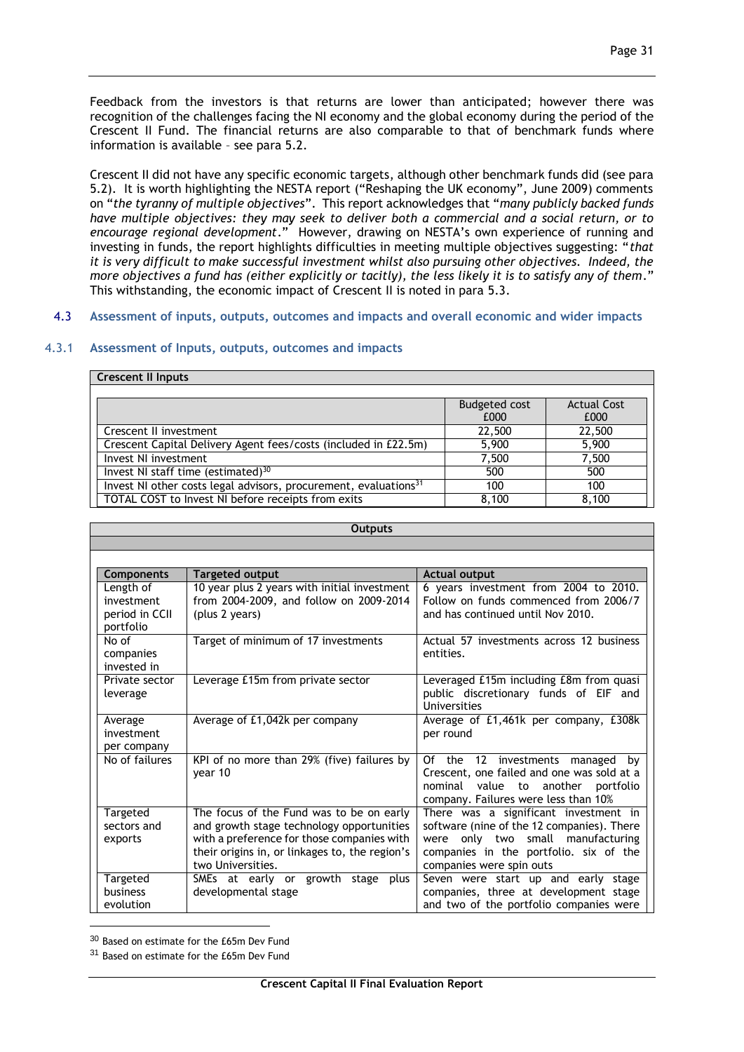Feedback from the investors is that returns are lower than anticipated; however there was recognition of the challenges facing the NI economy and the global economy during the period of the Crescent II Fund. The financial returns are also comparable to that of benchmark funds where information is available – see para 5.2.

Crescent II did not have any specific economic targets, although other benchmark funds did (see para 5.2). It is worth highlighting the NESTA report ("Reshaping the UK economy", June 2009) comments on "*the tyranny of multiple objectives*". This report acknowledges that "*many publicly backed funds have multiple objectives: they may seek to deliver both a commercial and a social return, or to encourage regional development*." However, drawing on NESTA's own experience of running and investing in funds, the report highlights difficulties in meeting multiple objectives suggesting: "*that it is very difficult to make successful investment whilst also pursuing other objectives. Indeed, the more objectives a fund has (either explicitly or tacitly), the less likely it is to satisfy any of them*." This withstanding, the economic impact of Crescent II is noted in para 5.3.

## 4.3 Assessment of inputs, outputs, outcomes and impacts and overall economic and wider impacts

### 4.3.1 Assessment of Inputs, outputs, outcomes and impacts

**Crescent II Inputs**

| | Budgeted cost £000 | Actual Cost £000 |
|---|---|---|
| Crescent II investment | 22,500 | 22,500 |
| Crescent Capital Delivery Agent fees/costs (included in £22.5m) | 5,900 | 5,900 |
| Invest NI investment | 7,500 | 7,500 |
| Invest NI staff time (estimated)[30] | 500 | 500 |
| Invest NI other costs legal advisors, procurement, evaluations[31] | 100 | 100 |
| TOTAL COST to Invest NI before receipts from exits | 8,100 | 8,100 |

**Outputs**

| Components | Targeted output | Actual output |
|---|---|---|
| Length of investment period in CCII portfolio | 10 year plus 2 years with initial investment from 2004-2009, and follow on 2009-2014 (plus 2 years) | 6 years investment from 2004 to 2010. Follow on funds commenced from 2006/7 and has continued until Nov 2010. |
| No of companies invested in | Target of minimum of 17 investments | Actual 57 investments across 12 business entities. |
| Private sector leverage | Leverage £15m from private sector | Leveraged £15m including £8m from quasi public discretionary funds of EIF and Universities |
| Average investment per company | Average of £1,042k per company | Average of £1,461k per company, £308k per round |
| No of failures | KPI of no more than 29% (five) failures by year 10 | Of the 12 investments managed by Crescent, one failed and one was sold at a nominal value to another portfolio company. Failures were less than 10% |
| Targeted sectors and exports | The focus of the Fund was to be on early and growth stage technology opportunities with a preference for those companies with their origins in, or linkages to, the region's two Universities. | There was a significant investment in software (nine of the 12 companies). There were only two small manufacturing companies in the portfolio. six of the companies were spin outs |
| Targeted business evolution | SMEs at early or growth stage plus developmental stage | Seven were start up and early stage companies, three at development stage and two of the portfolio companies were |

[30] Based on estimate for the £65m Dev Fund

[31] Based on estimate for the £65m Dev Fund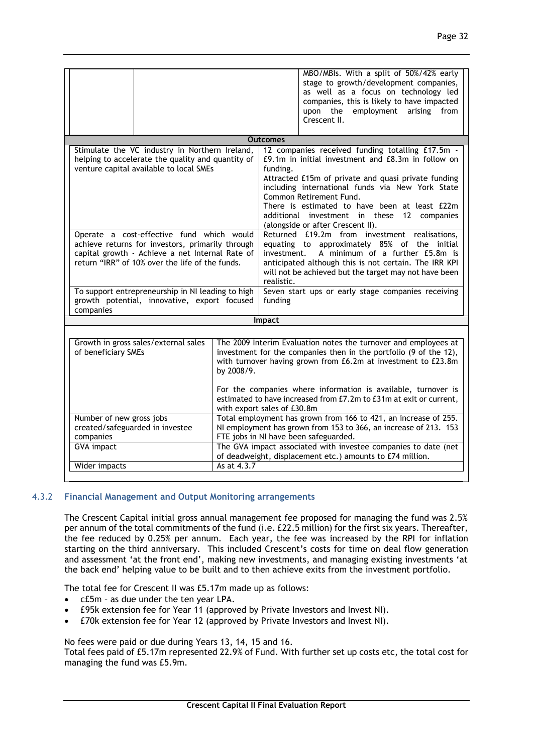| | | | |
|---|---|---|---|
| | | | MBO/MBIs. With a split of 50%/42% early stage to growth/development companies, as well as a focus on technology led companies, this is likely to have impacted upon the employment arising from Crescent II. |

| **Outcomes** | |
|---|---|
| Stimulate the VC industry in Northern Ireland, helping to accelerate the quality and quantity of venture capital available to local SMEs | 12 companies received funding totalling £17.5m - £9.1m in initial investment and £8.3m in follow on funding. Attracted £15m of private and quasi private funding including international funds via New York State Common Retirement Fund. There is estimated to have been at least £22m additional investment in these 12 companies (alongside or after Crescent II). |
| Operate a cost-effective fund which would achieve returns for investors, primarily through capital growth - Achieve a net Internal Rate of return "IRR" of 10% over the life of the funds. | Returned £19.2m from investment realisations, equating to approximately 85% of the initial investment. A minimum of a further £5.8m is anticipated although this is not certain. The IRR KPI will not be achieved but the target may not have been realistic. |
| To support entrepreneurship in NI leading to high growth potential, innovative, export focused companies | Seven start ups or early stage companies receiving funding |

| **Impact** | |
|---|---|
| Growth in gross sales/external sales of beneficiary SMEs | The 2009 Interim Evaluation notes the turnover and employees at investment for the companies then in the portfolio (9 of the 12), with turnover having grown from £6.2m at investment to £23.8m by 2008/9.<br><br>For the companies where information is available, turnover is estimated to have increased from £7.2m to £31m at exit or current, with export sales of £30.8m |
| Number of new gross jobs created/safeguarded in investee companies | Total employment has grown from 166 to 421, an increase of 255. NI employment has grown from 153 to 366, an increase of 213. 153 FTE jobs in NI have been safeguarded. |
| GVA impact | The GVA impact associated with investee companies to date (net of deadweight, displacement etc.) amounts to £74 million. |
| Wider impacts | As at 4.3.7 |

### 4.3.2 Financial Management and Output Monitoring arrangements

The Crescent Capital initial gross annual management fee proposed for managing the fund was 2.5% per annum of the total commitments of the fund (i.e. £22.5 million) for the first six years. Thereafter, the fee reduced by 0.25% per annum. Each year, the fee was increased by the RPI for inflation starting on the third anniversary. This included Crescent's costs for time on deal flow generation and assessment 'at the front end', making new investments, and managing existing investments 'at the back end' helping value to be built and to then achieve exits from the investment portfolio.

The total fee for Crescent II was £5.17m made up as follows:

- c£5m – as due under the ten year LPA.
- £95k extension fee for Year 11 (approved by Private Investors and Invest NI).
- £70k extension fee for Year 12 (approved by Private Investors and Invest NI).

No fees were paid or due during Years 13, 14, 15 and 16.
Total fees paid of £5.17m represented 22.9% of Fund. With further set up costs etc, the total cost for managing the fund was £5.9m.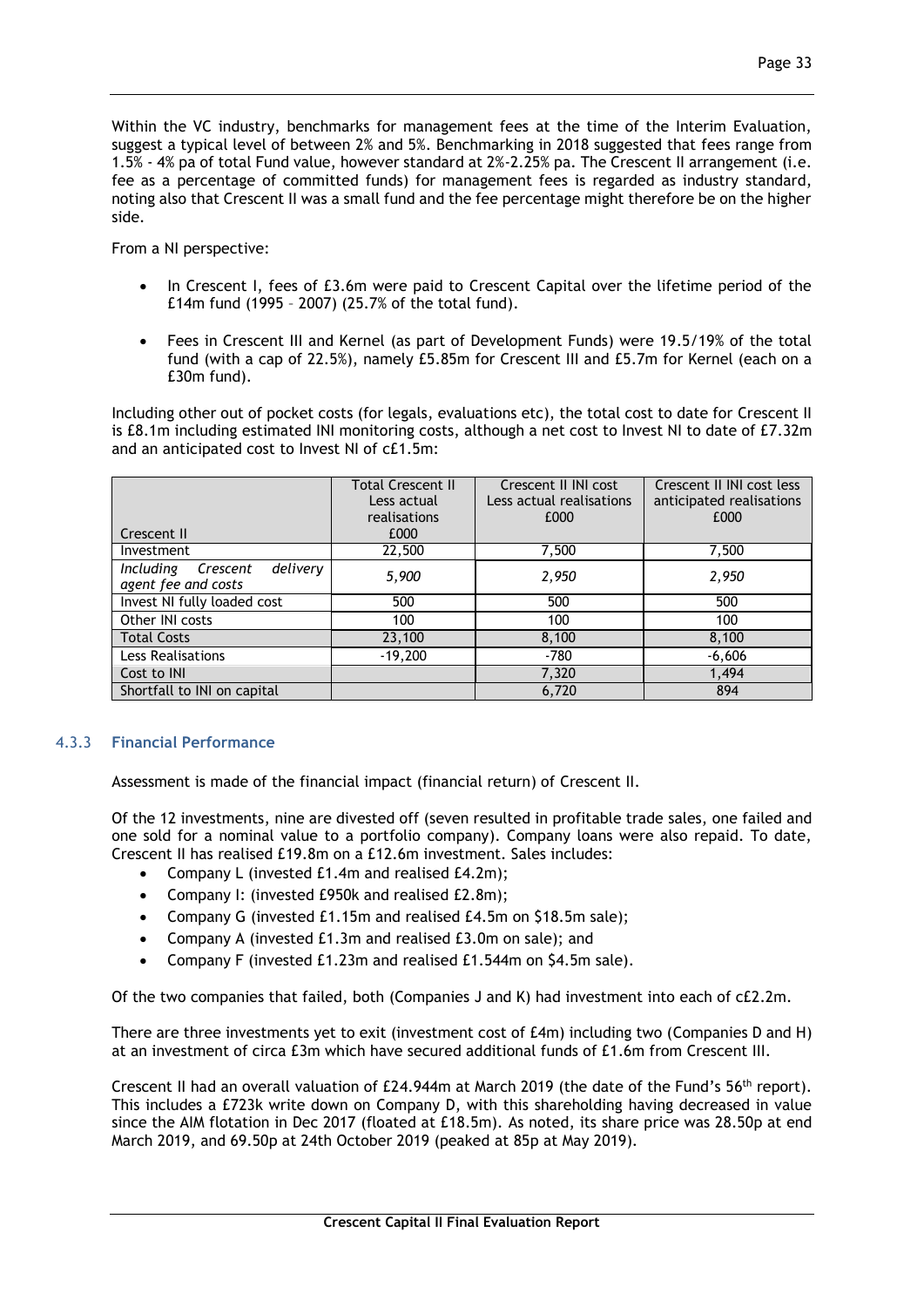Within the VC industry, benchmarks for management fees at the time of the Interim Evaluation, suggest a typical level of between 2% and 5%. Benchmarking in 2018 suggested that fees range from 1.5% - 4% pa of total Fund value, however standard at 2%-2.25% pa. The Crescent II arrangement (i.e. fee as a percentage of committed funds) for management fees is regarded as industry standard, noting also that Crescent II was a small fund and the fee percentage might therefore be on the higher side.

From a NI perspective:

- In Crescent I, fees of £3.6m were paid to Crescent Capital over the lifetime period of the £14m fund (1995 – 2007) (25.7% of the total fund).
- Fees in Crescent III and Kernel (as part of Development Funds) were 19.5/19% of the total fund (with a cap of 22.5%), namely £5.85m for Crescent III and £5.7m for Kernel (each on a £30m fund).

Including other out of pocket costs (for legals, evaluations etc), the total cost to date for Crescent II is £8.1m including estimated INI monitoring costs, although a net cost to Invest NI to date of £7.32m and an anticipated cost to Invest NI of c£1.5m:

| Crescent II | Total Crescent II Less actual realisations £000 | Crescent II INI cost Less actual realisations £000 | Crescent II INI cost less anticipated realisations £000 |
|---|---|---|---|
| Investment | 22,500 | 7,500 | 7,500 |
| *Including Crescent delivery agent fee and costs* | *5,900* | *2,950* | *2,950* |
| Invest NI fully loaded cost | 500 | 500 | 500 |
| Other INI costs | 100 | 100 | 100 |
| Total Costs | 23,100 | 8,100 | 8,100 |
| Less Realisations | -19,200 | -780 | -6,606 |
| Cost to INI | | 7,320 | 1,494 |
| Shortfall to INI on capital | | 6,720 | 894 |

### 4.3.3 Financial Performance

Assessment is made of the financial impact (financial return) of Crescent II.

Of the 12 investments, nine are divested off (seven resulted in profitable trade sales, one failed and one sold for a nominal value to a portfolio company). Company loans were also repaid. To date, Crescent II has realised £19.8m on a £12.6m investment. Sales includes:

- Company L (invested £1.4m and realised £4.2m);
- Company I: (invested £950k and realised £2.8m);
- Company G (invested £1.15m and realised £4.5m on $18.5m sale);
- Company A (invested £1.3m and realised £3.0m on sale); and
- Company F (invested £1.23m and realised £1.544m on $4.5m sale).

Of the two companies that failed, both (Companies J and K) had investment into each of c£2.2m.

There are three investments yet to exit (investment cost of £4m) including two (Companies D and H) at an investment of circa £3m which have secured additional funds of £1.6m from Crescent III.

Crescent II had an overall valuation of £24.944m at March 2019 (the date of the Fund's 56th report). This includes a £723k write down on Company D, with this shareholding having decreased in value since the AIM flotation in Dec 2017 (floated at £18.5m). As noted, its share price was 28.50p at end March 2019, and 69.50p at 24th October 2019 (peaked at 85p at May 2019).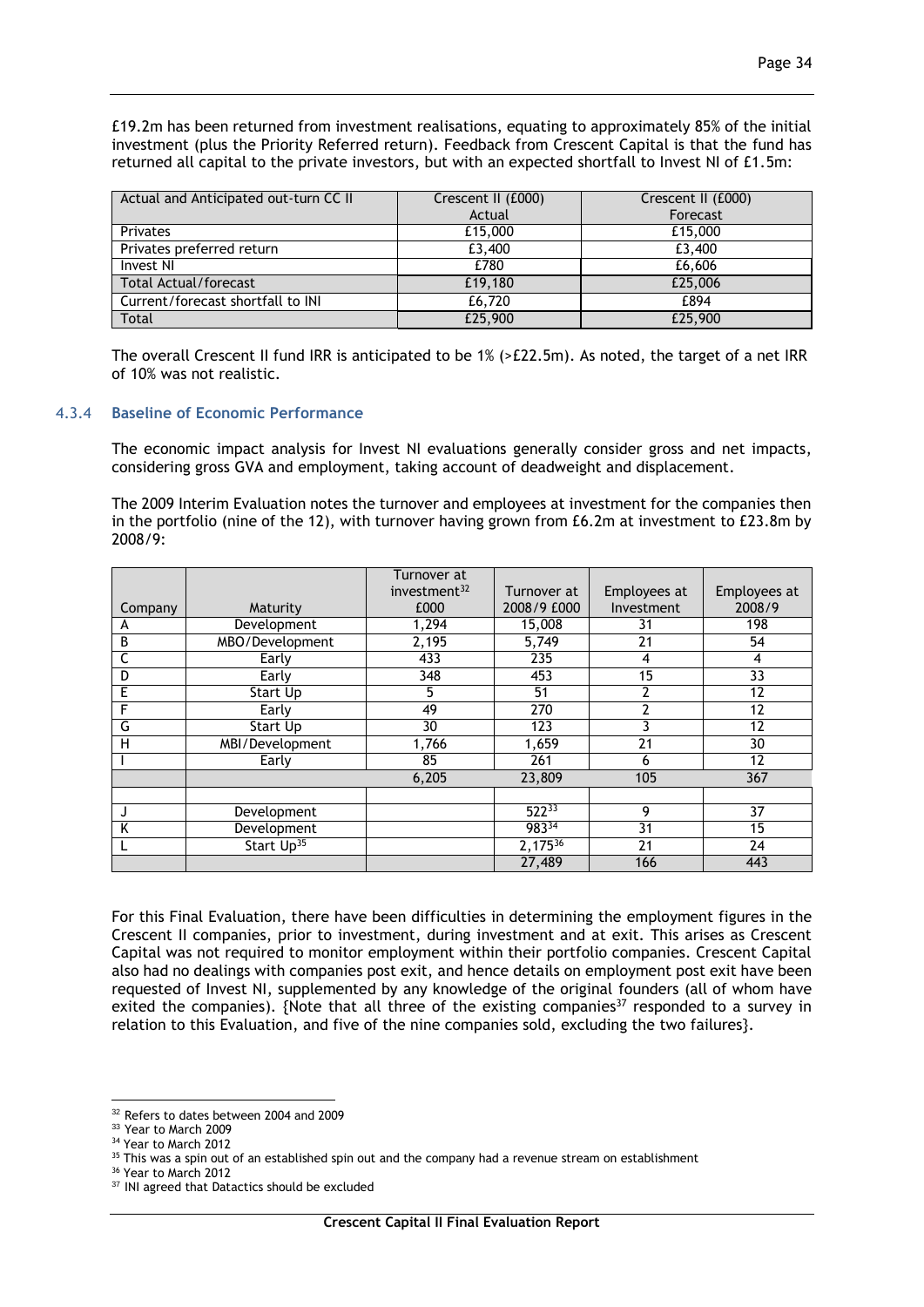£19.2m has been returned from investment realisations, equating to approximately 85% of the initial investment (plus the Priority Referred return). Feedback from Crescent Capital is that the fund has returned all capital to the private investors, but with an expected shortfall to Invest NI of £1.5m:

| Actual and Anticipated out-turn CC II | Crescent II (£000) Actual | Crescent II (£000) Forecast |
|---|---|---|
| Privates | £15,000 | £15,000 |
| Privates preferred return | £3,400 | £3,400 |
| Invest NI | £780 | £6,606 |
| Total Actual/forecast | £19,180 | £25,006 |
| Current/forecast shortfall to INI | £6,720 | £894 |
| Total | £25,900 | £25,900 |

The overall Crescent II fund IRR is anticipated to be 1% (>£22.5m). As noted, the target of a net IRR of 10% was not realistic.

### 4.3.4 Baseline of Economic Performance

The economic impact analysis for Invest NI evaluations generally consider gross and net impacts, considering gross GVA and employment, taking account of deadweight and displacement.

The 2009 Interim Evaluation notes the turnover and employees at investment for the companies then in the portfolio (nine of the 12), with turnover having grown from £6.2m at investment to £23.8m by 2008/9:

| Company | Maturity | Turnover at investment[32] £000 | Turnover at 2008/9 £000 | Employees at Investment | Employees at 2008/9 |
|---|---|---|---|---|---|
| A | Development | 1,294 | 15,008 | 31 | 198 |
| B | MBO/Development | 2,195 | 5,749 | 21 | 54 |
| C | Early | 433 | 235 | 4 | 4 |
| D | Early | 348 | 453 | 15 | 33 |
| E | Start Up | 5 | 51 | 2 | 12 |
| F | Early | 49 | 270 | 2 | 12 |
| G | Start Up | 30 | 123 | 3 | 12 |
| H | MBI/Development | 1,766 | 1,659 | 21 | 30 |
| I | Early | 85 | 261 | 6 | 12 |
| | | 6,205 | 23,809 | 105 | 367 |
| | | | | | |
| J | Development | | 522[33] | 9 | 37 |
| K | Development | | 983[34] | 31 | 15 |
| L | Start Up[35] | | 2,175[36] | 21 | 24 |
| | | | 27,489 | 166 | 443 |

For this Final Evaluation, there have been difficulties in determining the employment figures in the Crescent II companies, prior to investment, during investment and at exit. This arises as Crescent Capital was not required to monitor employment within their portfolio companies. Crescent Capital also had no dealings with companies post exit, and hence details on employment post exit have been requested of Invest NI, supplemented by any knowledge of the original founders (all of whom have exited the companies). {Note that all three of the existing companies[37] responded to a survey in relation to this Evaluation, and five of the nine companies sold, excluding the two failures}.

[32] Refers to dates between 2004 and 2009
[33] Year to March 2009
[34] Year to March 2012
[35] This was a spin out of an established spin out and the company had a revenue stream on establishment
[36] Year to March 2012
[37] INI agreed that Datactics should be excluded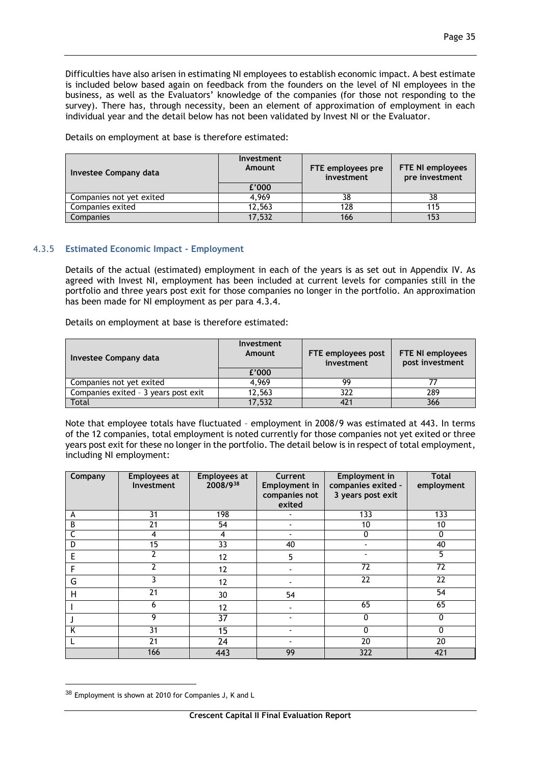Difficulties have also arisen in estimating NI employees to establish economic impact. A best estimate is included below based again on feedback from the founders on the level of NI employees in the business, as well as the Evaluators' knowledge of the companies (for those not responding to the survey). There has, through necessity, been an element of approximation of employment in each individual year and the detail below has not been validated by Invest NI or the Evaluator.

Details on employment at base is therefore estimated:

| Investee Company data | Investment Amount | FTE employees pre investment | FTE NI employees pre investment |
|---|---|---|---|
| | £'000 | | |
| Companies not yet exited | 4,969 | 38 | 38 |
| Companies exited | 12,563 | 128 | 115 |
| Companies | 17,532 | 166 | 153 |

### 4.3.5 Estimated Economic Impact - Employment

Details of the actual (estimated) employment in each of the years is as set out in Appendix IV. As agreed with Invest NI, employment has been included at current levels for companies still in the portfolio and three years post exit for those companies no longer in the portfolio. An approximation has been made for NI employment as per para 4.3.4.

Details on employment at base is therefore estimated:

| Investee Company data | Investment Amount | FTE employees post investment | FTE NI employees post investment |
|---|---|---|---|
| | £'000 | | |
| Companies not yet exited | 4,969 | 99 | 77 |
| Companies exited – 3 years post exit | 12,563 | 322 | 289 |
| Total | 17,532 | 421 | 366 |

Note that employee totals have fluctuated – employment in 2008/9 was estimated at 443. In terms of the 12 companies, total employment is noted currently for those companies not yet exited or three years post exit for these no longer in the portfolio. The detail below is in respect of total employment, including NI employment:

| Company | Employees at Investment | Employees at 2008/9[38] | Current Employment in companies not exited | Employment in companies exited - 3 years post exit | Total employment |
|---|---|---|---|---|---|
| A | 31 | 198 | - | 133 | 133 |
| B | 21 | 54 | - | 10 | 10 |
| C | 4 | 4 | - | 0 | 0 |
| D | 15 | 33 | 40 | - | 40 |
| E | 2 | 12 | 5 | - | 5 |
| F | 2 | 12 | - | 72 | 72 |
| G | 3 | 12 | - | 22 | 22 |
| H | 21 | 30 | 54 | | 54 |
| I | 6 | 12 | - | 65 | 65 |
| J | 9 | 37 | - | 0 | 0 |
| K | 31 | 15 | - | 0 | 0 |
| L | 21 | 24 | - | 20 | 20 |
| | 166 | 443 | 99 | 322 | 421 |

[38] Employment is shown at 2010 for Companies J, K and L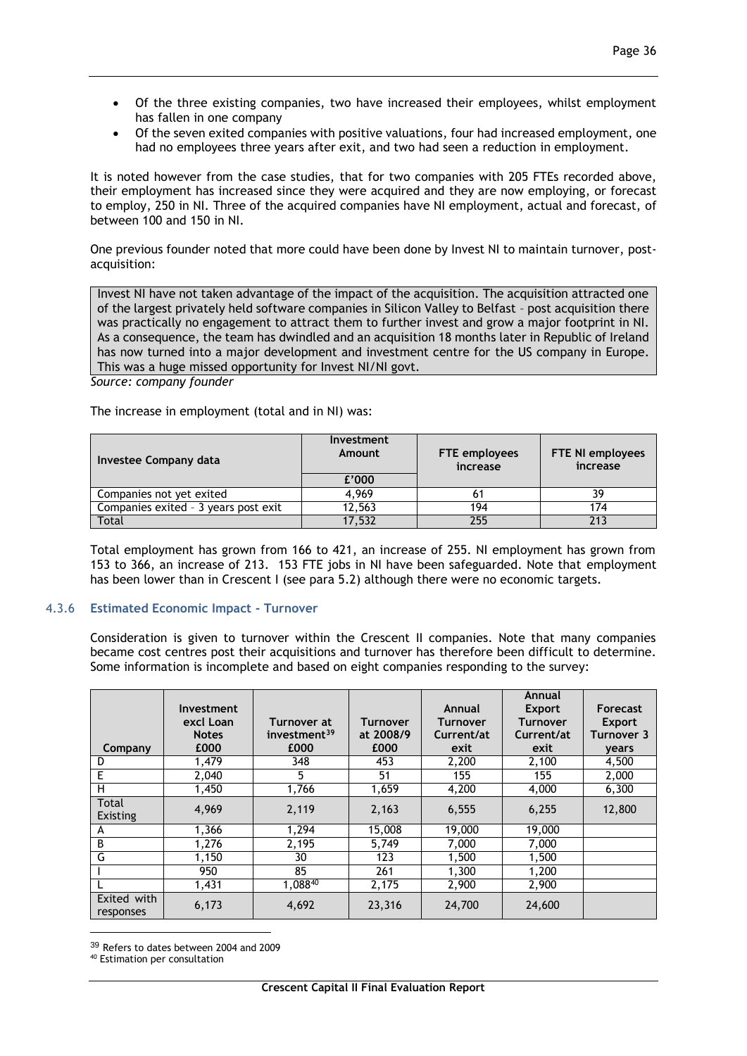- Of the three existing companies, two have increased their employees, whilst employment has fallen in one company
- Of the seven exited companies with positive valuations, four had increased employment, one had no employees three years after exit, and two had seen a reduction in employment.

It is noted however from the case studies, that for two companies with 205 FTEs recorded above, their employment has increased since they were acquired and they are now employing, or forecast to employ, 250 in NI. Three of the acquired companies have NI employment, actual and forecast, of between 100 and 150 in NI.

One previous founder noted that more could have been done by Invest NI to maintain turnover, post-acquisition:

> Invest NI have not taken advantage of the impact of the acquisition. The acquisition attracted one of the largest privately held software companies in Silicon Valley to Belfast – post acquisition there was practically no engagement to attract them to further invest and grow a major footprint in NI. As a consequence, the team has dwindled and an acquisition 18 months later in Republic of Ireland has now turned into a major development and investment centre for the US company in Europe. This was a huge missed opportunity for Invest NI/NI govt.

*Source: company founder*

The increase in employment (total and in NI) was:

| Investee Company data | Investment Amount £'000 | FTE employees increase | FTE NI employees increase |
|---|---|---|---|
| Companies not yet exited | 4,969 | 61 | 39 |
| Companies exited – 3 years post exit | 12,563 | 194 | 174 |
| Total | 17,532 | 255 | 213 |

Total employment has grown from 166 to 421, an increase of 255. NI employment has grown from 153 to 366, an increase of 213. 153 FTE jobs in NI have been safeguarded. Note that employment has been lower than in Crescent I (see para 5.2) although there were no economic targets.

### 4.3.6 Estimated Economic Impact - Turnover

Consideration is given to turnover within the Crescent II companies. Note that many companies became cost centres post their acquisitions and turnover has therefore been difficult to determine. Some information is incomplete and based on eight companies responding to the survey:

| Company | Investment excl Loan Notes £000 | Turnover at investment[39] £000 | Turnover at 2008/9 £000 | Annual Turnover Current/at exit | Annual Export Turnover Current/at exit | Forecast Export Turnover 3 years |
|---|---|---|---|---|---|---|
| D | 1,479 | 348 | 453 | 2,200 | 2,100 | 4,500 |
| E | 2,040 | 5 | 51 | 155 | 155 | 2,000 |
| H | 1,450 | 1,766 | 1,659 | 4,200 | 4,000 | 6,300 |
| Total Existing | 4,969 | 2,119 | 2,163 | 6,555 | 6,255 | 12,800 |
| A | 1,366 | 1,294 | 15,008 | 19,000 | 19,000 | |
| B | 1,276 | 2,195 | 5,749 | 7,000 | 7,000 | |
| G | 1,150 | 30 | 123 | 1,500 | 1,500 | |
| I | 950 | 85 | 261 | 1,300 | 1,200 | |
| L | 1,431 | 1,088[40] | 2,175 | 2,900 | 2,900 | |
| Exited with responses | 6,173 | 4,692 | 23,316 | 24,700 | 24,600 | |

[39] Refers to dates between 2004 and 2009

[40] Estimation per consultation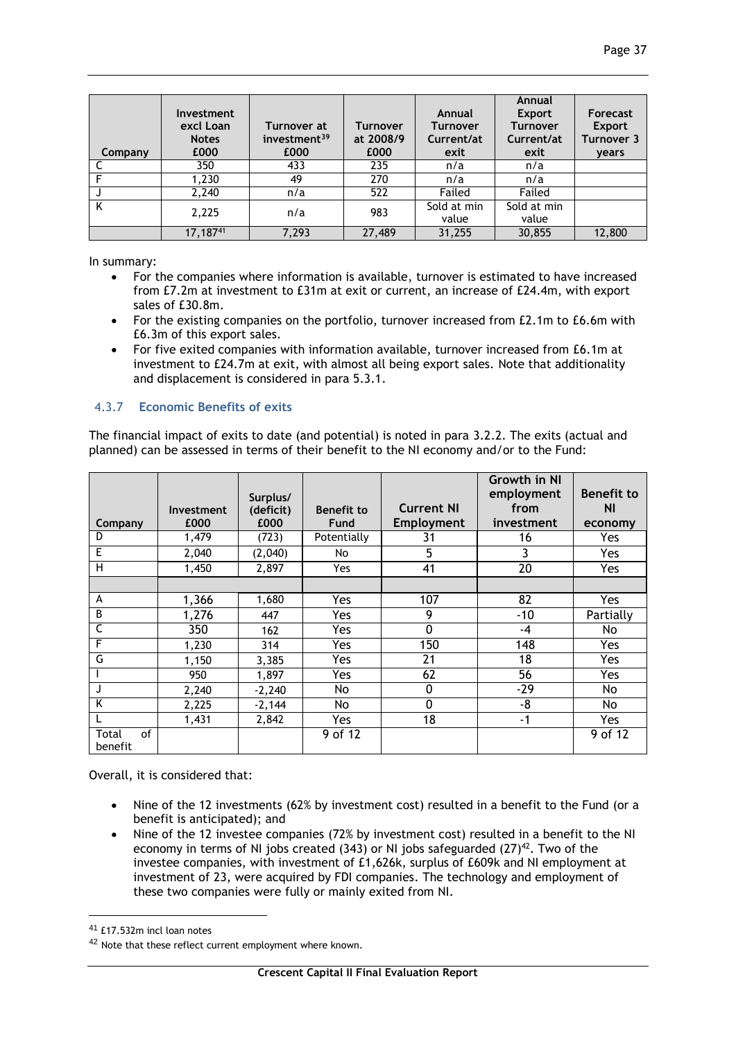| Company | Investment excl Loan Notes £000 | Turnover at investment[39] £000 | Turnover at 2008/9 £000 | Annual Turnover Current/at exit | Annual Export Turnover Current/at exit | Forecast Export Turnover 3 years |
|---|---|---|---|---|---|---|
| C | 350 | 433 | 235 | n/a | n/a | |
| F | 1,230 | 49 | 270 | n/a | n/a | |
| J | 2,240 | n/a | 522 | Failed | Failed | |
| K | 2,225 | n/a | 983 | Sold at min value | Sold at min value | |
| | 17,187[41] | 7,293 | 27,489 | 31,255 | 30,855 | 12,800 |

In summary:

- For the companies where information is available, turnover is estimated to have increased from £7.2m at investment to £31m at exit or current, an increase of £24.4m, with export sales of £30.8m.
- For the existing companies on the portfolio, turnover increased from £2.1m to £6.6m with £6.3m of this export sales.
- For five exited companies with information available, turnover increased from £6.1m at investment to £24.7m at exit, with almost all being export sales. Note that additionality and displacement is considered in para 5.3.1.

### 4.3.7 Economic Benefits of exits

The financial impact of exits to date (and potential) is noted in para 3.2.2. The exits (actual and planned) can be assessed in terms of their benefit to the NI economy and/or to the Fund:

| Company | Investment £000 | Surplus/ (deficit) £000 | Benefit to Fund | Current NI Employment | Growth in NI employment from investment | Benefit to NI economy |
|---|---|---|---|---|---|---|
| D | 1,479 | (723) | Potentially | 31 | 16 | Yes |
| E | 2,040 | (2,040) | No | 5 | 3 | Yes |
| H | 1,450 | 2,897 | Yes | 41 | 20 | Yes |
| | | | | | | |
| A | 1,366 | 1,680 | Yes | 107 | 82 | Yes |
| B | 1,276 | 447 | Yes | 9 | -10 | Partially |
| C | 350 | 162 | Yes | 0 | -4 | No |
| F | 1,230 | 314 | Yes | 150 | 148 | Yes |
| G | 1,150 | 3,385 | Yes | 21 | 18 | Yes |
| I | 950 | 1,897 | Yes | 62 | 56 | Yes |
| J | 2,240 | -2,240 | No | 0 | -29 | No |
| K | 2,225 | -2,144 | No | 0 | -8 | No |
| L | 1,431 | 2,842 | Yes | 18 | -1 | Yes |
| Total of benefit | | | 9 of 12 | | | 9 of 12 |

Overall, it is considered that:

- Nine of the 12 investments (62% by investment cost) resulted in a benefit to the Fund (or a benefit is anticipated); and
- Nine of the 12 investee companies (72% by investment cost) resulted in a benefit to the NI economy in terms of NI jobs created (343) or NI jobs safeguarded (27)[42]. Two of the investee companies, with investment of £1,626k, surplus of £609k and NI employment at investment of 23, were acquired by FDI companies. The technology and employment of these two companies were fully or mainly exited from NI.

[41] £17.532m incl loan notes

[42] Note that these reflect current employment where known.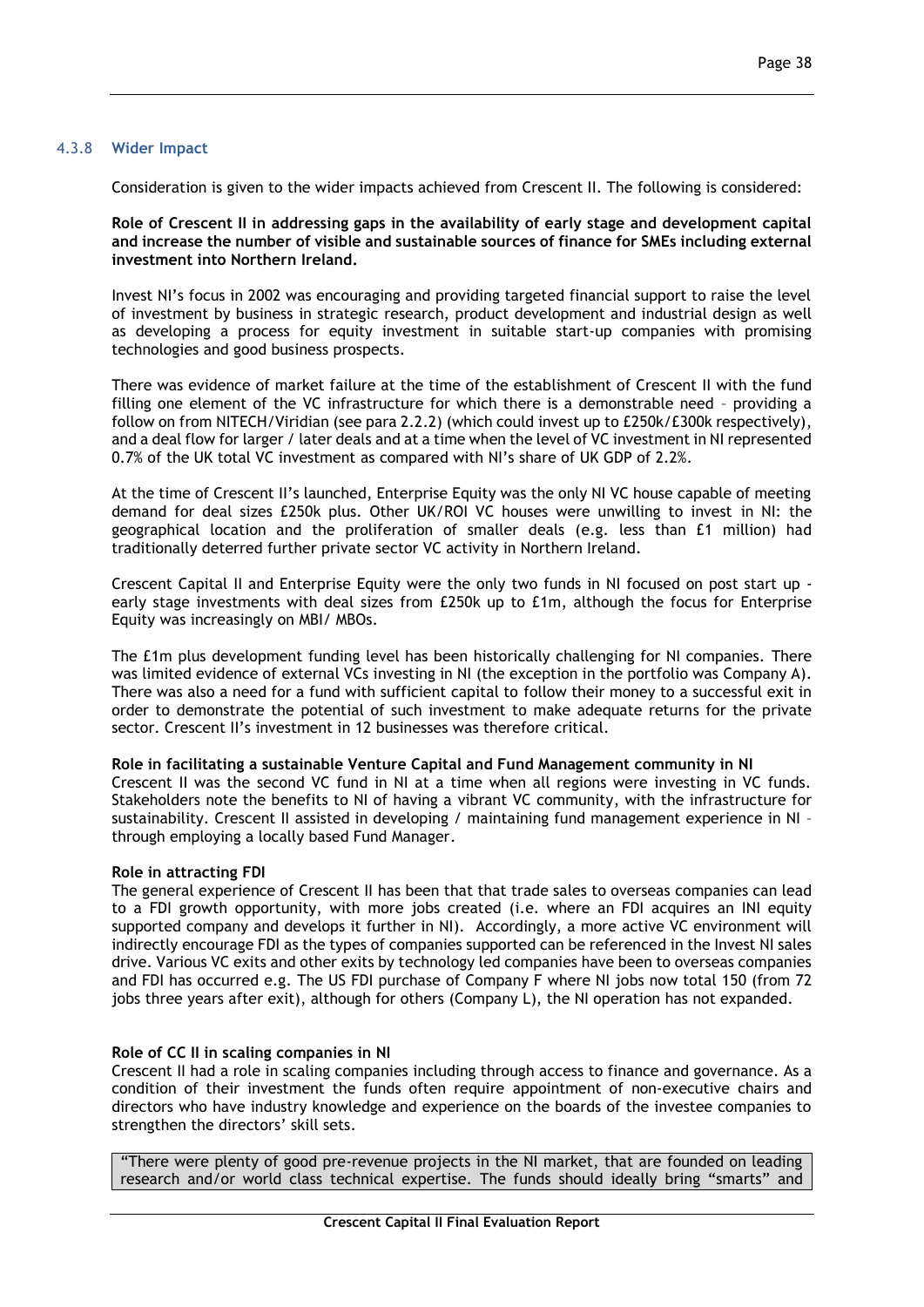### 4.3.8 Wider Impact

Consideration is given to the wider impacts achieved from Crescent II. The following is considered:

**Role of Crescent II in addressing gaps in the availability of early stage and development capital and increase the number of visible and sustainable sources of finance for SMEs including external investment into Northern Ireland.**

Invest NI's focus in 2002 was encouraging and providing targeted financial support to raise the level of investment by business in strategic research, product development and industrial design as well as developing a process for equity investment in suitable start-up companies with promising technologies and good business prospects.

There was evidence of market failure at the time of the establishment of Crescent II with the fund filling one element of the VC infrastructure for which there is a demonstrable need – providing a follow on from NITECH/Viridian (see para 2.2.2) (which could invest up to £250k/£300k respectively), and a deal flow for larger / later deals and at a time when the level of VC investment in NI represented 0.7% of the UK total VC investment as compared with NI's share of UK GDP of 2.2%.

At the time of Crescent II's launched, Enterprise Equity was the only NI VC house capable of meeting demand for deal sizes £250k plus. Other UK/ROI VC houses were unwilling to invest in NI: the geographical location and the proliferation of smaller deals (e.g. less than £1 million) had traditionally deterred further private sector VC activity in Northern Ireland.

Crescent Capital II and Enterprise Equity were the only two funds in NI focused on post start up - early stage investments with deal sizes from £250k up to £1m, although the focus for Enterprise Equity was increasingly on MBI/ MBOs.

The £1m plus development funding level has been historically challenging for NI companies. There was limited evidence of external VCs investing in NI (the exception in the portfolio was Company A). There was also a need for a fund with sufficient capital to follow their money to a successful exit in order to demonstrate the potential of such investment to make adequate returns for the private sector. Crescent II's investment in 12 businesses was therefore critical.

**Role in facilitating a sustainable Venture Capital and Fund Management community in NI**

Crescent II was the second VC fund in NI at a time when all regions were investing in VC funds. Stakeholders note the benefits to NI of having a vibrant VC community, with the infrastructure for sustainability. Crescent II assisted in developing / maintaining fund management experience in NI – through employing a locally based Fund Manager.

**Role in attracting FDI**

The general experience of Crescent II has been that that trade sales to overseas companies can lead to a FDI growth opportunity, with more jobs created (i.e. where an FDI acquires an INI equity supported company and develops it further in NI). Accordingly, a more active VC environment will indirectly encourage FDI as the types of companies supported can be referenced in the Invest NI sales drive. Various VC exits and other exits by technology led companies have been to overseas companies and FDI has occurred e.g. The US FDI purchase of Company F where NI jobs now total 150 (from 72 jobs three years after exit), although for others (Company L), the NI operation has not expanded.

**Role of CC II in scaling companies in NI**

Crescent II had a role in scaling companies including through access to finance and governance. As a condition of their investment the funds often require appointment of non-executive chairs and directors who have industry knowledge and experience on the boards of the investee companies to strengthen the directors' skill sets.

> "There were plenty of good pre-revenue projects in the NI market, that are founded on leading research and/or world class technical expertise. The funds should ideally bring "smarts" and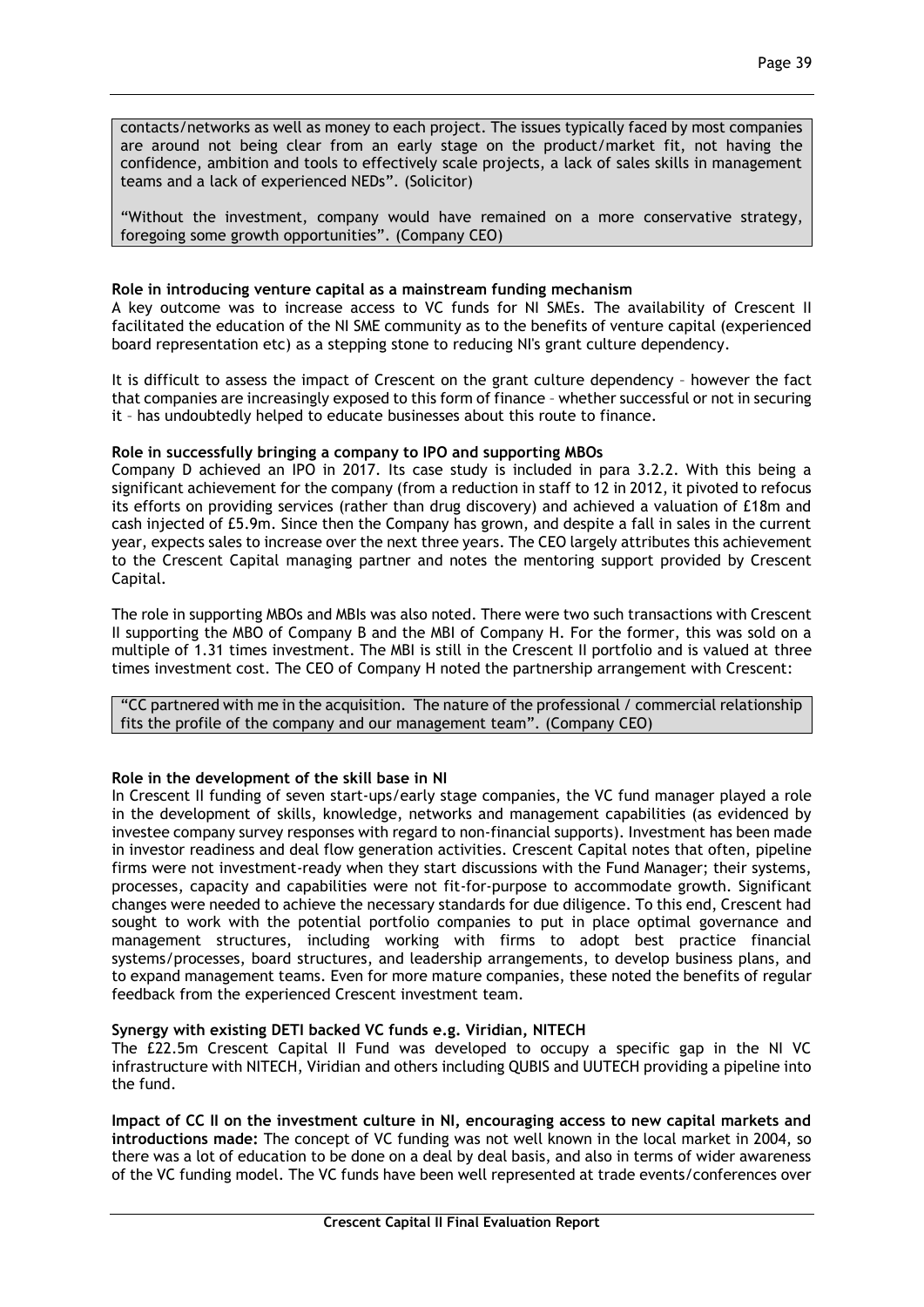contacts/networks as well as money to each project. The issues typically faced by most companies are around not being clear from an early stage on the product/market fit, not having the confidence, ambition and tools to effectively scale projects, a lack of sales skills in management teams and a lack of experienced NEDs". (Solicitor)

"Without the investment, company would have remained on a more conservative strategy, foregoing some growth opportunities". (Company CEO)

**Role in introducing venture capital as a mainstream funding mechanism**

A key outcome was to increase access to VC funds for NI SMEs. The availability of Crescent II facilitated the education of the NI SME community as to the benefits of venture capital (experienced board representation etc) as a stepping stone to reducing NI's grant culture dependency.

It is difficult to assess the impact of Crescent on the grant culture dependency – however the fact that companies are increasingly exposed to this form of finance – whether successful or not in securing it – has undoubtedly helped to educate businesses about this route to finance.

**Role in successfully bringing a company to IPO and supporting MBOs**

Company D achieved an IPO in 2017. Its case study is included in para 3.2.2. With this being a significant achievement for the company (from a reduction in staff to 12 in 2012, it pivoted to refocus its efforts on providing services (rather than drug discovery) and achieved a valuation of £18m and cash injected of £5.9m. Since then the Company has grown, and despite a fall in sales in the current year, expects sales to increase over the next three years. The CEO largely attributes this achievement to the Crescent Capital managing partner and notes the mentoring support provided by Crescent Capital.

The role in supporting MBOs and MBIs was also noted. There were two such transactions with Crescent II supporting the MBO of Company B and the MBI of Company H. For the former, this was sold on a multiple of 1.31 times investment. The MBI is still in the Crescent II portfolio and is valued at three times investment cost. The CEO of Company H noted the partnership arrangement with Crescent:

"CC partnered with me in the acquisition. The nature of the professional / commercial relationship fits the profile of the company and our management team". (Company CEO)

**Role in the development of the skill base in NI**

In Crescent II funding of seven start-ups/early stage companies, the VC fund manager played a role in the development of skills, knowledge, networks and management capabilities (as evidenced by investee company survey responses with regard to non-financial supports). Investment has been made in investor readiness and deal flow generation activities. Crescent Capital notes that often, pipeline firms were not investment-ready when they start discussions with the Fund Manager; their systems, processes, capacity and capabilities were not fit-for-purpose to accommodate growth. Significant changes were needed to achieve the necessary standards for due diligence. To this end, Crescent had sought to work with the potential portfolio companies to put in place optimal governance and management structures, including working with firms to adopt best practice financial systems/processes, board structures, and leadership arrangements, to develop business plans, and to expand management teams. Even for more mature companies, these noted the benefits of regular feedback from the experienced Crescent investment team.

**Synergy with existing DETI backed VC funds e.g. Viridian, NITECH**

The £22.5m Crescent Capital II Fund was developed to occupy a specific gap in the NI VC infrastructure with NITECH, Viridian and others including QUBIS and UUTECH providing a pipeline into the fund.

**Impact of CC II on the investment culture in NI, encouraging access to new capital markets and introductions made:** The concept of VC funding was not well known in the local market in 2004, so there was a lot of education to be done on a deal by deal basis, and also in terms of wider awareness of the VC funding model. The VC funds have been well represented at trade events/conferences over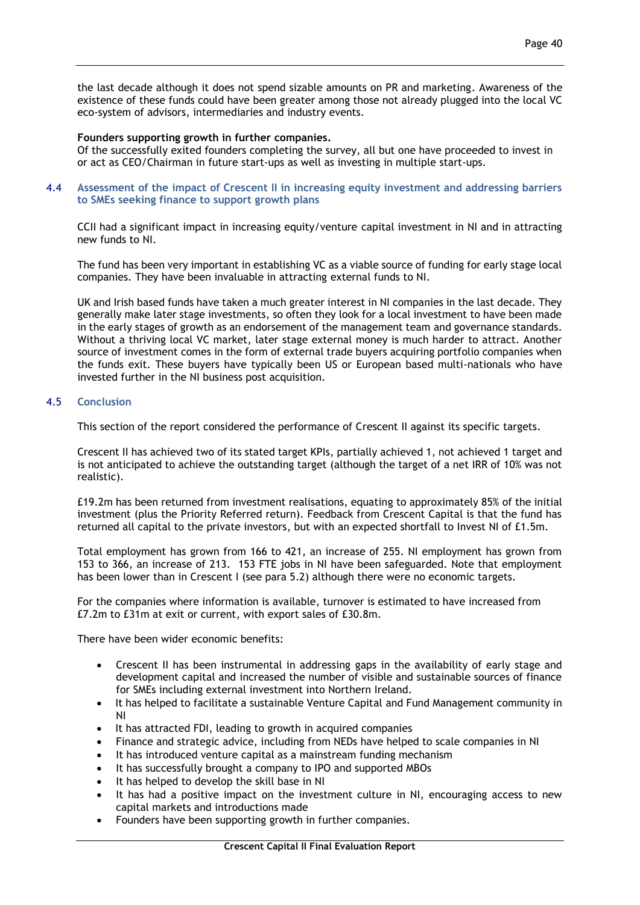the last decade although it does not spend sizable amounts on PR and marketing. Awareness of the existence of these funds could have been greater among those not already plugged into the local VC eco-system of advisors, intermediaries and industry events.

**Founders supporting growth in further companies.**
Of the successfully exited founders completing the survey, all but one have proceeded to invest in or act as CEO/Chairman in future start-ups as well as investing in multiple start-ups.

### 4.4 Assessment of the impact of Crescent II in increasing equity investment and addressing barriers to SMEs seeking finance to support growth plans

CCII had a significant impact in increasing equity/venture capital investment in NI and in attracting new funds to NI.

The fund has been very important in establishing VC as a viable source of funding for early stage local companies. They have been invaluable in attracting external funds to NI.

UK and Irish based funds have taken a much greater interest in NI companies in the last decade. They generally make later stage investments, so often they look for a local investment to have been made in the early stages of growth as an endorsement of the management team and governance standards. Without a thriving local VC market, later stage external money is much harder to attract. Another source of investment comes in the form of external trade buyers acquiring portfolio companies when the funds exit. These buyers have typically been US or European based multi-nationals who have invested further in the NI business post acquisition.

### 4.5 Conclusion

This section of the report considered the performance of Crescent II against its specific targets.

Crescent II has achieved two of its stated target KPIs, partially achieved 1, not achieved 1 target and is not anticipated to achieve the outstanding target (although the target of a net IRR of 10% was not realistic).

£19.2m has been returned from investment realisations, equating to approximately 85% of the initial investment (plus the Priority Referred return). Feedback from Crescent Capital is that the fund has returned all capital to the private investors, but with an expected shortfall to Invest NI of £1.5m.

Total employment has grown from 166 to 421, an increase of 255. NI employment has grown from 153 to 366, an increase of 213. 153 FTE jobs in NI have been safeguarded. Note that employment has been lower than in Crescent I (see para 5.2) although there were no economic targets.

For the companies where information is available, turnover is estimated to have increased from £7.2m to £31m at exit or current, with export sales of £30.8m.

There have been wider economic benefits:

- Crescent II has been instrumental in addressing gaps in the availability of early stage and development capital and increased the number of visible and sustainable sources of finance for SMEs including external investment into Northern Ireland.
- It has helped to facilitate a sustainable Venture Capital and Fund Management community in NI
- It has attracted FDI, leading to growth in acquired companies
- Finance and strategic advice, including from NEDs have helped to scale companies in NI
- It has introduced venture capital as a mainstream funding mechanism
- It has successfully brought a company to IPO and supported MBOs
- It has helped to develop the skill base in NI
- It has had a positive impact on the investment culture in NI, encouraging access to new capital markets and introductions made
- Founders have been supporting growth in further companies.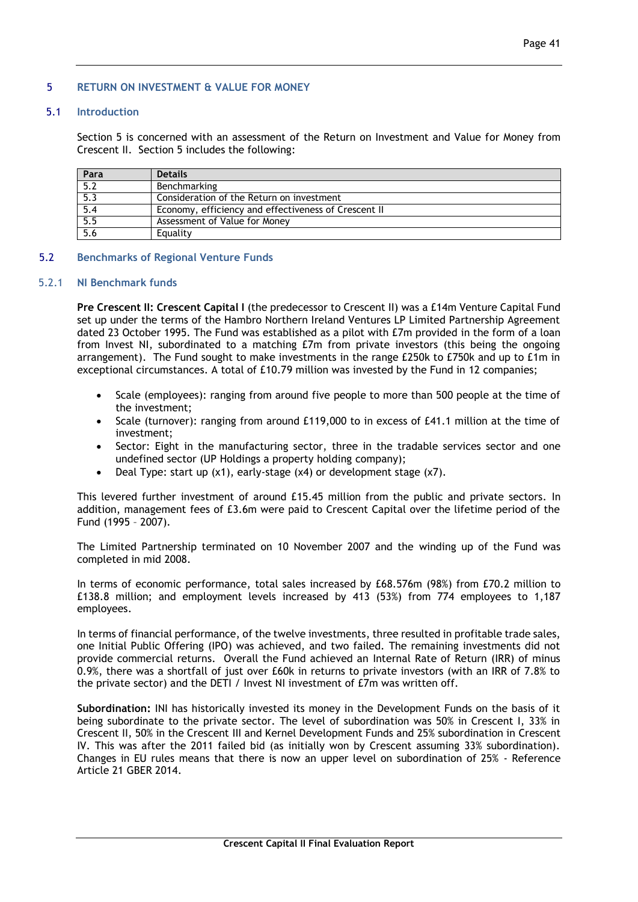## 5 RETURN ON INVESTMENT & VALUE FOR MONEY

### 5.1 Introduction

Section 5 is concerned with an assessment of the Return on Investment and Value for Money from Crescent II. Section 5 includes the following:

| Para | Details |
|---|---|
| 5.2 | Benchmarking |
| 5.3 | Consideration of the Return on investment |
| 5.4 | Economy, efficiency and effectiveness of Crescent II |
| 5.5 | Assessment of Value for Money |
| 5.6 | Equality |

### 5.2 Benchmarks of Regional Venture Funds

#### 5.2.1 NI Benchmark funds

**Pre Crescent II: Crescent Capital I** (the predecessor to Crescent II) was a £14m Venture Capital Fund set up under the terms of the Hambro Northern Ireland Ventures LP Limited Partnership Agreement dated 23 October 1995. The Fund was established as a pilot with £7m provided in the form of a loan from Invest NI, subordinated to a matching £7m from private investors (this being the ongoing arrangement). The Fund sought to make investments in the range £250k to £750k and up to £1m in exceptional circumstances. A total of £10.79 million was invested by the Fund in 12 companies;

- Scale (employees): ranging from around five people to more than 500 people at the time of the investment;
- Scale (turnover): ranging from around £119,000 to in excess of £41.1 million at the time of investment;
- Sector: Eight in the manufacturing sector, three in the tradable services sector and one undefined sector (UP Holdings a property holding company);
- Deal Type: start up (x1), early-stage (x4) or development stage (x7).

This levered further investment of around £15.45 million from the public and private sectors. In addition, management fees of £3.6m were paid to Crescent Capital over the lifetime period of the Fund (1995 – 2007).

The Limited Partnership terminated on 10 November 2007 and the winding up of the Fund was completed in mid 2008.

In terms of economic performance, total sales increased by £68.576m (98%) from £70.2 million to £138.8 million; and employment levels increased by 413 (53%) from 774 employees to 1,187 employees.

In terms of financial performance, of the twelve investments, three resulted in profitable trade sales, one Initial Public Offering (IPO) was achieved, and two failed. The remaining investments did not provide commercial returns. Overall the Fund achieved an Internal Rate of Return (IRR) of minus 0.9%, there was a shortfall of just over £60k in returns to private investors (with an IRR of 7.8% to the private sector) and the DETI / Invest NI investment of £7m was written off.

**Subordination:** INI has historically invested its money in the Development Funds on the basis of it being subordinate to the private sector. The level of subordination was 50% in Crescent I, 33% in Crescent II, 50% in the Crescent III and Kernel Development Funds and 25% subordination in Crescent IV. This was after the 2011 failed bid (as initially won by Crescent assuming 33% subordination). Changes in EU rules means that there is now an upper level on subordination of 25% - Reference Article 21 GBER 2014.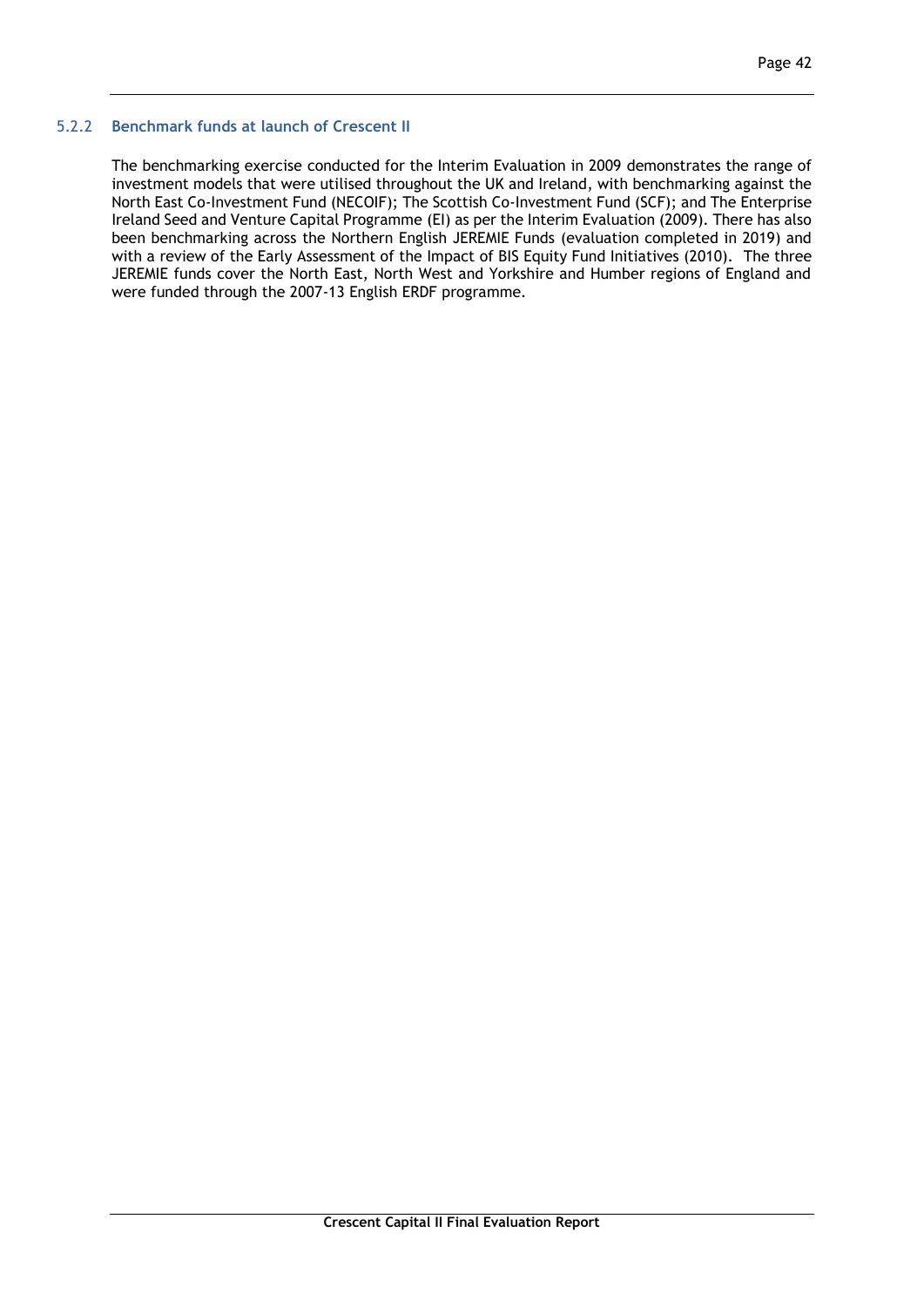### 5.2.2 Benchmark funds at launch of Crescent II

The benchmarking exercise conducted for the Interim Evaluation in 2009 demonstrates the range of investment models that were utilised throughout the UK and Ireland, with benchmarking against the North East Co-Investment Fund (NECOIF); The Scottish Co-Investment Fund (SCF); and The Enterprise Ireland Seed and Venture Capital Programme (EI) as per the Interim Evaluation (2009). There has also been benchmarking across the Northern English JEREMIE Funds (evaluation completed in 2019) and with a review of the Early Assessment of the Impact of BIS Equity Fund Initiatives (2010). The three JEREMIE funds cover the North East, North West and Yorkshire and Humber regions of England and were funded through the 2007-13 English ERDF programme.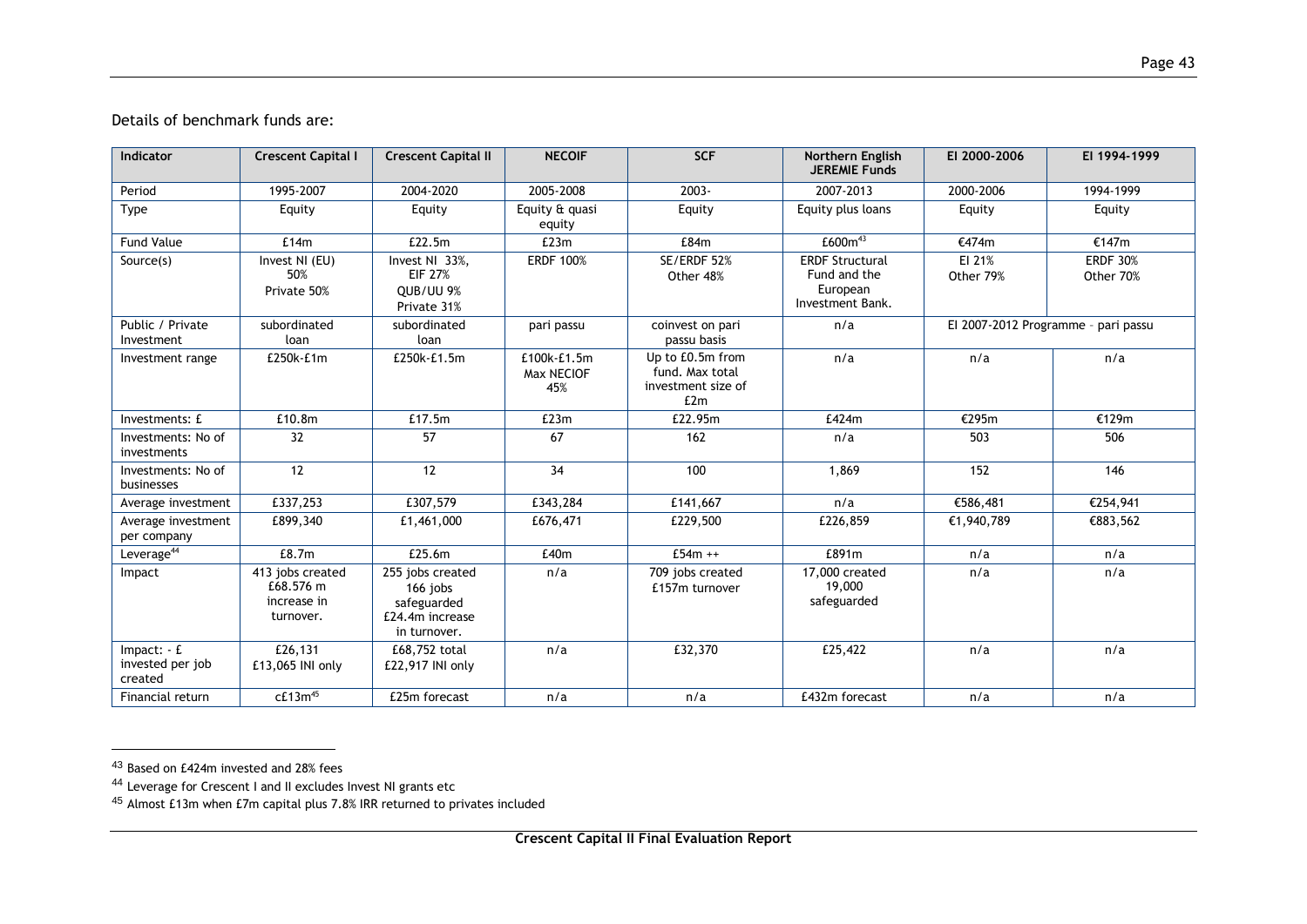Details of benchmark funds are:

| Indicator | Crescent Capital I | Crescent Capital II | NECOIF | SCF | Northern English JEREMIE Funds | EI 2000-2006 | EI 1994-1999 |
|---|---|---|---|---|---|---|---|
| Period | 1995-2007 | 2004-2020 | 2005-2008 | 2003- | 2007-2013 | 2000-2006 | 1994-1999 |
| Type | Equity | Equity | Equity & quasi equity | Equity | Equity plus loans | Equity | Equity |
| Fund Value | £14m | £22.5m | £23m | £84m | £600m[43] | €474m | €147m |
| Source(s) | Invest NI (EU) 50% Private 50% | Invest NI 33%, EIF 27% QUB/UU 9% Private 31% | ERDF 100% | SE/ERDF 52% Other 48% | ERDF Structural Fund and the European Investment Bank. | EI 21% Other 79% | ERDF 30% Other 70% |
| Public / Private Investment | subordinated loan | subordinated loan | pari passu | coinvest on pari passu basis | n/a | EI 2007-2012 Programme - pari passu | |
| Investment range | £250k-£1m | £250k-£1.5m | £100k-£1.5m Max NECIOF 45% | Up to £0.5m from fund. Max total investment size of £2m | n/a | n/a | n/a |
| Investments: £ | £10.8m | £17.5m | £23m | £22.95m | £424m | €295m | €129m |
| Investments: No of investments | 32 | 57 | 67 | 162 | n/a | 503 | 506 |
| Investments: No of businesses | 12 | 12 | 34 | 100 | 1,869 | 152 | 146 |
| Average investment | £337,253 | £307,579 | £343,284 | £141,667 | n/a | €586,481 | €254,941 |
| Average investment per company | £899,340 | £1,461,000 | £676,471 | £229,500 | £226,859 | €1,940,789 | €883,562 |
| Leverage[44] | £8.7m | £25.6m | £40m | £54m ++ | £891m | n/a | n/a |
| Impact | 413 jobs created £68.576 m increase in turnover. | 255 jobs created 166 jobs safeguarded £24.4m increase in turnover. | n/a | 709 jobs created £157m turnover | 17,000 created 19,000 safeguarded | n/a | n/a |
| Impact: - £ invested per job created | £26,131 £13,065 INI only | £68,752 total £22,917 INI only | n/a | £32,370 | £25,422 | n/a | n/a |
| Financial return | c£13m[45] | £25m forecast | n/a | n/a | £432m forecast | n/a | n/a |

[43] Based on £424m invested and 28% fees

[44] Leverage for Crescent I and II excludes Invest NI grants etc

[45] Almost £13m when £7m capital plus 7.8% IRR returned to privates included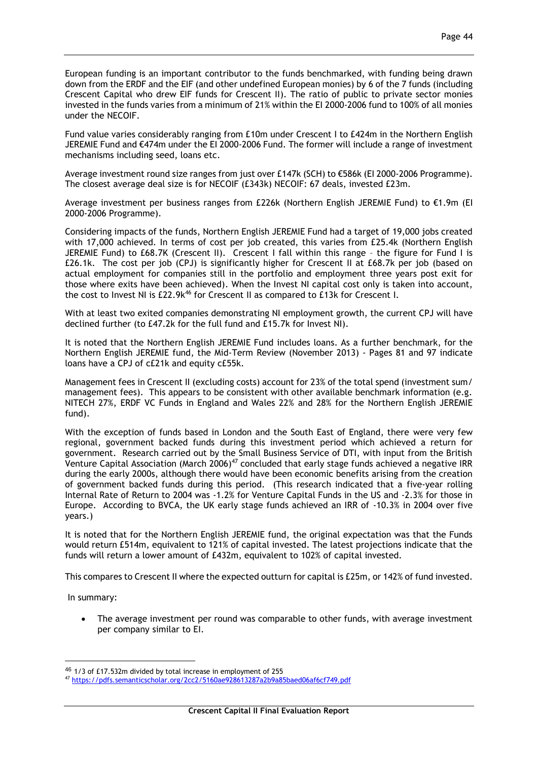European funding is an important contributor to the funds benchmarked, with funding being drawn down from the ERDF and the EIF (and other undefined European monies) by 6 of the 7 funds (including Crescent Capital who drew EIF funds for Crescent II). The ratio of public to private sector monies invested in the funds varies from a minimum of 21% within the EI 2000-2006 fund to 100% of all monies under the NECOIF.

Fund value varies considerably ranging from £10m under Crescent I to £424m in the Northern English JEREMIE Fund and €474m under the EI 2000-2006 Fund. The former will include a range of investment mechanisms including seed, loans etc.

Average investment round size ranges from just over £147k (SCH) to €586k (EI 2000-2006 Programme). The closest average deal size is for NECOIF (£343k) NECOIF: 67 deals, invested £23m.

Average investment per business ranges from £226k (Northern English JEREMIE Fund) to €1.9m (EI 2000-2006 Programme).

Considering impacts of the funds, Northern English JEREMIE Fund had a target of 19,000 jobs created with 17,000 achieved. In terms of cost per job created, this varies from £25.4k (Northern English JEREMIE Fund) to £68.7K (Crescent II). Crescent I fall within this range – the figure for Fund I is £26.1k. The cost per job (CPJ) is significantly higher for Crescent II at £68.7k per job (based on actual employment for companies still in the portfolio and employment three years post exit for those where exits have been achieved). When the Invest NI capital cost only is taken into account, the cost to Invest NI is £22.9k[46] for Crescent II as compared to £13k for Crescent I.

With at least two exited companies demonstrating NI employment growth, the current CPJ will have declined further (to £47.2k for the full fund and £15.7k for Invest NI).

It is noted that the Northern English JEREMIE Fund includes loans. As a further benchmark, for the Northern English JEREMIE fund, the Mid-Term Review (November 2013) - Pages 81 and 97 indicate loans have a CPJ of c£21k and equity c£55k.

Management fees in Crescent II (excluding costs) account for 23% of the total spend (investment sum/ management fees). This appears to be consistent with other available benchmark information (e.g. NITECH 27%, ERDF VC Funds in England and Wales 22% and 28% for the Northern English JEREMIE fund).

With the exception of funds based in London and the South East of England, there were very few regional, government backed funds during this investment period which achieved a return for government. Research carried out by the Small Business Service of DTI, with input from the British Venture Capital Association (March 2006)[47] concluded that early stage funds achieved a negative IRR during the early 2000s, although there would have been economic benefits arising from the creation of government backed funds during this period. (This research indicated that a five-year rolling Internal Rate of Return to 2004 was -1.2% for Venture Capital Funds in the US and -2.3% for those in Europe. According to BVCA, the UK early stage funds achieved an IRR of -10.3% in 2004 over five years.)

It is noted that for the Northern English JEREMIE fund, the original expectation was that the Funds would return £514m, equivalent to 121% of capital invested. The latest projections indicate that the funds will return a lower amount of £432m, equivalent to 102% of capital invested.

This compares to Crescent II where the expected outturn for capital is £25m, or 142% of fund invested.

In summary:

- The average investment per round was comparable to other funds, with average investment per company similar to EI.

---

[46] 1/3 of £17.532m divided by total increase in employment of 255

[47] https://pdfs.semanticscholar.org/2cc2/5160ae928613287a2b9a85baed06af6cf749.pdf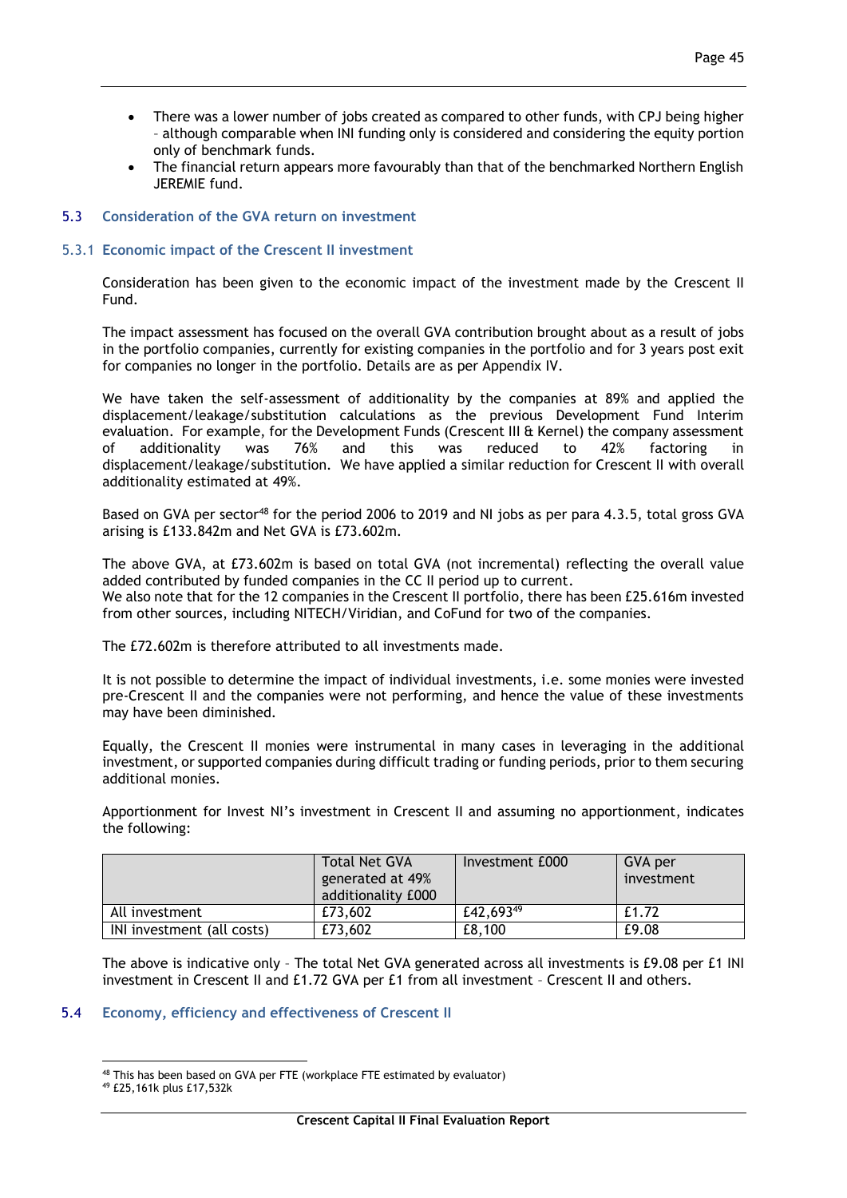- There was a lower number of jobs created as compared to other funds, with CPJ being higher – although comparable when INI funding only is considered and considering the equity portion only of benchmark funds.
- The financial return appears more favourably than that of the benchmarked Northern English JEREMIE fund.

## 5.3 Consideration of the GVA return on investment

### 5.3.1 Economic impact of the Crescent II investment

Consideration has been given to the economic impact of the investment made by the Crescent II Fund.

The impact assessment has focused on the overall GVA contribution brought about as a result of jobs in the portfolio companies, currently for existing companies in the portfolio and for 3 years post exit for companies no longer in the portfolio. Details are as per Appendix IV.

We have taken the self-assessment of additionality by the companies at 89% and applied the displacement/leakage/substitution calculations as the previous Development Fund Interim evaluation. For example, for the Development Funds (Crescent III & Kernel) the company assessment of additionality was 76% and this was reduced to 42% factoring in displacement/leakage/substitution. We have applied a similar reduction for Crescent II with overall additionality estimated at 49%.

Based on GVA per sector[48] for the period 2006 to 2019 and NI jobs as per para 4.3.5, total gross GVA arising is £133.842m and Net GVA is £73.602m.

The above GVA, at £73.602m is based on total GVA (not incremental) reflecting the overall value added contributed by funded companies in the CC II period up to current.
We also note that for the 12 companies in the Crescent II portfolio, there has been £25.616m invested from other sources, including NITECH/Viridian, and CoFund for two of the companies.

The £72.602m is therefore attributed to all investments made.

It is not possible to determine the impact of individual investments, i.e. some monies were invested pre-Crescent II and the companies were not performing, and hence the value of these investments may have been diminished.

Equally, the Crescent II monies were instrumental in many cases in leveraging in the additional investment, or supported companies during difficult trading or funding periods, prior to them securing additional monies.

Apportionment for Invest NI's investment in Crescent II and assuming no apportionment, indicates the following:

| | Total Net GVA generated at 49% additionality £000 | Investment £000 | GVA per investment |
|---|---|---|---|
| All investment | £73,602 | £42,693[49] | £1.72 |
| INI investment (all costs) | £73,602 | £8,100 | £9.08 |

The above is indicative only – The total Net GVA generated across all investments is £9.08 per £1 INI investment in Crescent II and £1.72 GVA per £1 from all investment – Crescent II and others.

## 5.4 Economy, efficiency and effectiveness of Crescent II

[48] This has been based on GVA per FTE (workplace FTE estimated by evaluator)

[49] £25,161k plus £17,532k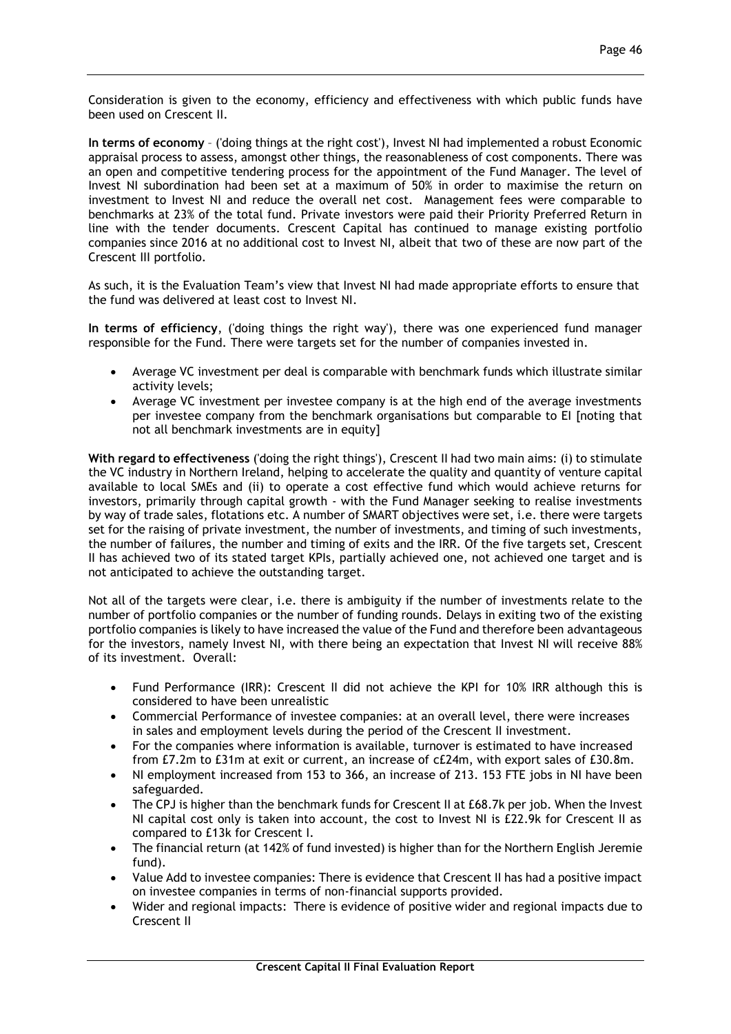Consideration is given to the economy, efficiency and effectiveness with which public funds have been used on Crescent II.

**In terms of economy** – ('doing things at the right cost'), Invest NI had implemented a robust Economic appraisal process to assess, amongst other things, the reasonableness of cost components. There was an open and competitive tendering process for the appointment of the Fund Manager. The level of Invest NI subordination had been set at a maximum of 50% in order to maximise the return on investment to Invest NI and reduce the overall net cost. Management fees were comparable to benchmarks at 23% of the total fund. Private investors were paid their Priority Preferred Return in line with the tender documents. Crescent Capital has continued to manage existing portfolio companies since 2016 at no additional cost to Invest NI, albeit that two of these are now part of the Crescent III portfolio.

As such, it is the Evaluation Team's view that Invest NI had made appropriate efforts to ensure that the fund was delivered at least cost to Invest NI.

**In terms of efficiency**, ('doing things the right way'), there was one experienced fund manager responsible for the Fund. There were targets set for the number of companies invested in.

- Average VC investment per deal is comparable with benchmark funds which illustrate similar activity levels;
- Average VC investment per investee company is at the high end of the average investments per investee company from the benchmark organisations but comparable to EI [noting that not all benchmark investments are in equity]

**With regard to effectiveness** ('doing the right things'), Crescent II had two main aims: (i) to stimulate the VC industry in Northern Ireland, helping to accelerate the quality and quantity of venture capital available to local SMEs and (ii) to operate a cost effective fund which would achieve returns for investors, primarily through capital growth - with the Fund Manager seeking to realise investments by way of trade sales, flotations etc. A number of SMART objectives were set, i.e. there were targets set for the raising of private investment, the number of investments, and timing of such investments, the number of failures, the number and timing of exits and the IRR. Of the five targets set, Crescent II has achieved two of its stated target KPIs, partially achieved one, not achieved one target and is not anticipated to achieve the outstanding target.

Not all of the targets were clear, i.e. there is ambiguity if the number of investments relate to the number of portfolio companies or the number of funding rounds. Delays in exiting two of the existing portfolio companies is likely to have increased the value of the Fund and therefore been advantageous for the investors, namely Invest NI, with there being an expectation that Invest NI will receive 88% of its investment. Overall:

- Fund Performance (IRR): Crescent II did not achieve the KPI for 10% IRR although this is considered to have been unrealistic
- Commercial Performance of investee companies: at an overall level, there were increases in sales and employment levels during the period of the Crescent II investment.
- For the companies where information is available, turnover is estimated to have increased from £7.2m to £31m at exit or current, an increase of c£24m, with export sales of £30.8m.
- NI employment increased from 153 to 366, an increase of 213. 153 FTE jobs in NI have been safeguarded.
- The CPJ is higher than the benchmark funds for Crescent II at £68.7k per job. When the Invest NI capital cost only is taken into account, the cost to Invest NI is £22.9k for Crescent II as compared to £13k for Crescent I.
- The financial return (at 142% of fund invested) is higher than for the Northern English Jeremie fund).
- Value Add to investee companies: There is evidence that Crescent II has had a positive impact on investee companies in terms of non-financial supports provided.
- Wider and regional impacts: There is evidence of positive wider and regional impacts due to Crescent II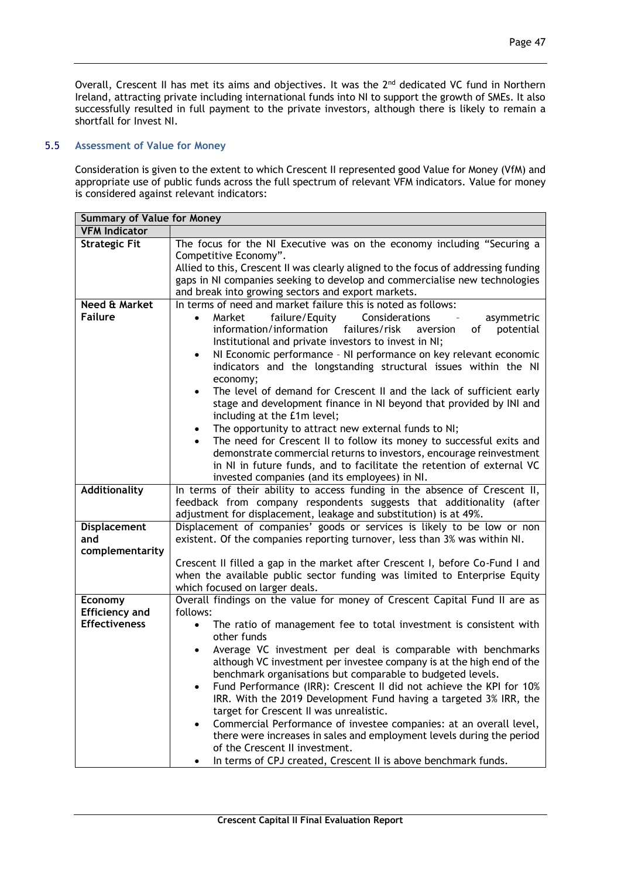Overall, Crescent II has met its aims and objectives. It was the 2nd dedicated VC fund in Northern Ireland, attracting private including international funds into NI to support the growth of SMEs. It also successfully resulted in full payment to the private investors, although there is likely to remain a shortfall for Invest NI.

## 5.5 Assessment of Value for Money

Consideration is given to the extent to which Crescent II represented good Value for Money (VfM) and appropriate use of public funds across the full spectrum of relevant VFM indicators. Value for money is considered against relevant indicators:

| **Summary of Value for Money** | |
|---|---|
| **VFM Indicator** | |
| **Strategic Fit** | The focus for the NI Executive was on the economy including "Securing a Competitive Economy".<br>Allied to this, Crescent II was clearly aligned to the focus of addressing funding gaps in NI companies seeking to develop and commercialise new technologies and break into growing sectors and export markets. |
| **Need & Market Failure** | In terms of need and market failure this is noted as follows:<br>• Market failure/Equity Considerations - asymmetric information/information failures/risk aversion of potential Institutional and private investors to invest in NI;<br>• NI Economic performance - NI performance on key relevant economic indicators and the longstanding structural issues within the NI economy;<br>• The level of demand for Crescent II and the lack of sufficient early stage and development finance in NI beyond that provided by INI and including at the £1m level;<br>• The opportunity to attract new external funds to NI;<br>• The need for Crescent II to follow its money to successful exits and demonstrate commercial returns to investors, encourage reinvestment in NI in future funds, and to facilitate the retention of external VC invested companies (and its employees) in NI. |
| **Additionality** | In terms of their ability to access funding in the absence of Crescent II, feedback from company respondents suggests that additionality (after adjustment for displacement, leakage and substitution) is at 49%. |
| **Displacement and complementarity** | Displacement of companies' goods or services is likely to be low or non existent. Of the companies reporting turnover, less than 3% was within NI.<br><br>Crescent II filled a gap in the market after Crescent I, before Co-Fund I and when the available public sector funding was limited to Enterprise Equity which focused on larger deals. |
| **Economy Efficiency and Effectiveness** | Overall findings on the value for money of Crescent Capital Fund II are as follows:<br>• The ratio of management fee to total investment is consistent with other funds<br>• Average VC investment per deal is comparable with benchmarks although VC investment per investee company is at the high end of the benchmark organisations but comparable to budgeted levels.<br>• Fund Performance (IRR): Crescent II did not achieve the KPI for 10% IRR. With the 2019 Development Fund having a targeted 3% IRR, the target for Crescent II was unrealistic.<br>• Commercial Performance of investee companies: at an overall level, there were increases in sales and employment levels during the period of the Crescent II investment.<br>• In terms of CPJ created, Crescent II is above benchmark funds. |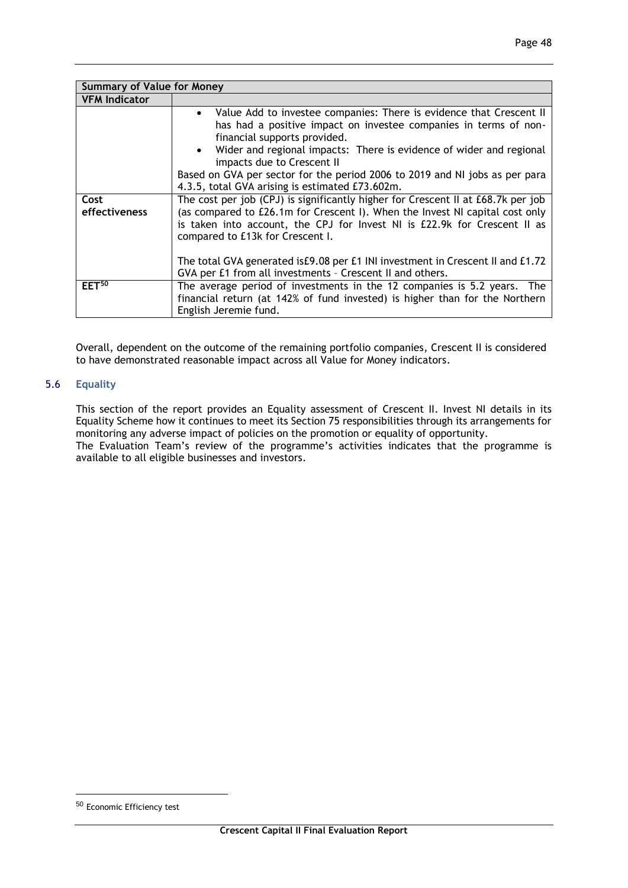| Summary of Value for Money | |
|---|---|
| **VFM Indicator** | |
| | • Value Add to investee companies: There is evidence that Crescent II has had a positive impact on investee companies in terms of non-financial supports provided.<br>• Wider and regional impacts: There is evidence of wider and regional impacts due to Crescent II<br>Based on GVA per sector for the period 2006 to 2019 and NI jobs as per para 4.3.5, total GVA arising is estimated £73.602m. |
| **Cost effectiveness** | The cost per job (CPJ) is significantly higher for Crescent II at £68.7k per job (as compared to £26.1m for Crescent I). When the Invest NI capital cost only is taken into account, the CPJ for Invest NI is £22.9k for Crescent II as compared to £13k for Crescent I.<br><br>The total GVA generated is£9.08 per £1 INI investment in Crescent II and £1.72 GVA per £1 from all investments – Crescent II and others. |
| **EET[50]** | The average period of investments in the 12 companies is 5.2 years. The financial return (at 142% of fund invested) is higher than for the Northern English Jeremie fund. |

Overall, dependent on the outcome of the remaining portfolio companies, Crescent II is considered to have demonstrated reasonable impact across all Value for Money indicators.

## 5.6 Equality

This section of the report provides an Equality assessment of Crescent II. Invest NI details in its Equality Scheme how it continues to meet its Section 75 responsibilities through its arrangements for monitoring any adverse impact of policies on the promotion or equality of opportunity.
The Evaluation Team's review of the programme's activities indicates that the programme is available to all eligible businesses and investors.

[50] Economic Efficiency test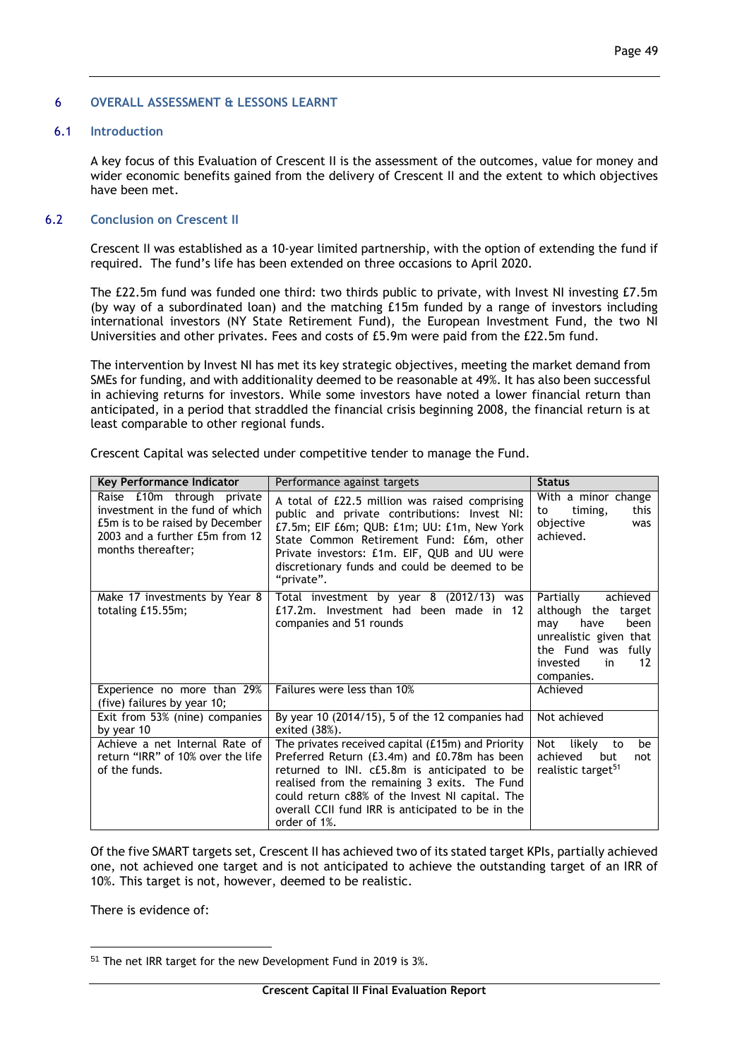## 6 OVERALL ASSESSMENT & LESSONS LEARNT

### 6.1 Introduction

A key focus of this Evaluation of Crescent II is the assessment of the outcomes, value for money and wider economic benefits gained from the delivery of Crescent II and the extent to which objectives have been met.

### 6.2 Conclusion on Crescent II

Crescent II was established as a 10-year limited partnership, with the option of extending the fund if required. The fund's life has been extended on three occasions to April 2020.

The £22.5m fund was funded one third: two thirds public to private, with Invest NI investing £7.5m (by way of a subordinated loan) and the matching £15m funded by a range of investors including international investors (NY State Retirement Fund), the European Investment Fund, the two NI Universities and other privates. Fees and costs of £5.9m were paid from the £22.5m fund.

The intervention by Invest NI has met its key strategic objectives, meeting the market demand from SMEs for funding, and with additionality deemed to be reasonable at 49%. It has also been successful in achieving returns for investors. While some investors have noted a lower financial return than anticipated, in a period that straddled the financial crisis beginning 2008, the financial return is at least comparable to other regional funds.

Crescent Capital was selected under competitive tender to manage the Fund.

| Key Performance Indicator | Performance against targets | Status |
|---|---|---|
| Raise £10m through private investment in the fund of which £5m is to be raised by December 2003 and a further £5m from 12 months thereafter; | A total of £22.5 million was raised comprising public and private contributions: Invest NI: £7.5m; EIF £6m; QUB: £1m; UU: £1m, New York State Common Retirement Fund: £6m, other Private investors: £1m. EIF, QUB and UU were discretionary funds and could be deemed to be "private". | With a minor change to timing, this objective was achieved. |
| Make 17 investments by Year 8 totaling £15.55m; | Total investment by year 8 (2012/13) was £17.2m. Investment had been made in 12 companies and 51 rounds | Partially achieved although the target may have been unrealistic given that the Fund was fully invested in 12 companies. |
| Experience no more than 29% (five) failures by year 10; | Failures were less than 10% | Achieved |
| Exit from 53% (nine) companies by year 10 | By year 10 (2014/15), 5 of the 12 companies had exited (38%). | Not achieved |
| Achieve a net Internal Rate of return "IRR" of 10% over the life of the funds. | The privates received capital (£15m) and Priority Preferred Return (£3.4m) and £0.78m has been returned to INI. c£5.8m is anticipated to be realised from the remaining 3 exits. The Fund could return c88% of the Invest NI capital. The overall CCII fund IRR is anticipated to be in the order of 1%. | Not likely to be achieved but not realistic target[51] |

Of the five SMART targets set, Crescent II has achieved two of its stated target KPIs, partially achieved one, not achieved one target and is not anticipated to achieve the outstanding target of an IRR of 10%. This target is not, however, deemed to be realistic.

There is evidence of:

[51] The net IRR target for the new Development Fund in 2019 is 3%.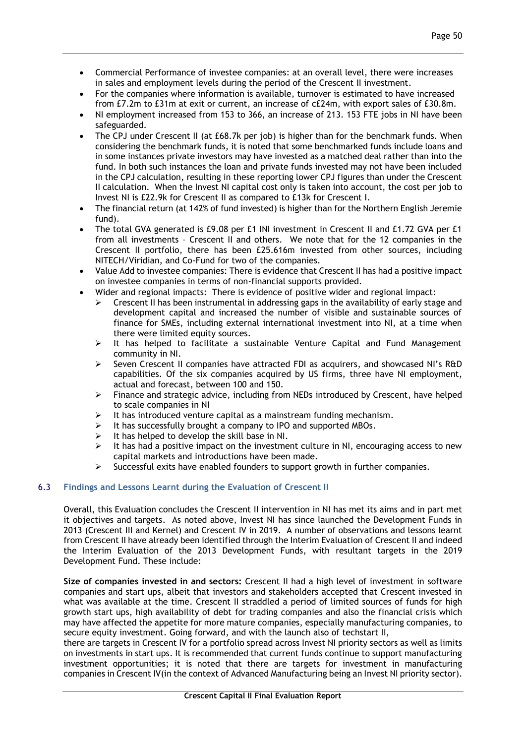- Commercial Performance of investee companies: at an overall level, there were increases in sales and employment levels during the period of the Crescent II investment.
- For the companies where information is available, turnover is estimated to have increased from £7.2m to £31m at exit or current, an increase of c£24m, with export sales of £30.8m.
- NI employment increased from 153 to 366, an increase of 213. 153 FTE jobs in NI have been safeguarded.
- The CPJ under Crescent II (at £68.7k per job) is higher than for the benchmark funds. When considering the benchmark funds, it is noted that some benchmarked funds include loans and in some instances private investors may have invested as a matched deal rather than into the fund. In both such instances the loan and private funds invested may not have been included in the CPJ calculation, resulting in these reporting lower CPJ figures than under the Crescent II calculation. When the Invest NI capital cost only is taken into account, the cost per job to Invest NI is £22.9k for Crescent II as compared to £13k for Crescent I.
- The financial return (at 142% of fund invested) is higher than for the Northern English Jeremie fund).
- The total GVA generated is £9.08 per £1 INI investment in Crescent II and £1.72 GVA per £1 from all investments – Crescent II and others. We note that for the 12 companies in the Crescent II portfolio, there has been £25.616m invested from other sources, including NITECH/Viridian, and Co-Fund for two of the companies.
- Value Add to investee companies: There is evidence that Crescent II has had a positive impact on investee companies in terms of non-financial supports provided.
- Wider and regional impacts: There is evidence of positive wider and regional impact:
  - Crescent II has been instrumental in addressing gaps in the availability of early stage and development capital and increased the number of visible and sustainable sources of finance for SMEs, including external international investment into NI, at a time when there were limited equity sources.
  - It has helped to facilitate a sustainable Venture Capital and Fund Management community in NI.
  - Seven Crescent II companies have attracted FDI as acquirers, and showcased NI's R&D capabilities. Of the six companies acquired by US firms, three have NI employment, actual and forecast, between 100 and 150.
  - Finance and strategic advice, including from NEDs introduced by Crescent, have helped to scale companies in NI
  - It has introduced venture capital as a mainstream funding mechanism.
  - It has successfully brought a company to IPO and supported MBOs.
  - It has helped to develop the skill base in NI.
  - It has had a positive impact on the investment culture in NI, encouraging access to new capital markets and introductions have been made.
  - Successful exits have enabled founders to support growth in further companies.

### 6.3 Findings and Lessons Learnt during the Evaluation of Crescent II

Overall, this Evaluation concludes the Crescent II intervention in NI has met its aims and in part met it objectives and targets. As noted above, Invest NI has since launched the Development Funds in 2013 (Crescent III and Kernel) and Crescent IV in 2019. A number of observations and lessons learnt from Crescent II have already been identified through the Interim Evaluation of Crescent II and indeed the Interim Evaluation of the 2013 Development Funds, with resultant targets in the 2019 Development Fund. These include:

**Size of companies invested in and sectors:** Crescent II had a high level of investment in software companies and start ups, albeit that investors and stakeholders accepted that Crescent invested in what was available at the time. Crescent II straddled a period of limited sources of funds for high growth start ups, high availability of debt for trading companies and also the financial crisis which may have affected the appetite for more mature companies, especially manufacturing companies, to secure equity investment. Going forward, and with the launch also of techstart II,

there are targets in Crescent IV for a portfolio spread across Invest NI priority sectors as well as limits on investments in start ups. It is recommended that current funds continue to support manufacturing investment opportunities; it is noted that there are targets for investment in manufacturing companies in Crescent IV(in the context of Advanced Manufacturing being an Invest NI priority sector).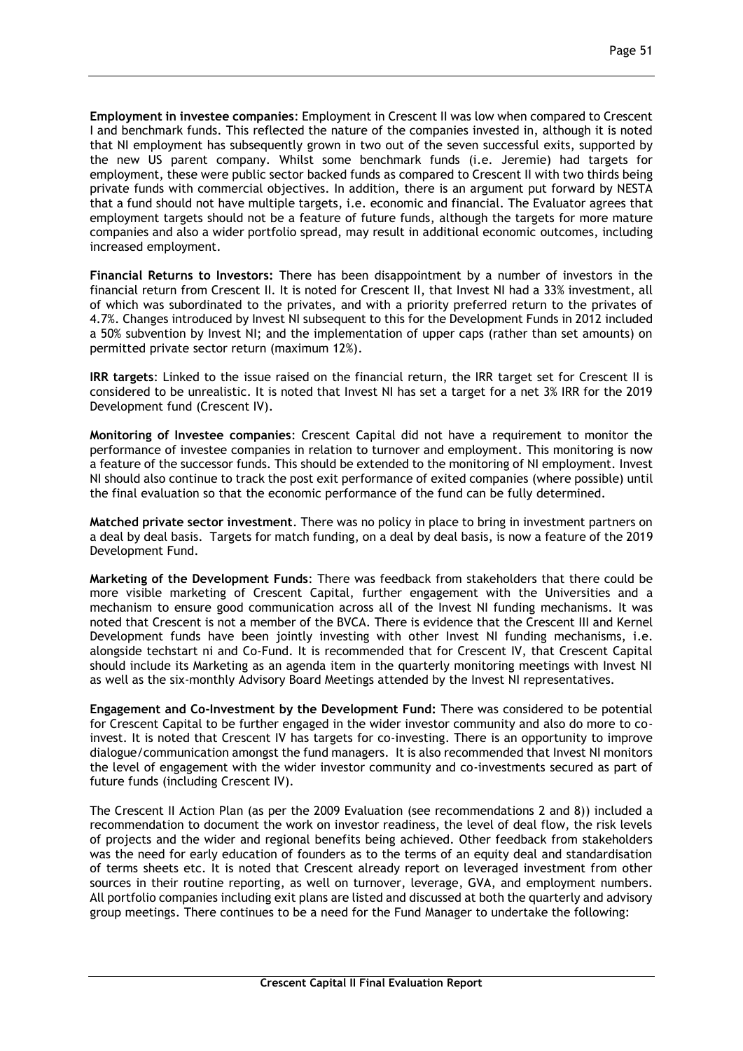**Employment in investee companies**: Employment in Crescent II was low when compared to Crescent I and benchmark funds. This reflected the nature of the companies invested in, although it is noted that NI employment has subsequently grown in two out of the seven successful exits, supported by the new US parent company. Whilst some benchmark funds (i.e. Jeremie) had targets for employment, these were public sector backed funds as compared to Crescent II with two thirds being private funds with commercial objectives. In addition, there is an argument put forward by NESTA that a fund should not have multiple targets, i.e. economic and financial. The Evaluator agrees that employment targets should not be a feature of future funds, although the targets for more mature companies and also a wider portfolio spread, may result in additional economic outcomes, including increased employment.

**Financial Returns to Investors:** There has been disappointment by a number of investors in the financial return from Crescent II. It is noted for Crescent II, that Invest NI had a 33% investment, all of which was subordinated to the privates, and with a priority preferred return to the privates of 4.7%. Changes introduced by Invest NI subsequent to this for the Development Funds in 2012 included a 50% subvention by Invest NI; and the implementation of upper caps (rather than set amounts) on permitted private sector return (maximum 12%).

**IRR targets**: Linked to the issue raised on the financial return, the IRR target set for Crescent II is considered to be unrealistic. It is noted that Invest NI has set a target for a net 3% IRR for the 2019 Development fund (Crescent IV).

**Monitoring of Investee companies**: Crescent Capital did not have a requirement to monitor the performance of investee companies in relation to turnover and employment. This monitoring is now a feature of the successor funds. This should be extended to the monitoring of NI employment. Invest NI should also continue to track the post exit performance of exited companies (where possible) until the final evaluation so that the economic performance of the fund can be fully determined.

**Matched private sector investment**. There was no policy in place to bring in investment partners on a deal by deal basis. Targets for match funding, on a deal by deal basis, is now a feature of the 2019 Development Fund.

**Marketing of the Development Funds**: There was feedback from stakeholders that there could be more visible marketing of Crescent Capital, further engagement with the Universities and a mechanism to ensure good communication across all of the Invest NI funding mechanisms. It was noted that Crescent is not a member of the BVCA. There is evidence that the Crescent III and Kernel Development funds have been jointly investing with other Invest NI funding mechanisms, i.e. alongside techstart ni and Co-Fund. It is recommended that for Crescent IV, that Crescent Capital should include its Marketing as an agenda item in the quarterly monitoring meetings with Invest NI as well as the six-monthly Advisory Board Meetings attended by the Invest NI representatives.

**Engagement and Co-Investment by the Development Fund:** There was considered to be potential for Crescent Capital to be further engaged in the wider investor community and also do more to co-invest. It is noted that Crescent IV has targets for co-investing. There is an opportunity to improve dialogue/communication amongst the fund managers. It is also recommended that Invest NI monitors the level of engagement with the wider investor community and co-investments secured as part of future funds (including Crescent IV).

The Crescent II Action Plan (as per the 2009 Evaluation (see recommendations 2 and 8)) included a recommendation to document the work on investor readiness, the level of deal flow, the risk levels of projects and the wider and regional benefits being achieved. Other feedback from stakeholders was the need for early education of founders as to the terms of an equity deal and standardisation of terms sheets etc. It is noted that Crescent already report on leveraged investment from other sources in their routine reporting, as well on turnover, leverage, GVA, and employment numbers. All portfolio companies including exit plans are listed and discussed at both the quarterly and advisory group meetings. There continues to be a need for the Fund Manager to undertake the following: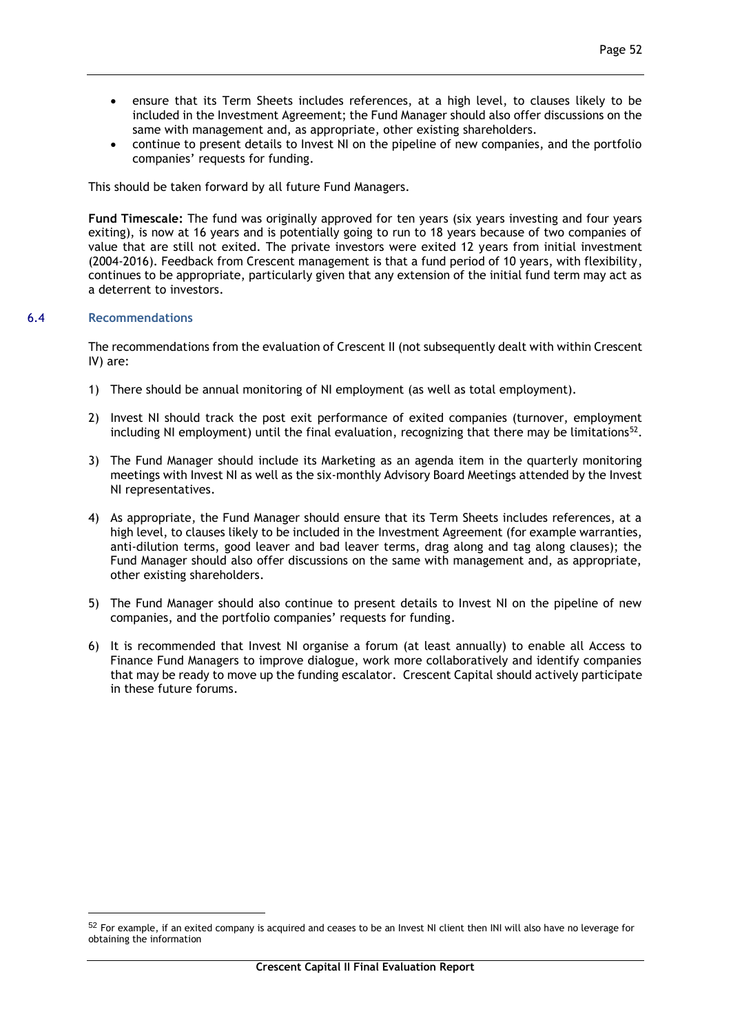- ensure that its Term Sheets includes references, at a high level, to clauses likely to be included in the Investment Agreement; the Fund Manager should also offer discussions on the same with management and, as appropriate, other existing shareholders.
- continue to present details to Invest NI on the pipeline of new companies, and the portfolio companies' requests for funding.

This should be taken forward by all future Fund Managers.

**Fund Timescale:** The fund was originally approved for ten years (six years investing and four years exiting), is now at 16 years and is potentially going to run to 18 years because of two companies of value that are still not exited. The private investors were exited 12 years from initial investment (2004-2016). Feedback from Crescent management is that a fund period of 10 years, with flexibility, continues to be appropriate, particularly given that any extension of the initial fund term may act as a deterrent to investors.

## 6.4 Recommendations

The recommendations from the evaluation of Crescent II (not subsequently dealt with within Crescent IV) are:

1) There should be annual monitoring of NI employment (as well as total employment).

2) Invest NI should track the post exit performance of exited companies (turnover, employment including NI employment) until the final evaluation, recognizing that there may be limitations[52].

3) The Fund Manager should include its Marketing as an agenda item in the quarterly monitoring meetings with Invest NI as well as the six-monthly Advisory Board Meetings attended by the Invest NI representatives.

4) As appropriate, the Fund Manager should ensure that its Term Sheets includes references, at a high level, to clauses likely to be included in the Investment Agreement (for example warranties, anti-dilution terms, good leaver and bad leaver terms, drag along and tag along clauses); the Fund Manager should also offer discussions on the same with management and, as appropriate, other existing shareholders.

5) The Fund Manager should also continue to present details to Invest NI on the pipeline of new companies, and the portfolio companies' requests for funding.

6) It is recommended that Invest NI organise a forum (at least annually) to enable all Access to Finance Fund Managers to improve dialogue, work more collaboratively and identify companies that may be ready to move up the funding escalator. Crescent Capital should actively participate in these future forums.

[52] For example, if an exited company is acquired and ceases to be an Invest NI client then INI will also have no leverage for obtaining the information